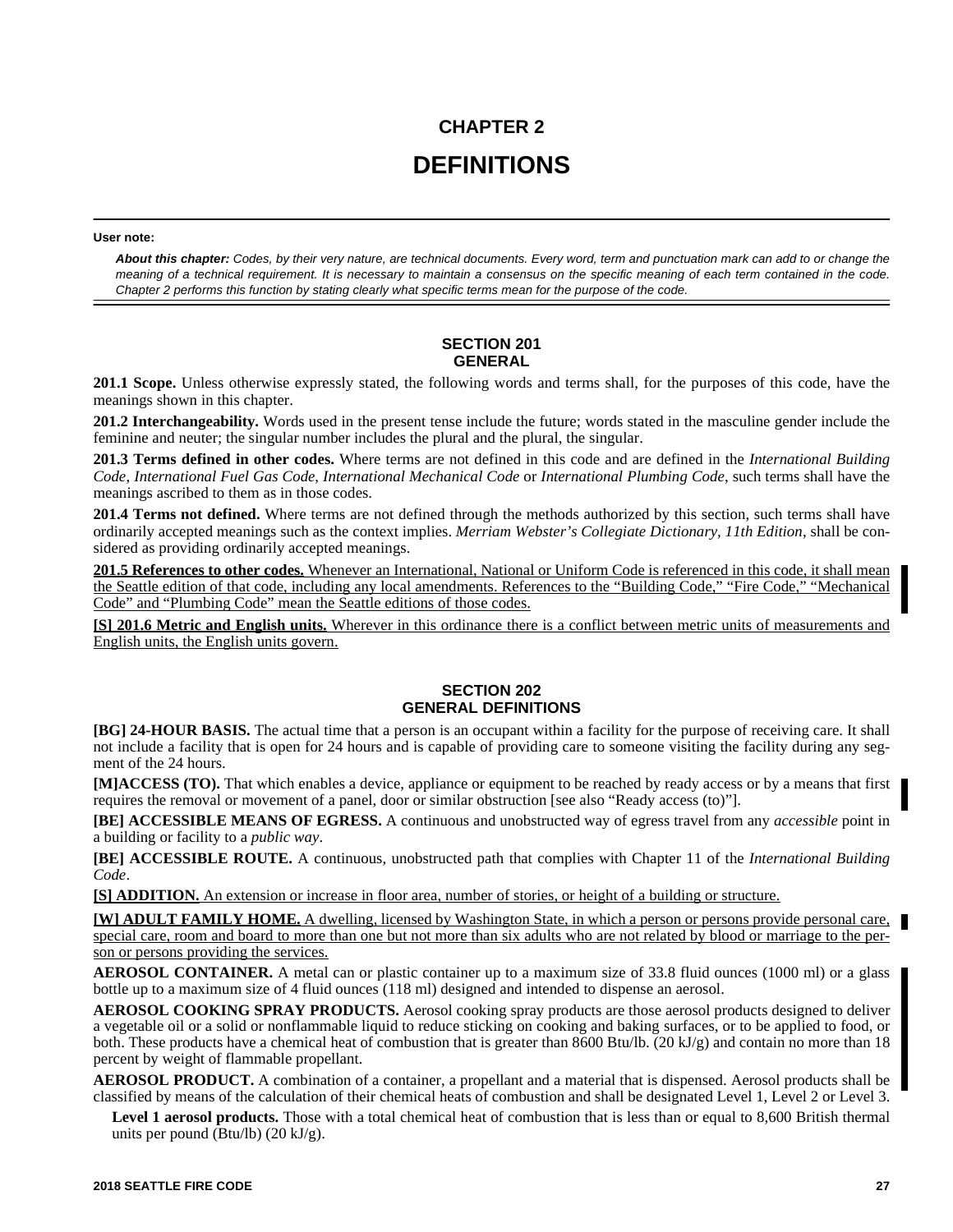# CHAPTER 2

# DEFINITIONS

**User note:**

***About this chapter:*** *Codes, by their very nature, are technical documents. Every word, term and punctuation mark can add to or change the meaning of a technical requirement. It is necessary to maintain a consensus on the specific meaning of each term contained in the code. Chapter 2 performs this function by stating clearly what specific terms mean for the purpose of the code.*

## SECTION 201
## GENERAL

**201.1 Scope.** Unless otherwise expressly stated, the following words and terms shall, for the purposes of this code, have the meanings shown in this chapter.

**201.2 Interchangeability.** Words used in the present tense include the future; words stated in the masculine gender include the feminine and neuter; the singular number includes the plural and the plural, the singular.

**201.3 Terms defined in other codes.** Where terms are not defined in this code and are defined in the *International Building Code*, *International Fuel Gas Code*, *International Mechanical Code* or *International Plumbing Code*, such terms shall have the meanings ascribed to them as in those codes.

**201.4 Terms not defined.** Where terms are not defined through the methods authorized by this section, such terms shall have ordinarily accepted meanings such as the context implies. *Merriam Webster's Collegiate Dictionary, 11th Edition*, shall be considered as providing ordinarily accepted meanings.

**201.5 References to other codes.** Whenever an International, National or Uniform Code is referenced in this code, it shall mean the Seattle edition of that code, including any local amendments. References to the "Building Code," "Fire Code," "Mechanical Code" and "Plumbing Code" mean the Seattle editions of those codes.

**[S] 201.6 Metric and English units.** Wherever in this ordinance there is a conflict between metric units of measurements and English units, the English units govern.

## SECTION 202
## GENERAL DEFINITIONS

**[BG] 24-HOUR BASIS.** The actual time that a person is an occupant within a facility for the purpose of receiving care. It shall not include a facility that is open for 24 hours and is capable of providing care to someone visiting the facility during any segment of the 24 hours.

**[M]ACCESS (TO).** That which enables a device, appliance or equipment to be reached by ready access or by a means that first requires the removal or movement of a panel, door or similar obstruction [see also "Ready access (to)"].

**[BE] ACCESSIBLE MEANS OF EGRESS.** A continuous and unobstructed way of egress travel from any *accessible* point in a building or facility to a *public way*.

**[BE] ACCESSIBLE ROUTE.** A continuous, unobstructed path that complies with Chapter 11 of the *International Building Code*.

**[S] ADDITION.** An extension or increase in floor area, number of stories, or height of a building or structure.

**[W] ADULT FAMILY HOME.** A dwelling, licensed by Washington State, in which a person or persons provide personal care, special care, room and board to more than one but not more than six adults who are not related by blood or marriage to the person or persons providing the services.

**AEROSOL CONTAINER.** A metal can or plastic container up to a maximum size of 33.8 fluid ounces (1000 ml) or a glass bottle up to a maximum size of 4 fluid ounces (118 ml) designed and intended to dispense an aerosol.

**AEROSOL COOKING SPRAY PRODUCTS.** Aerosol cooking spray products are those aerosol products designed to deliver a vegetable oil or a solid or nonflammable liquid to reduce sticking on cooking and baking surfaces, or to be applied to food, or both. These products have a chemical heat of combustion that is greater than 8600 Btu/lb. (20 kJ/g) and contain no more than 18 percent by weight of flammable propellant.

**AEROSOL PRODUCT.** A combination of a container, a propellant and a material that is dispensed. Aerosol products shall be classified by means of the calculation of their chemical heats of combustion and shall be designated Level 1, Level 2 or Level 3.

**Level 1 aerosol products.** Those with a total chemical heat of combustion that is less than or equal to 8,600 British thermal units per pound (Btu/lb) (20 kJ/g).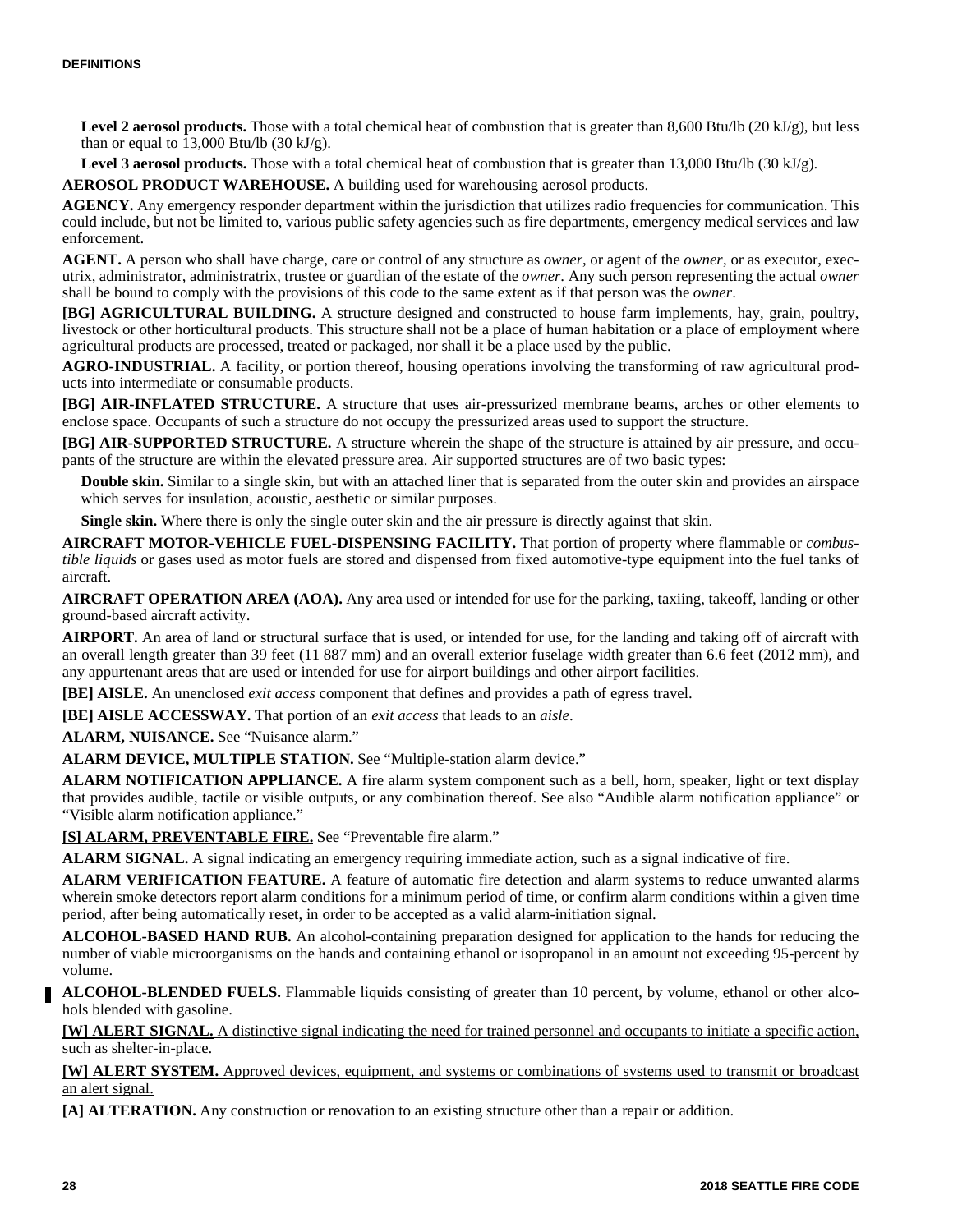**Level 2 aerosol products.** Those with a total chemical heat of combustion that is greater than 8,600 Btu/lb (20 kJ/g), but less than or equal to 13,000 Btu/lb (30 kJ/g).

**Level 3 aerosol products.** Those with a total chemical heat of combustion that is greater than 13,000 Btu/lb (30 kJ/g).

**AEROSOL PRODUCT WAREHOUSE.** A building used for warehousing aerosol products.

**AGENCY.** Any emergency responder department within the jurisdiction that utilizes radio frequencies for communication. This could include, but not be limited to, various public safety agencies such as fire departments, emergency medical services and law enforcement.

**AGENT.** A person who shall have charge, care or control of any structure as *owner*, or agent of the *owner*, or as executor, executrix, administrator, administratrix, trustee or guardian of the estate of the *owner*. Any such person representing the actual *owner* shall be bound to comply with the provisions of this code to the same extent as if that person was the *owner*.

**[BG] AGRICULTURAL BUILDING.** A structure designed and constructed to house farm implements, hay, grain, poultry, livestock or other horticultural products. This structure shall not be a place of human habitation or a place of employment where agricultural products are processed, treated or packaged, nor shall it be a place used by the public.

**AGRO-INDUSTRIAL.** A facility, or portion thereof, housing operations involving the transforming of raw agricultural products into intermediate or consumable products.

**[BG] AIR-INFLATED STRUCTURE.** A structure that uses air-pressurized membrane beams, arches or other elements to enclose space. Occupants of such a structure do not occupy the pressurized areas used to support the structure.

**[BG] AIR-SUPPORTED STRUCTURE.** A structure wherein the shape of the structure is attained by air pressure, and occupants of the structure are within the elevated pressure area. Air supported structures are of two basic types:

**Double skin.** Similar to a single skin, but with an attached liner that is separated from the outer skin and provides an airspace which serves for insulation, acoustic, aesthetic or similar purposes.

**Single skin.** Where there is only the single outer skin and the air pressure is directly against that skin.

**AIRCRAFT MOTOR-VEHICLE FUEL-DISPENSING FACILITY.** That portion of property where flammable or *combustible liquids* or gases used as motor fuels are stored and dispensed from fixed automotive-type equipment into the fuel tanks of aircraft.

**AIRCRAFT OPERATION AREA (AOA).** Any area used or intended for use for the parking, taxiing, takeoff, landing or other ground-based aircraft activity.

**AIRPORT.** An area of land or structural surface that is used, or intended for use, for the landing and taking off of aircraft with an overall length greater than 39 feet (11 887 mm) and an overall exterior fuselage width greater than 6.6 feet (2012 mm), and any appurtenant areas that are used or intended for use for airport buildings and other airport facilities.

**[BE] AISLE.** An unenclosed *exit access* component that defines and provides a path of egress travel.

**[BE] AISLE ACCESSWAY.** That portion of an *exit access* that leads to an *aisle*.

**ALARM, NUISANCE.** See "Nuisance alarm."

**ALARM DEVICE, MULTIPLE STATION.** See "Multiple-station alarm device."

**ALARM NOTIFICATION APPLIANCE.** A fire alarm system component such as a bell, horn, speaker, light or text display that provides audible, tactile or visible outputs, or any combination thereof. See also "Audible alarm notification appliance" or "Visible alarm notification appliance."

**[S] ALARM, PREVENTABLE FIRE.** See "Preventable fire alarm."

**ALARM SIGNAL.** A signal indicating an emergency requiring immediate action, such as a signal indicative of fire.

**ALARM VERIFICATION FEATURE.** A feature of automatic fire detection and alarm systems to reduce unwanted alarms wherein smoke detectors report alarm conditions for a minimum period of time, or confirm alarm conditions within a given time period, after being automatically reset, in order to be accepted as a valid alarm-initiation signal.

**ALCOHOL-BASED HAND RUB.** An alcohol-containing preparation designed for application to the hands for reducing the number of viable microorganisms on the hands and containing ethanol or isopropanol in an amount not exceeding 95-percent by volume.

**ALCOHOL-BLENDED FUELS.** Flammable liquids consisting of greater than 10 percent, by volume, ethanol or other alcohols blended with gasoline.

**[W] ALERT SIGNAL.** A distinctive signal indicating the need for trained personnel and occupants to initiate a specific action, such as shelter-in-place.

**[W] ALERT SYSTEM.** Approved devices, equipment, and systems or combinations of systems used to transmit or broadcast an alert signal.

**[A] ALTERATION.** Any construction or renovation to an existing structure other than a repair or addition.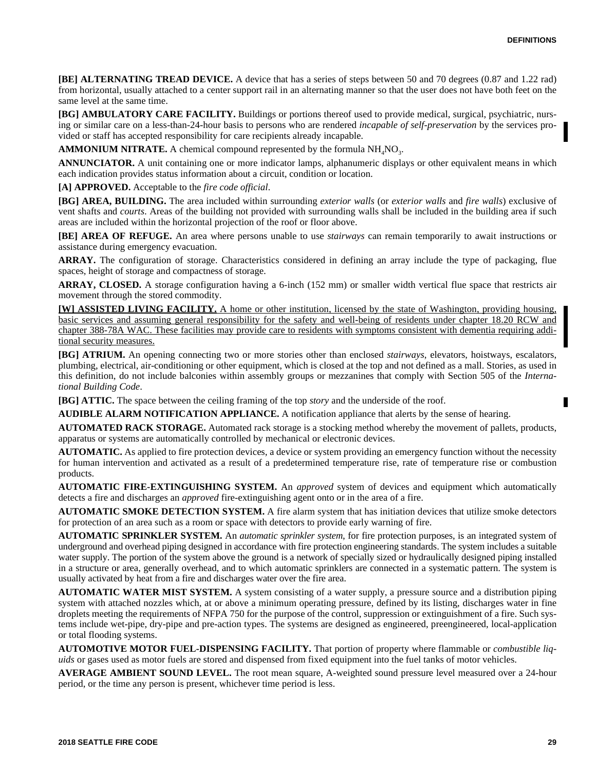**[BE] ALTERNATING TREAD DEVICE.** A device that has a series of steps between 50 and 70 degrees (0.87 and 1.22 rad) from horizontal, usually attached to a center support rail in an alternating manner so that the user does not have both feet on the same level at the same time.

**[BG] AMBULATORY CARE FACILITY.** Buildings or portions thereof used to provide medical, surgical, psychiatric, nursing or similar care on a less-than-24-hour basis to persons who are rendered *incapable of self-preservation* by the services provided or staff has accepted responsibility for care recipients already incapable.

**AMMONIUM NITRATE.** A chemical compound represented by the formula $NH_4NO_3$.

**ANNUNCIATOR.** A unit containing one or more indicator lamps, alphanumeric displays or other equivalent means in which each indication provides status information about a circuit, condition or location.

**[A] APPROVED.** Acceptable to the *fire code official*.

**[BG] AREA, BUILDING.** The area included within surrounding *exterior walls* (or *exterior walls* and *fire walls*) exclusive of vent shafts and *courts*. Areas of the building not provided with surrounding walls shall be included in the building area if such areas are included within the horizontal projection of the roof or floor above.

**[BE] AREA OF REFUGE.** An area where persons unable to use *stairways* can remain temporarily to await instructions or assistance during emergency evacuation.

**ARRAY.** The configuration of storage. Characteristics considered in defining an array include the type of packaging, flue spaces, height of storage and compactness of storage.

**ARRAY, CLOSED.** A storage configuration having a 6-inch (152 mm) or smaller width vertical flue space that restricts air movement through the stored commodity.

**[W] ASSISTED LIVING FACILITY.** A home or other institution, licensed by the state of Washington, providing housing, basic services and assuming general responsibility for the safety and well-being of residents under chapter 18.20 RCW and chapter 388-78A WAC. These facilities may provide care to residents with symptoms consistent with dementia requiring additional security measures.

**[BG] ATRIUM.** An opening connecting two or more stories other than enclosed *stairways*, elevators, hoistways, escalators, plumbing, electrical, air-conditioning or other equipment, which is closed at the top and not defined as a mall. Stories, as used in this definition, do not include balconies within assembly groups or mezzanines that comply with Section 505 of the *International Building Code*.

**[BG] ATTIC.** The space between the ceiling framing of the top *story* and the underside of the roof.

**AUDIBLE ALARM NOTIFICATION APPLIANCE.** A notification appliance that alerts by the sense of hearing.

**AUTOMATED RACK STORAGE.** Automated rack storage is a stocking method whereby the movement of pallets, products, apparatus or systems are automatically controlled by mechanical or electronic devices.

**AUTOMATIC.** As applied to fire protection devices, a device or system providing an emergency function without the necessity for human intervention and activated as a result of a predetermined temperature rise, rate of temperature rise or combustion products.

**AUTOMATIC FIRE-EXTINGUISHING SYSTEM.** An *approved* system of devices and equipment which automatically detects a fire and discharges an *approved* fire-extinguishing agent onto or in the area of a fire.

**AUTOMATIC SMOKE DETECTION SYSTEM.** A fire alarm system that has initiation devices that utilize smoke detectors for protection of an area such as a room or space with detectors to provide early warning of fire.

**AUTOMATIC SPRINKLER SYSTEM.** An *automatic sprinkler system*, for fire protection purposes, is an integrated system of underground and overhead piping designed in accordance with fire protection engineering standards. The system includes a suitable water supply. The portion of the system above the ground is a network of specially sized or hydraulically designed piping installed in a structure or area, generally overhead, and to which automatic sprinklers are connected in a systematic pattern. The system is usually activated by heat from a fire and discharges water over the fire area.

**AUTOMATIC WATER MIST SYSTEM.** A system consisting of a water supply, a pressure source and a distribution piping system with attached nozzles which, at or above a minimum operating pressure, defined by its listing, discharges water in fine droplets meeting the requirements of NFPA 750 for the purpose of the control, suppression or extinguishment of a fire. Such systems include wet-pipe, dry-pipe and pre-action types. The systems are designed as engineered, preengineered, local-application or total flooding systems.

**AUTOMOTIVE MOTOR FUEL-DISPENSING FACILITY.** That portion of property where flammable or *combustible liquids* or gases used as motor fuels are stored and dispensed from fixed equipment into the fuel tanks of motor vehicles.

**AVERAGE AMBIENT SOUND LEVEL.** The root mean square, A-weighted sound pressure level measured over a 24-hour period, or the time any person is present, whichever time period is less.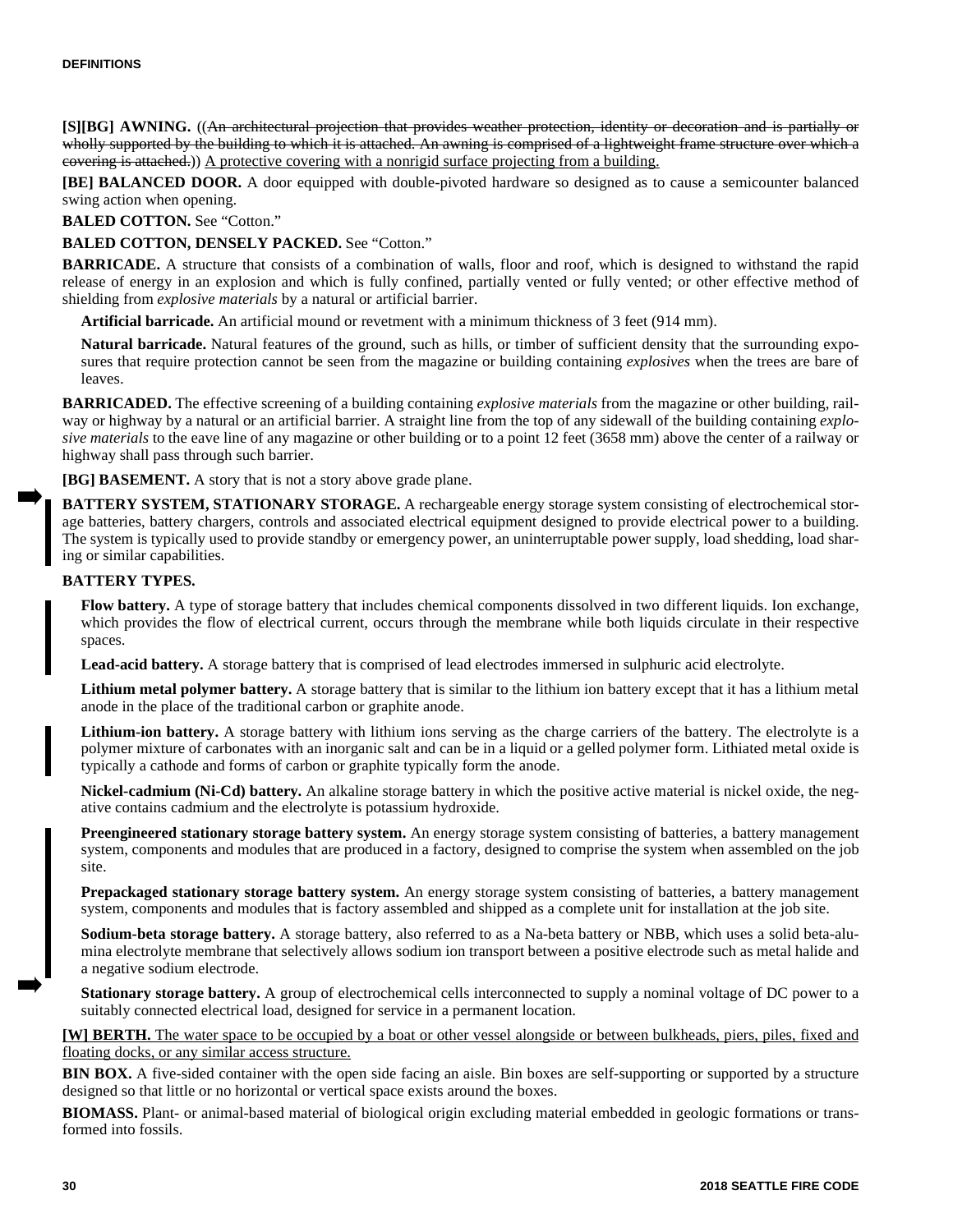**[S][BG] AWNING.** ((~~An architectural projection that provides weather protection, identity or decoration and is partially or wholly supported by the building to which it is attached. An awning is comprised of a lightweight frame structure over which a covering is attached.~~)) <u>A protective covering with a nonrigid surface projecting from a building.</u>

**[BE] BALANCED DOOR.** A door equipped with double-pivoted hardware so designed as to cause a semicounter balanced swing action when opening.

**BALED COTTON.** See "Cotton."

**BALED COTTON, DENSELY PACKED.** See "Cotton."

**BARRICADE.** A structure that consists of a combination of walls, floor and roof, which is designed to withstand the rapid release of energy in an explosion and which is fully confined, partially vented or fully vented; or other effective method of shielding from *explosive materials* by a natural or artificial barrier.

**Artificial barricade.** An artificial mound or revetment with a minimum thickness of 3 feet (914 mm).

**Natural barricade.** Natural features of the ground, such as hills, or timber of sufficient density that the surrounding exposures that require protection cannot be seen from the magazine or building containing *explosives* when the trees are bare of leaves.

**BARRICADED.** The effective screening of a building containing *explosive materials* from the magazine or other building, railway or highway by a natural or an artificial barrier. A straight line from the top of any sidewall of the building containing *explosive materials* to the eave line of any magazine or other building or to a point 12 feet (3658 mm) above the center of a railway or highway shall pass through such barrier.

**[BG] BASEMENT.** A story that is not a story above grade plane.

**BATTERY SYSTEM, STATIONARY STORAGE.** A rechargeable energy storage system consisting of electrochemical storage batteries, battery chargers, controls and associated electrical equipment designed to provide electrical power to a building. The system is typically used to provide standby or emergency power, an uninterruptable power supply, load shedding, load sharing or similar capabilities.

**BATTERY TYPES.**

**Flow battery.** A type of storage battery that includes chemical components dissolved in two different liquids. Ion exchange, which provides the flow of electrical current, occurs through the membrane while both liquids circulate in their respective spaces.

**Lead-acid battery.** A storage battery that is comprised of lead electrodes immersed in sulphuric acid electrolyte.

**Lithium metal polymer battery.** A storage battery that is similar to the lithium ion battery except that it has a lithium metal anode in the place of the traditional carbon or graphite anode.

**Lithium-ion battery.** A storage battery with lithium ions serving as the charge carriers of the battery. The electrolyte is a polymer mixture of carbonates with an inorganic salt and can be in a liquid or a gelled polymer form. Lithiated metal oxide is typically a cathode and forms of carbon or graphite typically form the anode.

**Nickel-cadmium (Ni-Cd) battery.** An alkaline storage battery in which the positive active material is nickel oxide, the negative contains cadmium and the electrolyte is potassium hydroxide.

**Preengineered stationary storage battery system.** An energy storage system consisting of batteries, a battery management system, components and modules that are produced in a factory, designed to comprise the system when assembled on the job site.

**Prepackaged stationary storage battery system.** An energy storage system consisting of batteries, a battery management system, components and modules that is factory assembled and shipped as a complete unit for installation at the job site.

**Sodium-beta storage battery.** A storage battery, also referred to as a Na-beta battery or NBB, which uses a solid beta-alumina electrolyte membrane that selectively allows sodium ion transport between a positive electrode such as metal halide and a negative sodium electrode.

**Stationary storage battery.** A group of electrochemical cells interconnected to supply a nominal voltage of DC power to a suitably connected electrical load, designed for service in a permanent location.

<u>**[W] BERTH.** The water space to be occupied by a boat or other vessel alongside or between bulkheads, piers, piles, fixed and floating docks, or any similar access structure.</u>

**BIN BOX.** A five-sided container with the open side facing an aisle. Bin boxes are self-supporting or supported by a structure designed so that little or no horizontal or vertical space exists around the boxes.

**BIOMASS.** Plant- or animal-based material of biological origin excluding material embedded in geologic formations or transformed into fossils.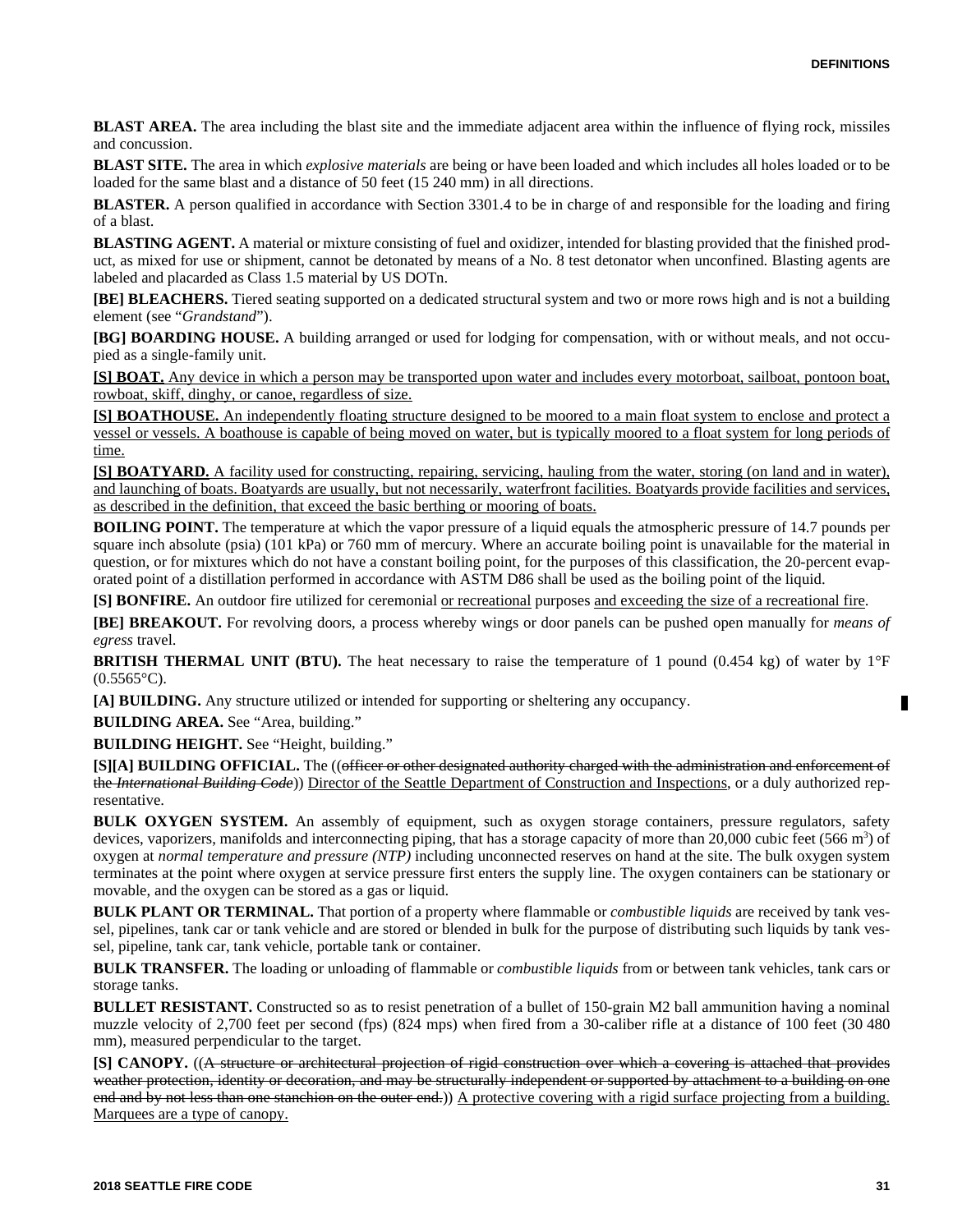**BLAST AREA.** The area including the blast site and the immediate adjacent area within the influence of flying rock, missiles and concussion.

**BLAST SITE.** The area in which *explosive materials* are being or have been loaded and which includes all holes loaded or to be loaded for the same blast and a distance of 50 feet (15 240 mm) in all directions.

**BLASTER.** A person qualified in accordance with Section 3301.4 to be in charge of and responsible for the loading and firing of a blast.

**BLASTING AGENT.** A material or mixture consisting of fuel and oxidizer, intended for blasting provided that the finished product, as mixed for use or shipment, cannot be detonated by means of a No. 8 test detonator when unconfined. Blasting agents are labeled and placarded as Class 1.5 material by US DOTn.

**[BE] BLEACHERS.** Tiered seating supported on a dedicated structural system and two or more rows high and is not a building element (see "*Grandstand*").

**[BG] BOARDING HOUSE.** A building arranged or used for lodging for compensation, with or without meals, and not occupied as a single-family unit.

<u>**[S] BOAT.** Any device in which a person may be transported upon water and includes every motorboat, sailboat, pontoon boat, rowboat, skiff, dinghy, or canoe, regardless of size.</u>

<u>**[S] BOATHOUSE.** An independently floating structure designed to be moored to a main float system to enclose and protect a vessel or vessels. A boathouse is capable of being moved on water, but is typically moored to a float system for long periods of time.</u>

<u>**[S] BOATYARD.** A facility used for constructing, repairing, servicing, hauling from the water, storing (on land and in water), and launching of boats. Boatyards are usually, but not necessarily, waterfront facilities. Boatyards provide facilities and services, as described in the definition, that exceed the basic berthing or mooring of boats.</u>

**BOILING POINT.** The temperature at which the vapor pressure of a liquid equals the atmospheric pressure of 14.7 pounds per square inch absolute (psia) (101 kPa) or 760 mm of mercury. Where an accurate boiling point is unavailable for the material in question, or for mixtures which do not have a constant boiling point, for the purposes of this classification, the 20-percent evaporated point of a distillation performed in accordance with ASTM D86 shall be used as the boiling point of the liquid.

**[S] BONFIRE.** An outdoor fire utilized for ceremonial <u>or recreational</u> purposes <u>and exceeding the size of a recreational fire</u>.

**[BE] BREAKOUT.** For revolving doors, a process whereby wings or door panels can be pushed open manually for *means of egress* travel.

**BRITISH THERMAL UNIT (BTU).** The heat necessary to raise the temperature of 1 pound (0.454 kg) of water by 1°F (0.5565°C).

**[A] BUILDING.** Any structure utilized or intended for supporting or sheltering any occupancy.

**BUILDING AREA.** See "Area, building."

**BUILDING HEIGHT.** See "Height, building."

**[S][A] BUILDING OFFICIAL.** The ((~~officer or other designated authority charged with the administration and enforcement of the *International Building Code*~~)) <u>Director of the Seattle Department of Construction and Inspections</u>, or a duly authorized representative.

**BULK OXYGEN SYSTEM.** An assembly of equipment, such as oxygen storage containers, pressure regulators, safety devices, vaporizers, manifolds and interconnecting piping, that has a storage capacity of more than 20,000 cubic feet (566 $m^3$) of oxygen at *normal temperature and pressure (NTP)* including unconnected reserves on hand at the site. The bulk oxygen system terminates at the point where oxygen at service pressure first enters the supply line. The oxygen containers can be stationary or movable, and the oxygen can be stored as a gas or liquid.

**BULK PLANT OR TERMINAL.** That portion of a property where flammable or *combustible liquids* are received by tank vessel, pipelines, tank car or tank vehicle and are stored or blended in bulk for the purpose of distributing such liquids by tank vessel, pipeline, tank car, tank vehicle, portable tank or container.

**BULK TRANSFER.** The loading or unloading of flammable or *combustible liquids* from or between tank vehicles, tank cars or storage tanks.

**BULLET RESISTANT.** Constructed so as to resist penetration of a bullet of 150-grain M2 ball ammunition having a nominal muzzle velocity of 2,700 feet per second (fps) (824 mps) when fired from a 30-caliber rifle at a distance of 100 feet (30 480 mm), measured perpendicular to the target.

**[S] CANOPY.** ((~~A structure or architectural projection of rigid construction over which a covering is attached that provides weather protection, identity or decoration, and may be structurally independent or supported by attachment to a building on one end and by not less than one stanchion on the outer end.~~)) <u>A protective covering with a rigid surface projecting from a building. Marquees are a type of canopy.</u>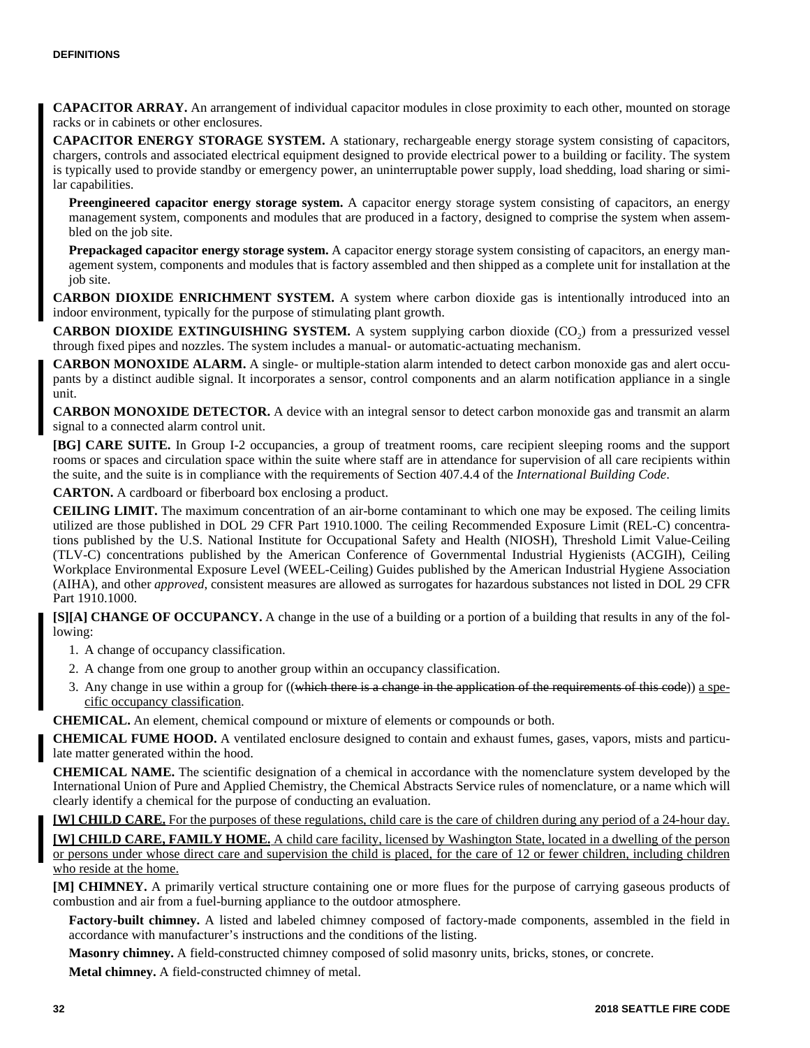**CAPACITOR ARRAY.** An arrangement of individual capacitor modules in close proximity to each other, mounted on storage racks or in cabinets or other enclosures.

**CAPACITOR ENERGY STORAGE SYSTEM.** A stationary, rechargeable energy storage system consisting of capacitors, chargers, controls and associated electrical equipment designed to provide electrical power to a building or facility. The system is typically used to provide standby or emergency power, an uninterruptable power supply, load shedding, load sharing or similar capabilities.

**Preengineered capacitor energy storage system.** A capacitor energy storage system consisting of capacitors, an energy management system, components and modules that are produced in a factory, designed to comprise the system when assembled on the job site.

**Prepackaged capacitor energy storage system.** A capacitor energy storage system consisting of capacitors, an energy management system, components and modules that is factory assembled and then shipped as a complete unit for installation at the job site.

**CARBON DIOXIDE ENRICHMENT SYSTEM.** A system where carbon dioxide gas is intentionally introduced into an indoor environment, typically for the purpose of stimulating plant growth.

**CARBON DIOXIDE EXTINGUISHING SYSTEM.** A system supplying carbon dioxide ($CO_2$) from a pressurized vessel through fixed pipes and nozzles. The system includes a manual- or automatic-actuating mechanism.

**CARBON MONOXIDE ALARM.** A single- or multiple-station alarm intended to detect carbon monoxide gas and alert occupants by a distinct audible signal. It incorporates a sensor, control components and an alarm notification appliance in a single unit.

**CARBON MONOXIDE DETECTOR.** A device with an integral sensor to detect carbon monoxide gas and transmit an alarm signal to a connected alarm control unit.

**[BG] CARE SUITE.** In Group I-2 occupancies, a group of treatment rooms, care recipient sleeping rooms and the support rooms or spaces and circulation space within the suite where staff are in attendance for supervision of all care recipients within the suite, and the suite is in compliance with the requirements of Section 407.4.4 of the *International Building Code*.

**CARTON.** A cardboard or fiberboard box enclosing a product.

**CEILING LIMIT.** The maximum concentration of an air-borne contaminant to which one may be exposed. The ceiling limits utilized are those published in DOL 29 CFR Part 1910.1000. The ceiling Recommended Exposure Limit (REL-C) concentrations published by the U.S. National Institute for Occupational Safety and Health (NIOSH), Threshold Limit Value-Ceiling (TLV-C) concentrations published by the American Conference of Governmental Industrial Hygienists (ACGIH), Ceiling Workplace Environmental Exposure Level (WEEL-Ceiling) Guides published by the American Industrial Hygiene Association (AIHA), and other *approved*, consistent measures are allowed as surrogates for hazardous substances not listed in DOL 29 CFR Part 1910.1000.

**[S][A] CHANGE OF OCCUPANCY.** A change in the use of a building or a portion of a building that results in any of the following:

1. A change of occupancy classification.
2. A change from one group to another group within an occupancy classification.
3. Any change in use within a group for ((~~which there is a change in the application of the requirements of this code~~)) <u>a specific occupancy classification</u>.

**CHEMICAL.** An element, chemical compound or mixture of elements or compounds or both.

**CHEMICAL FUME HOOD.** A ventilated enclosure designed to contain and exhaust fumes, gases, vapors, mists and particulate matter generated within the hood.

**CHEMICAL NAME.** The scientific designation of a chemical in accordance with the nomenclature system developed by the International Union of Pure and Applied Chemistry, the Chemical Abstracts Service rules of nomenclature, or a name which will clearly identify a chemical for the purpose of conducting an evaluation.

<u>**[W] CHILD CARE.** For the purposes of these regulations, child care is the care of children during any period of a 24-hour day.</u>

<u>**[W] CHILD CARE, FAMILY HOME.** A child care facility, licensed by Washington State, located in a dwelling of the person or persons under whose direct care and supervision the child is placed, for the care of 12 or fewer children, including children who reside at the home.</u>

**[M] CHIMNEY.** A primarily vertical structure containing one or more flues for the purpose of carrying gaseous products of combustion and air from a fuel-burning appliance to the outdoor atmosphere.

**Factory-built chimney.** A listed and labeled chimney composed of factory-made components, assembled in the field in accordance with manufacturer's instructions and the conditions of the listing.

**Masonry chimney.** A field-constructed chimney composed of solid masonry units, bricks, stones, or concrete.

**Metal chimney.** A field-constructed chimney of metal.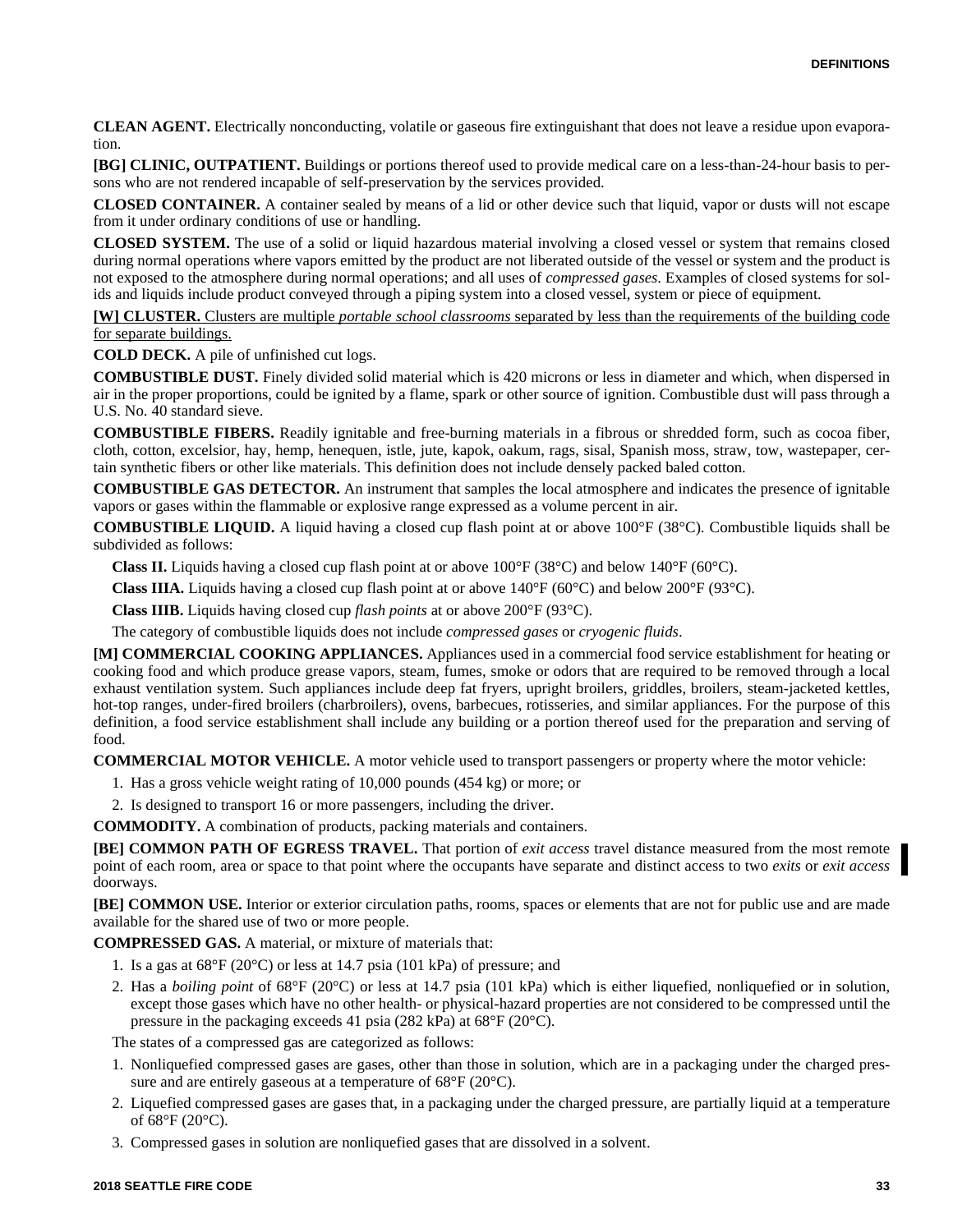**CLEAN AGENT.** Electrically nonconducting, volatile or gaseous fire extinguishant that does not leave a residue upon evaporation.

**[BG] CLINIC, OUTPATIENT.** Buildings or portions thereof used to provide medical care on a less-than-24-hour basis to persons who are not rendered incapable of self-preservation by the services provided.

**CLOSED CONTAINER.** A container sealed by means of a lid or other device such that liquid, vapor or dusts will not escape from it under ordinary conditions of use or handling.

**CLOSED SYSTEM.** The use of a solid or liquid hazardous material involving a closed vessel or system that remains closed during normal operations where vapors emitted by the product are not liberated outside of the vessel or system and the product is not exposed to the atmosphere during normal operations; and all uses of *compressed gases*. Examples of closed systems for solids and liquids include product conveyed through a piping system into a closed vessel, system or piece of equipment.

**[W] CLUSTER.** Clusters are multiple *portable school classrooms* separated by less than the requirements of the building code for separate buildings.

**COLD DECK.** A pile of unfinished cut logs.

**COMBUSTIBLE DUST.** Finely divided solid material which is 420 microns or less in diameter and which, when dispersed in air in the proper proportions, could be ignited by a flame, spark or other source of ignition. Combustible dust will pass through a U.S. No. 40 standard sieve.

**COMBUSTIBLE FIBERS.** Readily ignitable and free-burning materials in a fibrous or shredded form, such as cocoa fiber, cloth, cotton, excelsior, hay, hemp, henequen, istle, jute, kapok, oakum, rags, sisal, Spanish moss, straw, tow, wastepaper, certain synthetic fibers or other like materials. This definition does not include densely packed baled cotton.

**COMBUSTIBLE GAS DETECTOR.** An instrument that samples the local atmosphere and indicates the presence of ignitable vapors or gases within the flammable or explosive range expressed as a volume percent in air.

**COMBUSTIBLE LIQUID.** A liquid having a closed cup flash point at or above 100°F (38°C). Combustible liquids shall be subdivided as follows:

**Class II.** Liquids having a closed cup flash point at or above 100°F (38°C) and below 140°F (60°C).

**Class IIIA.** Liquids having a closed cup flash point at or above 140°F (60°C) and below 200°F (93°C).

**Class IIIB.** Liquids having closed cup *flash points* at or above 200°F (93°C).

The category of combustible liquids does not include *compressed gases* or *cryogenic fluids*.

**[M] COMMERCIAL COOKING APPLIANCES.** Appliances used in a commercial food service establishment for heating or cooking food and which produce grease vapors, steam, fumes, smoke or odors that are required to be removed through a local exhaust ventilation system. Such appliances include deep fat fryers, upright broilers, griddles, broilers, steam-jacketed kettles, hot-top ranges, under-fired broilers (charbroilers), ovens, barbecues, rotisseries, and similar appliances. For the purpose of this definition, a food service establishment shall include any building or a portion thereof used for the preparation and serving of food.

**COMMERCIAL MOTOR VEHICLE.** A motor vehicle used to transport passengers or property where the motor vehicle:

1. Has a gross vehicle weight rating of 10,000 pounds (454 kg) or more; or
2. Is designed to transport 16 or more passengers, including the driver.

**COMMODITY.** A combination of products, packing materials and containers.

**[BE] COMMON PATH OF EGRESS TRAVEL.** That portion of *exit access* travel distance measured from the most remote point of each room, area or space to that point where the occupants have separate and distinct access to two *exits* or *exit access* doorways.

**[BE] COMMON USE.** Interior or exterior circulation paths, rooms, spaces or elements that are not for public use and are made available for the shared use of two or more people.

**COMPRESSED GAS.** A material, or mixture of materials that:

1. Is a gas at 68°F (20°C) or less at 14.7 psia (101 kPa) of pressure; and
2. Has a *boiling point* of 68°F (20°C) or less at 14.7 psia (101 kPa) which is either liquefied, nonliquefied or in solution, except those gases which have no other health- or physical-hazard properties are not considered to be compressed until the pressure in the packaging exceeds 41 psia (282 kPa) at 68°F (20°C).

The states of a compressed gas are categorized as follows:

1. Nonliquefied compressed gases are gases, other than those in solution, which are in a packaging under the charged pressure and are entirely gaseous at a temperature of 68°F (20°C).
2. Liquefied compressed gases are gases that, in a packaging under the charged pressure, are partially liquid at a temperature of 68°F (20°C).
3. Compressed gases in solution are nonliquefied gases that are dissolved in a solvent.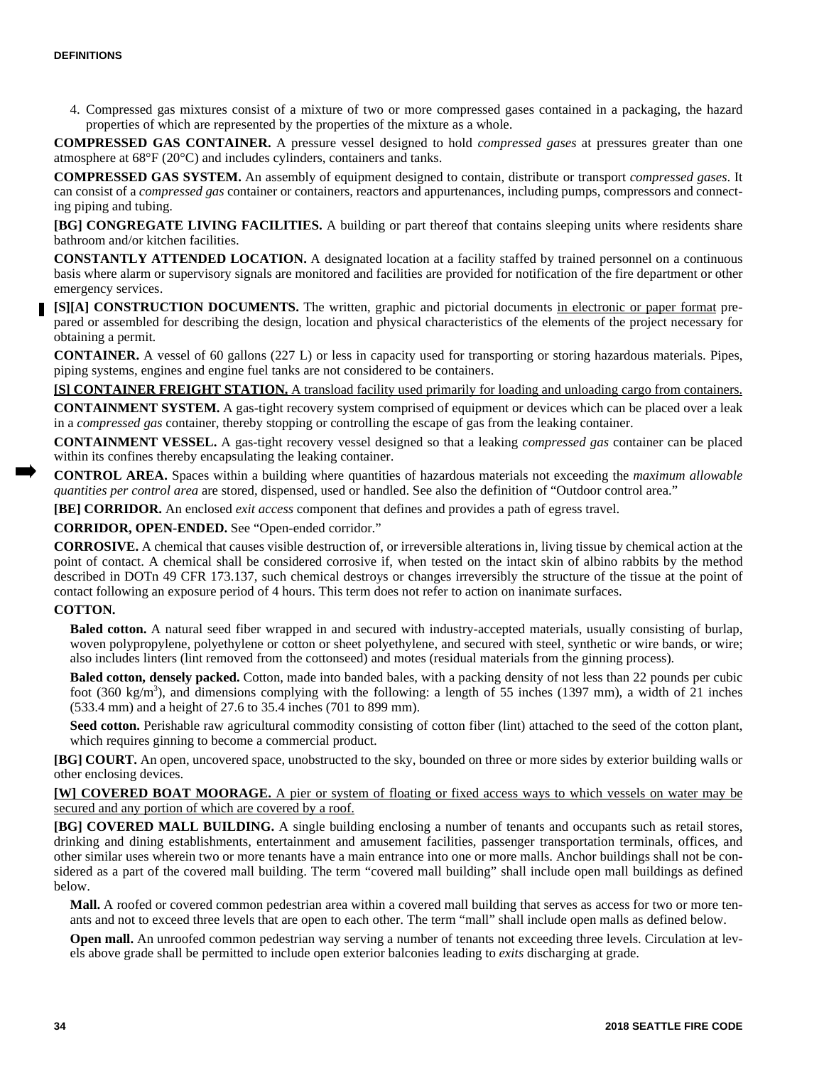4. Compressed gas mixtures consist of a mixture of two or more compressed gases contained in a packaging, the hazard properties of which are represented by the properties of the mixture as a whole.

**COMPRESSED GAS CONTAINER.** A pressure vessel designed to hold *compressed gases* at pressures greater than one atmosphere at 68°F (20°C) and includes cylinders, containers and tanks.

**COMPRESSED GAS SYSTEM.** An assembly of equipment designed to contain, distribute or transport *compressed gases*. It can consist of a *compressed gas* container or containers, reactors and appurtenances, including pumps, compressors and connecting piping and tubing.

**[BG] CONGREGATE LIVING FACILITIES.** A building or part thereof that contains sleeping units where residents share bathroom and/or kitchen facilities.

**CONSTANTLY ATTENDED LOCATION.** A designated location at a facility staffed by trained personnel on a continuous basis where alarm or supervisory signals are monitored and facilities are provided for notification of the fire department or other emergency services.

**[S][A] CONSTRUCTION DOCUMENTS.** The written, graphic and pictorial documents in electronic or paper format prepared or assembled for describing the design, location and physical characteristics of the elements of the project necessary for obtaining a permit.

**CONTAINER.** A vessel of 60 gallons (227 L) or less in capacity used for transporting or storing hazardous materials. Pipes, piping systems, engines and engine fuel tanks are not considered to be containers.

**[S] CONTAINER FREIGHT STATION.** A transload facility used primarily for loading and unloading cargo from containers.

**CONTAINMENT SYSTEM.** A gas-tight recovery system comprised of equipment or devices which can be placed over a leak in a *compressed gas* container, thereby stopping or controlling the escape of gas from the leaking container.

**CONTAINMENT VESSEL.** A gas-tight recovery vessel designed so that a leaking *compressed gas* container can be placed within its confines thereby encapsulating the leaking container.

**CONTROL AREA.** Spaces within a building where quantities of hazardous materials not exceeding the *maximum allowable quantities per control area* are stored, dispensed, used or handled. See also the definition of "Outdoor control area."

**[BE] CORRIDOR.** An enclosed *exit access* component that defines and provides a path of egress travel.

**CORRIDOR, OPEN-ENDED.** See "Open-ended corridor."

**CORROSIVE.** A chemical that causes visible destruction of, or irreversible alterations in, living tissue by chemical action at the point of contact. A chemical shall be considered corrosive if, when tested on the intact skin of albino rabbits by the method described in DOTn 49 CFR 173.137, such chemical destroys or changes irreversibly the structure of the tissue at the point of contact following an exposure period of 4 hours. This term does not refer to action on inanimate surfaces.

**COTTON.**

**Baled cotton.** A natural seed fiber wrapped in and secured with industry-accepted materials, usually consisting of burlap, woven polypropylene, polyethylene or cotton or sheet polyethylene, and secured with steel, synthetic or wire bands, or wire; also includes linters (lint removed from the cottonseed) and motes (residual materials from the ginning process).

**Baled cotton, densely packed.** Cotton, made into banded bales, with a packing density of not less than 22 pounds per cubic foot (360 kg/m$^3$), and dimensions complying with the following: a length of 55 inches (1397 mm), a width of 21 inches (533.4 mm) and a height of 27.6 to 35.4 inches (701 to 899 mm).

**Seed cotton.** Perishable raw agricultural commodity consisting of cotton fiber (lint) attached to the seed of the cotton plant, which requires ginning to become a commercial product.

**[BG] COURT.** An open, uncovered space, unobstructed to the sky, bounded on three or more sides by exterior building walls or other enclosing devices.

**[W] COVERED BOAT MOORAGE.** A pier or system of floating or fixed access ways to which vessels on water may be secured and any portion of which are covered by a roof.

**[BG] COVERED MALL BUILDING.** A single building enclosing a number of tenants and occupants such as retail stores, drinking and dining establishments, entertainment and amusement facilities, passenger transportation terminals, offices, and other similar uses wherein two or more tenants have a main entrance into one or more malls. Anchor buildings shall not be considered as a part of the covered mall building. The term "covered mall building" shall include open mall buildings as defined below.

**Mall.** A roofed or covered common pedestrian area within a covered mall building that serves as access for two or more tenants and not to exceed three levels that are open to each other. The term "mall" shall include open malls as defined below.

**Open mall.** An unroofed common pedestrian way serving a number of tenants not exceeding three levels. Circulation at levels above grade shall be permitted to include open exterior balconies leading to *exits* discharging at grade.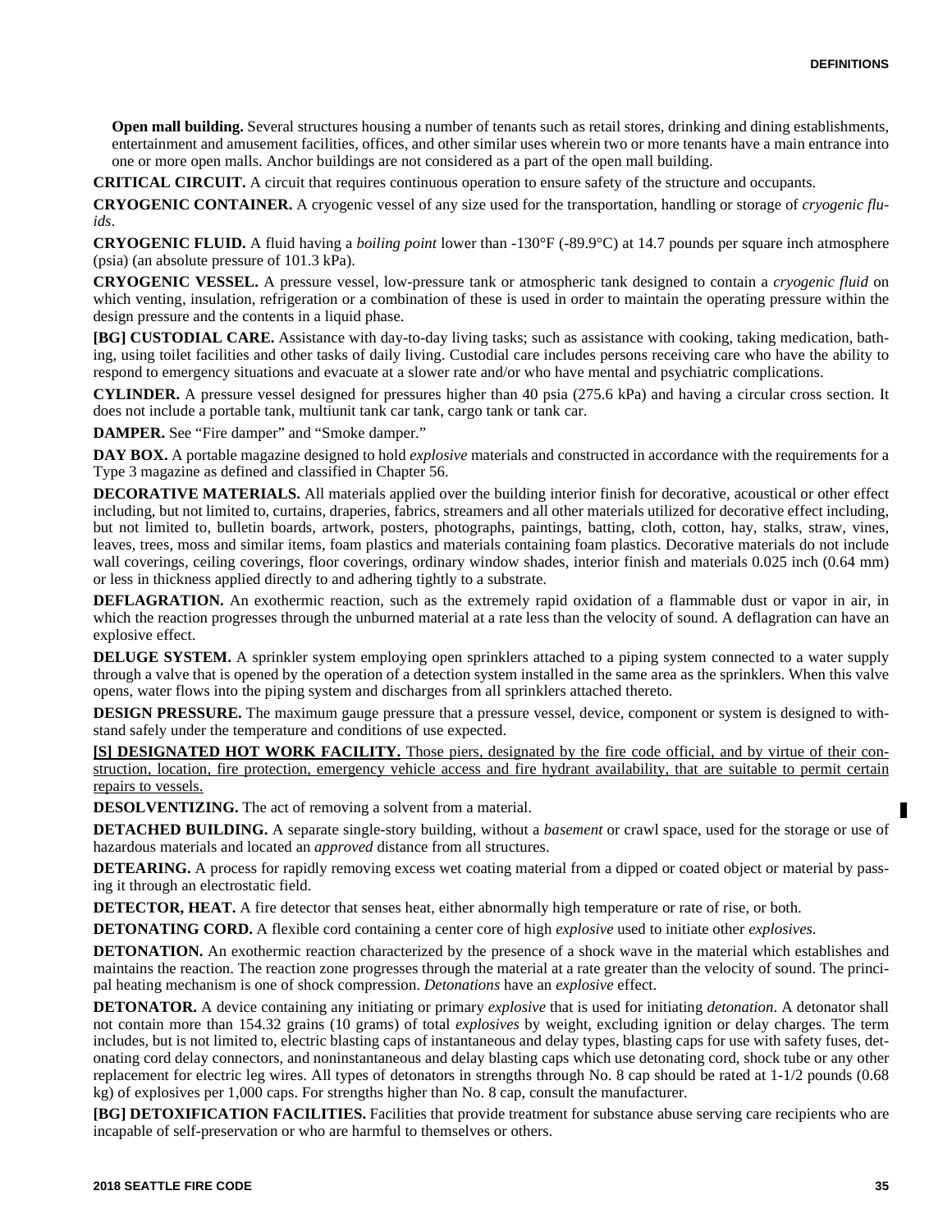**Open mall building.** Several structures housing a number of tenants such as retail stores, drinking and dining establishments, entertainment and amusement facilities, offices, and other similar uses wherein two or more tenants have a main entrance into one or more open malls. Anchor buildings are not considered as a part of the open mall building.

**CRITICAL CIRCUIT.** A circuit that requires continuous operation to ensure safety of the structure and occupants.

**CRYOGENIC CONTAINER.** A cryogenic vessel of any size used for the transportation, handling or storage of *cryogenic fluids*.

**CRYOGENIC FLUID.** A fluid having a *boiling point* lower than -130°F (-89.9°C) at 14.7 pounds per square inch atmosphere (psia) (an absolute pressure of 101.3 kPa).

**CRYOGENIC VESSEL.** A pressure vessel, low-pressure tank or atmospheric tank designed to contain a *cryogenic fluid* on which venting, insulation, refrigeration or a combination of these is used in order to maintain the operating pressure within the design pressure and the contents in a liquid phase.

**[BG] CUSTODIAL CARE.** Assistance with day-to-day living tasks; such as assistance with cooking, taking medication, bathing, using toilet facilities and other tasks of daily living. Custodial care includes persons receiving care who have the ability to respond to emergency situations and evacuate at a slower rate and/or who have mental and psychiatric complications.

**CYLINDER.** A pressure vessel designed for pressures higher than 40 psia (275.6 kPa) and having a circular cross section. It does not include a portable tank, multiunit tank car tank, cargo tank or tank car.

**DAMPER.** See "Fire damper" and "Smoke damper."

**DAY BOX.** A portable magazine designed to hold *explosive* materials and constructed in accordance with the requirements for a Type 3 magazine as defined and classified in Chapter 56.

**DECORATIVE MATERIALS.** All materials applied over the building interior finish for decorative, acoustical or other effect including, but not limited to, curtains, draperies, fabrics, streamers and all other materials utilized for decorative effect including, but not limited to, bulletin boards, artwork, posters, photographs, paintings, batting, cloth, cotton, hay, stalks, straw, vines, leaves, trees, moss and similar items, foam plastics and materials containing foam plastics. Decorative materials do not include wall coverings, ceiling coverings, floor coverings, ordinary window shades, interior finish and materials 0.025 inch (0.64 mm) or less in thickness applied directly to and adhering tightly to a substrate.

**DEFLAGRATION.** An exothermic reaction, such as the extremely rapid oxidation of a flammable dust or vapor in air, in which the reaction progresses through the unburned material at a rate less than the velocity of sound. A deflagration can have an explosive effect.

**DELUGE SYSTEM.** A sprinkler system employing open sprinklers attached to a piping system connected to a water supply through a valve that is opened by the operation of a detection system installed in the same area as the sprinklers. When this valve opens, water flows into the piping system and discharges from all sprinklers attached thereto.

**DESIGN PRESSURE.** The maximum gauge pressure that a pressure vessel, device, component or system is designed to withstand safely under the temperature and conditions of use expected.

<u>**[S] DESIGNATED HOT WORK FACILITY.** Those piers, designated by the fire code official, and by virtue of their construction, location, fire protection, emergency vehicle access and fire hydrant availability, that are suitable to permit certain repairs to vessels.</u>

**DESOLVENTIZING.** The act of removing a solvent from a material.

**DETACHED BUILDING.** A separate single-story building, without a *basement* or crawl space, used for the storage or use of hazardous materials and located an *approved* distance from all structures.

**DETEARING.** A process for rapidly removing excess wet coating material from a dipped or coated object or material by passing it through an electrostatic field.

**DETECTOR, HEAT.** A fire detector that senses heat, either abnormally high temperature or rate of rise, or both.

**DETONATING CORD.** A flexible cord containing a center core of high *explosive* used to initiate other *explosives*.

**DETONATION.** An exothermic reaction characterized by the presence of a shock wave in the material which establishes and maintains the reaction. The reaction zone progresses through the material at a rate greater than the velocity of sound. The principal heating mechanism is one of shock compression. *Detonations* have an *explosive* effect.

**DETONATOR.** A device containing any initiating or primary *explosive* that is used for initiating *detonation*. A detonator shall not contain more than 154.32 grains (10 grams) of total *explosives* by weight, excluding ignition or delay charges. The term includes, but is not limited to, electric blasting caps of instantaneous and delay types, blasting caps for use with safety fuses, detonating cord delay connectors, and noninstantaneous and delay blasting caps which use detonating cord, shock tube or any other replacement for electric leg wires. All types of detonators in strengths through No. 8 cap should be rated at 1-1/2 pounds (0.68 kg) of explosives per 1,000 caps. For strengths higher than No. 8 cap, consult the manufacturer.

**[BG] DETOXIFICATION FACILITIES.** Facilities that provide treatment for substance abuse serving care recipients who are incapable of self-preservation or who are harmful to themselves or others.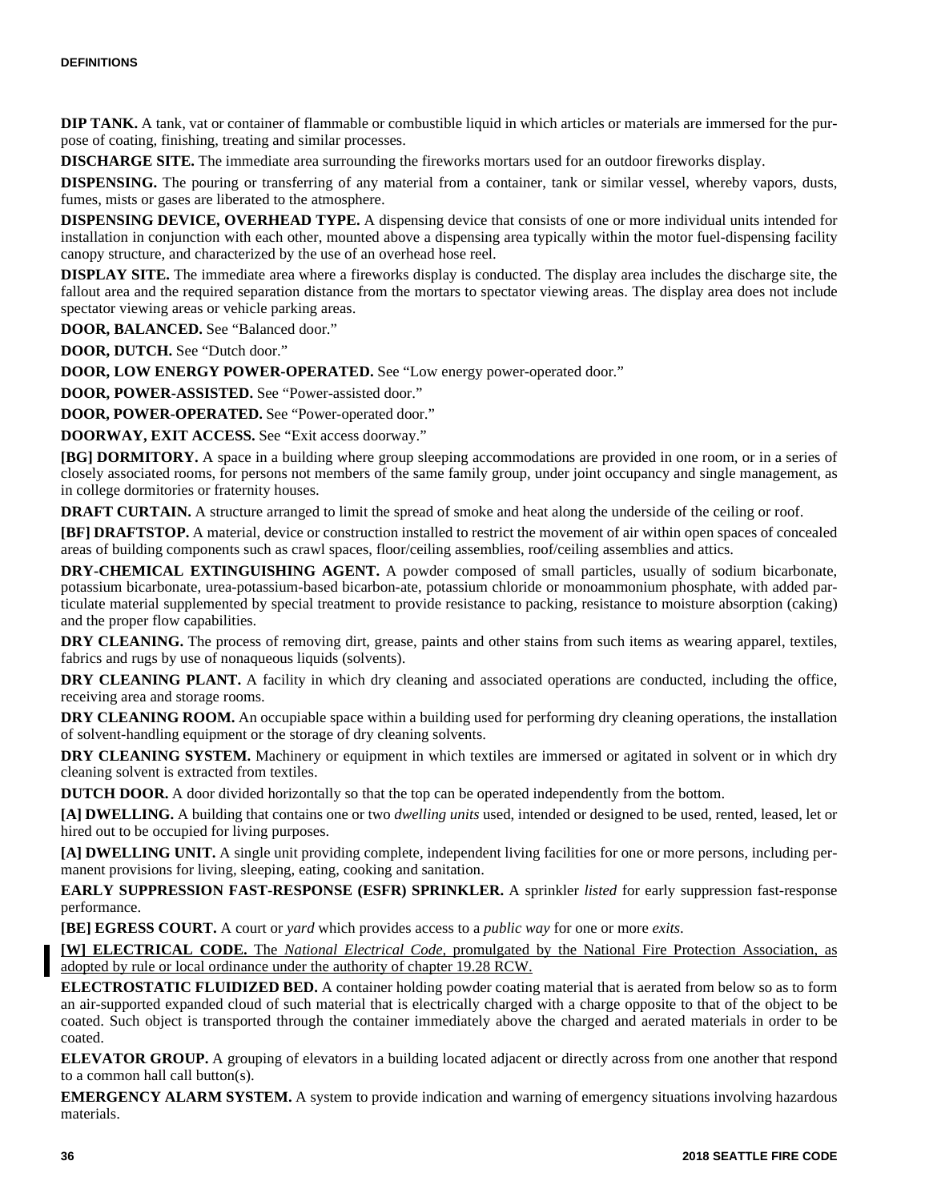**DIP TANK.** A tank, vat or container of flammable or combustible liquid in which articles or materials are immersed for the purpose of coating, finishing, treating and similar processes.

**DISCHARGE SITE.** The immediate area surrounding the fireworks mortars used for an outdoor fireworks display.

**DISPENSING.** The pouring or transferring of any material from a container, tank or similar vessel, whereby vapors, dusts, fumes, mists or gases are liberated to the atmosphere.

**DISPENSING DEVICE, OVERHEAD TYPE.** A dispensing device that consists of one or more individual units intended for installation in conjunction with each other, mounted above a dispensing area typically within the motor fuel-dispensing facility canopy structure, and characterized by the use of an overhead hose reel.

**DISPLAY SITE.** The immediate area where a fireworks display is conducted. The display area includes the discharge site, the fallout area and the required separation distance from the mortars to spectator viewing areas. The display area does not include spectator viewing areas or vehicle parking areas.

**DOOR, BALANCED.** See "Balanced door."

**DOOR, DUTCH.** See "Dutch door."

**DOOR, LOW ENERGY POWER-OPERATED.** See "Low energy power-operated door."

**DOOR, POWER-ASSISTED.** See "Power-assisted door."

**DOOR, POWER-OPERATED.** See "Power-operated door."

**DOORWAY, EXIT ACCESS.** See "Exit access doorway."

**[BG] DORMITORY.** A space in a building where group sleeping accommodations are provided in one room, or in a series of closely associated rooms, for persons not members of the same family group, under joint occupancy and single management, as in college dormitories or fraternity houses.

**DRAFT CURTAIN.** A structure arranged to limit the spread of smoke and heat along the underside of the ceiling or roof.

**[BF] DRAFTSTOP.** A material, device or construction installed to restrict the movement of air within open spaces of concealed areas of building components such as crawl spaces, floor/ceiling assemblies, roof/ceiling assemblies and attics.

**DRY-CHEMICAL EXTINGUISHING AGENT.** A powder composed of small particles, usually of sodium bicarbonate, potassium bicarbonate, urea-potassium-based bicarbon-ate, potassium chloride or monoammonium phosphate, with added particulate material supplemented by special treatment to provide resistance to packing, resistance to moisture absorption (caking) and the proper flow capabilities.

**DRY CLEANING.** The process of removing dirt, grease, paints and other stains from such items as wearing apparel, textiles, fabrics and rugs by use of nonaqueous liquids (solvents).

**DRY CLEANING PLANT.** A facility in which dry cleaning and associated operations are conducted, including the office, receiving area and storage rooms.

**DRY CLEANING ROOM.** An occupiable space within a building used for performing dry cleaning operations, the installation of solvent-handling equipment or the storage of dry cleaning solvents.

**DRY CLEANING SYSTEM.** Machinery or equipment in which textiles are immersed or agitated in solvent or in which dry cleaning solvent is extracted from textiles.

**DUTCH DOOR.** A door divided horizontally so that the top can be operated independently from the bottom.

**[A] DWELLING.** A building that contains one or two *dwelling units* used, intended or designed to be used, rented, leased, let or hired out to be occupied for living purposes.

**[A] DWELLING UNIT.** A single unit providing complete, independent living facilities for one or more persons, including permanent provisions for living, sleeping, eating, cooking and sanitation.

**EARLY SUPPRESSION FAST-RESPONSE (ESFR) SPRINKLER.** A sprinkler *listed* for early suppression fast-response performance.

**[BE] EGRESS COURT.** A court or *yard* which provides access to a *public way* for one or more *exits*.

**[W] ELECTRICAL CODE.** The *National Electrical Code*, promulgated by the National Fire Protection Association, as adopted by rule or local ordinance under the authority of chapter 19.28 RCW.

**ELECTROSTATIC FLUIDIZED BED.** A container holding powder coating material that is aerated from below so as to form an air-supported expanded cloud of such material that is electrically charged with a charge opposite to that of the object to be coated. Such object is transported through the container immediately above the charged and aerated materials in order to be coated.

**ELEVATOR GROUP.** A grouping of elevators in a building located adjacent or directly across from one another that respond to a common hall call button(s).

**EMERGENCY ALARM SYSTEM.** A system to provide indication and warning of emergency situations involving hazardous materials.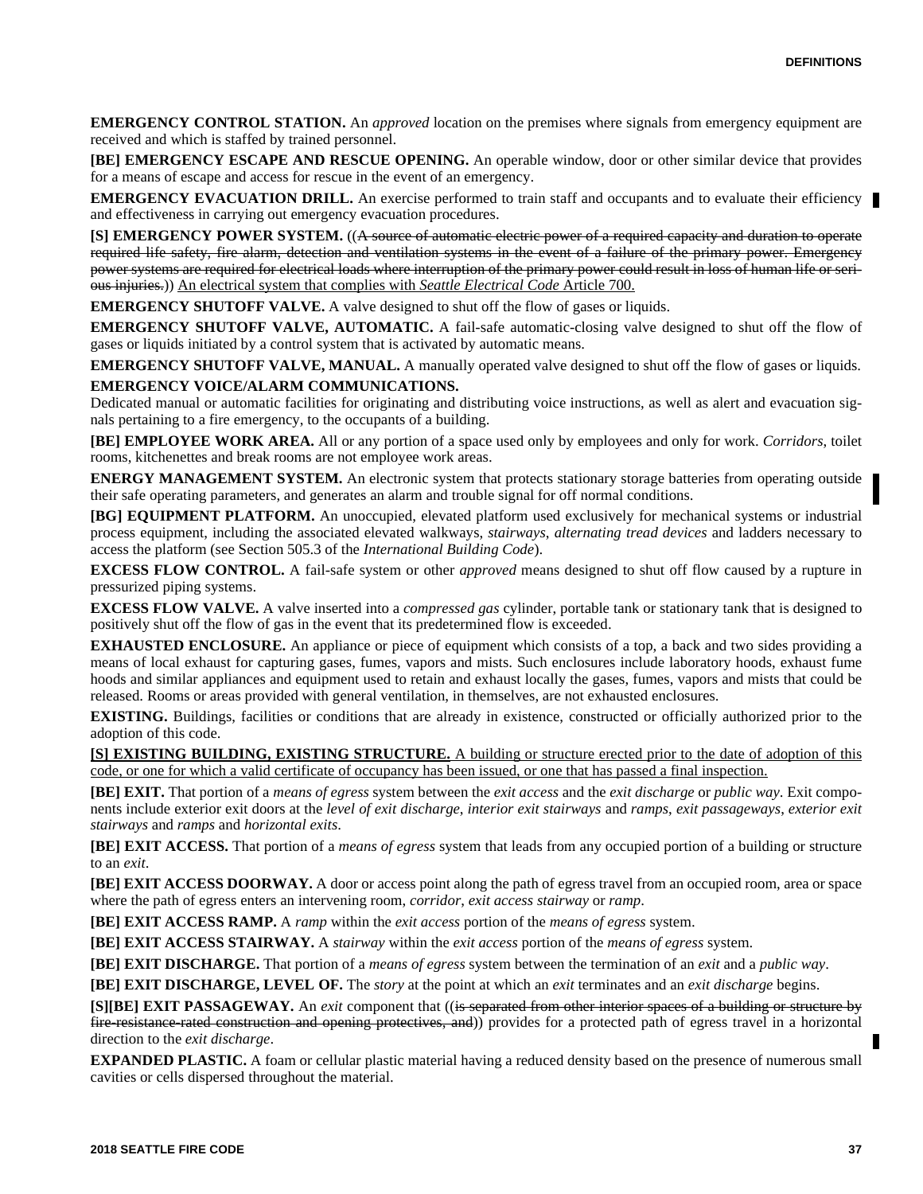**EMERGENCY CONTROL STATION.** An *approved* location on the premises where signals from emergency equipment are received and which is staffed by trained personnel.

**[BE] EMERGENCY ESCAPE AND RESCUE OPENING.** An operable window, door or other similar device that provides for a means of escape and access for rescue in the event of an emergency.

**EMERGENCY EVACUATION DRILL.** An exercise performed to train staff and occupants and to evaluate their efficiency and effectiveness in carrying out emergency evacuation procedures.

**[S] EMERGENCY POWER SYSTEM.** ((~~A source of automatic electric power of a required capacity and duration to operate required life safety, fire alarm, detection and ventilation systems in the event of a failure of the primary power. Emergency power systems are required for electrical loads where interruption of the primary power could result in loss of human life or serious injuries.~~)) <u>An electrical system that complies with *Seattle Electrical Code* Article 700.</u>

**EMERGENCY SHUTOFF VALVE.** A valve designed to shut off the flow of gases or liquids.

**EMERGENCY SHUTOFF VALVE, AUTOMATIC.** A fail-safe automatic-closing valve designed to shut off the flow of gases or liquids initiated by a control system that is activated by automatic means.

**EMERGENCY SHUTOFF VALVE, MANUAL.** A manually operated valve designed to shut off the flow of gases or liquids.

**EMERGENCY VOICE/ALARM COMMUNICATIONS.** Dedicated manual or automatic facilities for originating and distributing voice instructions, as well as alert and evacuation signals pertaining to a fire emergency, to the occupants of a building.

**[BE] EMPLOYEE WORK AREA.** All or any portion of a space used only by employees and only for work. *Corridors*, toilet rooms, kitchenettes and break rooms are not employee work areas.

**ENERGY MANAGEMENT SYSTEM.** An electronic system that protects stationary storage batteries from operating outside their safe operating parameters, and generates an alarm and trouble signal for off normal conditions.

**[BG] EQUIPMENT PLATFORM.** An unoccupied, elevated platform used exclusively for mechanical systems or industrial process equipment, including the associated elevated walkways, *stairways*, *alternating tread devices* and ladders necessary to access the platform (see Section 505.3 of the *International Building Code*).

**EXCESS FLOW CONTROL.** A fail-safe system or other *approved* means designed to shut off flow caused by a rupture in pressurized piping systems.

**EXCESS FLOW VALVE.** A valve inserted into a *compressed gas* cylinder, portable tank or stationary tank that is designed to positively shut off the flow of gas in the event that its predetermined flow is exceeded.

**EXHAUSTED ENCLOSURE.** An appliance or piece of equipment which consists of a top, a back and two sides providing a means of local exhaust for capturing gases, fumes, vapors and mists. Such enclosures include laboratory hoods, exhaust fume hoods and similar appliances and equipment used to retain and exhaust locally the gases, fumes, vapors and mists that could be released. Rooms or areas provided with general ventilation, in themselves, are not exhausted enclosures.

**EXISTING.** Buildings, facilities or conditions that are already in existence, constructed or officially authorized prior to the adoption of this code.

<u>**[S] EXISTING BUILDING, EXISTING STRUCTURE.** A building or structure erected prior to the date of adoption of this code, or one for which a valid certificate of occupancy has been issued, or one that has passed a final inspection.</u>

**[BE] EXIT.** That portion of a *means of egress* system between the *exit access* and the *exit discharge* or *public way*. Exit components include exterior exit doors at the *level of exit discharge*, *interior exit stairways* and *ramps*, *exit passageways*, *exterior exit stairways* and *ramps* and *horizontal exits*.

**[BE] EXIT ACCESS.** That portion of a *means of egress* system that leads from any occupied portion of a building or structure to an *exit*.

**[BE] EXIT ACCESS DOORWAY.** A door or access point along the path of egress travel from an occupied room, area or space where the path of egress enters an intervening room, *corridor*, *exit access stairway* or *ramp*.

**[BE] EXIT ACCESS RAMP.** A *ramp* within the *exit access* portion of the *means of egress* system.

**[BE] EXIT ACCESS STAIRWAY.** A *stairway* within the *exit access* portion of the *means of egress* system.

**[BE] EXIT DISCHARGE.** That portion of a *means of egress* system between the termination of an *exit* and a *public way*.

**[BE] EXIT DISCHARGE, LEVEL OF.** The *story* at the point at which an *exit* terminates and an *exit discharge* begins.

**[S][BE] EXIT PASSAGEWAY.** An *exit* component that ((~~is separated from other interior spaces of a building or structure by fire-resistance-rated construction and opening protectives, and~~)) provides for a protected path of egress travel in a horizontal direction to the *exit discharge*.

**EXPANDED PLASTIC.** A foam or cellular plastic material having a reduced density based on the presence of numerous small cavities or cells dispersed throughout the material.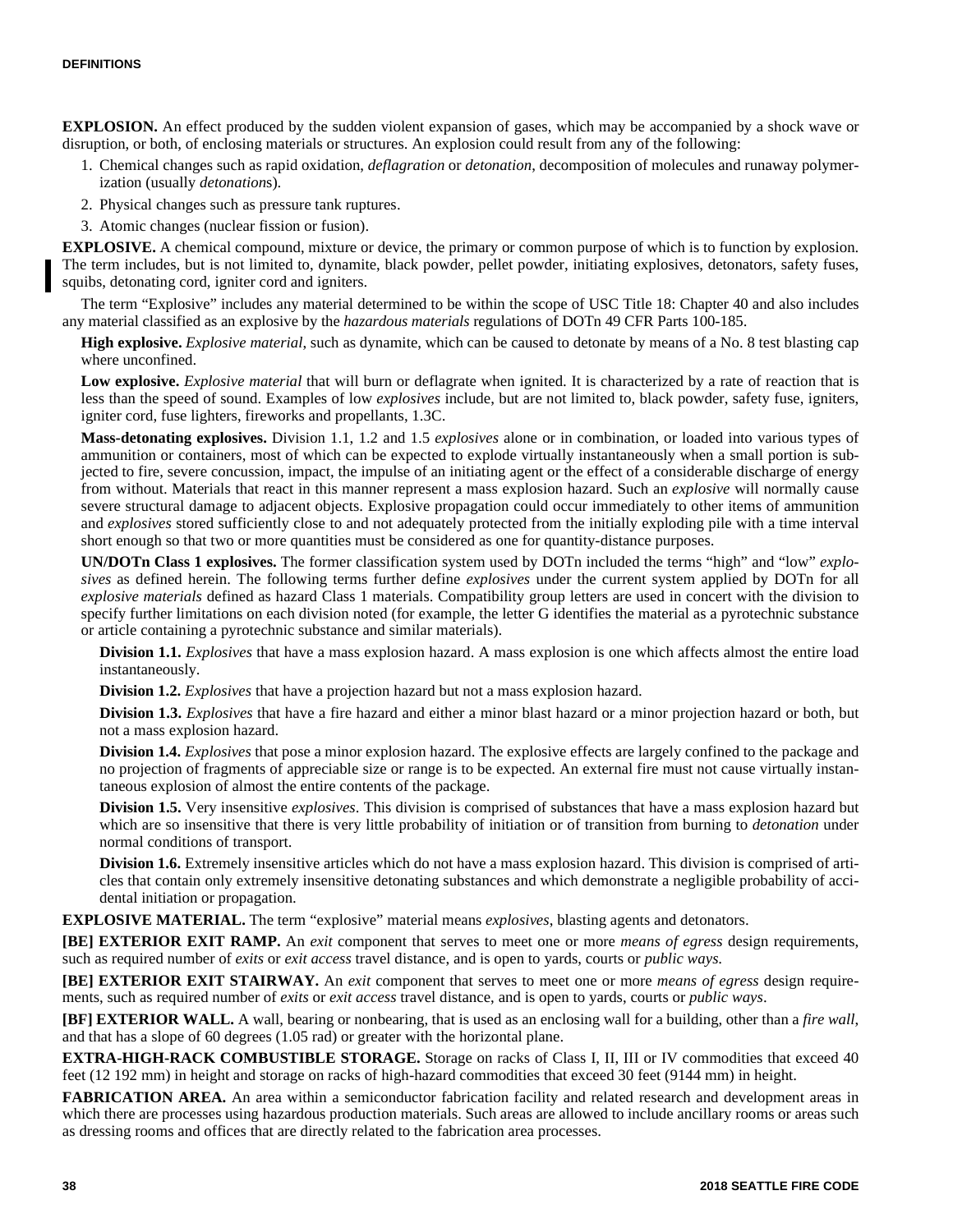**EXPLOSION.** An effect produced by the sudden violent expansion of gases, which may be accompanied by a shock wave or disruption, or both, of enclosing materials or structures. An explosion could result from any of the following:

1. Chemical changes such as rapid oxidation, *deflagration* or *detonation*, decomposition of molecules and runaway polymerization (usually *detonation*s).
2. Physical changes such as pressure tank ruptures.
3. Atomic changes (nuclear fission or fusion).

**EXPLOSIVE.** A chemical compound, mixture or device, the primary or common purpose of which is to function by explosion. The term includes, but is not limited to, dynamite, black powder, pellet powder, initiating explosives, detonators, safety fuses, squibs, detonating cord, igniter cord and igniters.

The term "Explosive" includes any material determined to be within the scope of USC Title 18: Chapter 40 and also includes any material classified as an explosive by the *hazardous materials* regulations of DOTn 49 CFR Parts 100-185.

**High explosive.** *Explosive material*, such as dynamite, which can be caused to detonate by means of a No. 8 test blasting cap where unconfined.

**Low explosive.** *Explosive material* that will burn or deflagrate when ignited. It is characterized by a rate of reaction that is less than the speed of sound. Examples of low *explosives* include, but are not limited to, black powder, safety fuse, igniters, igniter cord, fuse lighters, fireworks and propellants, 1.3C.

**Mass-detonating explosives.** Division 1.1, 1.2 and 1.5 *explosives* alone or in combination, or loaded into various types of ammunition or containers, most of which can be expected to explode virtually instantaneously when a small portion is subjected to fire, severe concussion, impact, the impulse of an initiating agent or the effect of a considerable discharge of energy from without. Materials that react in this manner represent a mass explosion hazard. Such an *explosive* will normally cause severe structural damage to adjacent objects. Explosive propagation could occur immediately to other items of ammunition and *explosives* stored sufficiently close to and not adequately protected from the initially exploding pile with a time interval short enough so that two or more quantities must be considered as one for quantity-distance purposes.

**UN/DOTn Class 1 explosives.** The former classification system used by DOTn included the terms "high" and "low" *explosives* as defined herein. The following terms further define *explosives* under the current system applied by DOTn for all *explosive materials* defined as hazard Class 1 materials. Compatibility group letters are used in concert with the division to specify further limitations on each division noted (for example, the letter G identifies the material as a pyrotechnic substance or article containing a pyrotechnic substance and similar materials).

**Division 1.1.** *Explosives* that have a mass explosion hazard. A mass explosion is one which affects almost the entire load instantaneously.

**Division 1.2.** *Explosives* that have a projection hazard but not a mass explosion hazard.

**Division 1.3.** *Explosives* that have a fire hazard and either a minor blast hazard or a minor projection hazard or both, but not a mass explosion hazard.

**Division 1.4.** *Explosives* that pose a minor explosion hazard. The explosive effects are largely confined to the package and no projection of fragments of appreciable size or range is to be expected. An external fire must not cause virtually instantaneous explosion of almost the entire contents of the package.

**Division 1.5.** Very insensitive *explosives*. This division is comprised of substances that have a mass explosion hazard but which are so insensitive that there is very little probability of initiation or of transition from burning to *detonation* under normal conditions of transport.

**Division 1.6.** Extremely insensitive articles which do not have a mass explosion hazard. This division is comprised of articles that contain only extremely insensitive detonating substances and which demonstrate a negligible probability of accidental initiation or propagation.

**EXPLOSIVE MATERIAL.** The term "explosive" material means *explosives*, blasting agents and detonators.

**[BE] EXTERIOR EXIT RAMP.** An *exit* component that serves to meet one or more *means of egress* design requirements, such as required number of *exits* or *exit access* travel distance, and is open to yards, courts or *public ways*.

**[BE] EXTERIOR EXIT STAIRWAY.** An *exit* component that serves to meet one or more *means of egress* design requirements, such as required number of *exits* or *exit access* travel distance, and is open to yards, courts or *public ways*.

**[BF] EXTERIOR WALL.** A wall, bearing or nonbearing, that is used as an enclosing wall for a building, other than a *fire wall*, and that has a slope of 60 degrees (1.05 rad) or greater with the horizontal plane.

**EXTRA-HIGH-RACK COMBUSTIBLE STORAGE.** Storage on racks of Class I, II, III or IV commodities that exceed 40 feet (12 192 mm) in height and storage on racks of high-hazard commodities that exceed 30 feet (9144 mm) in height.

**FABRICATION AREA.** An area within a semiconductor fabrication facility and related research and development areas in which there are processes using hazardous production materials. Such areas are allowed to include ancillary rooms or areas such as dressing rooms and offices that are directly related to the fabrication area processes.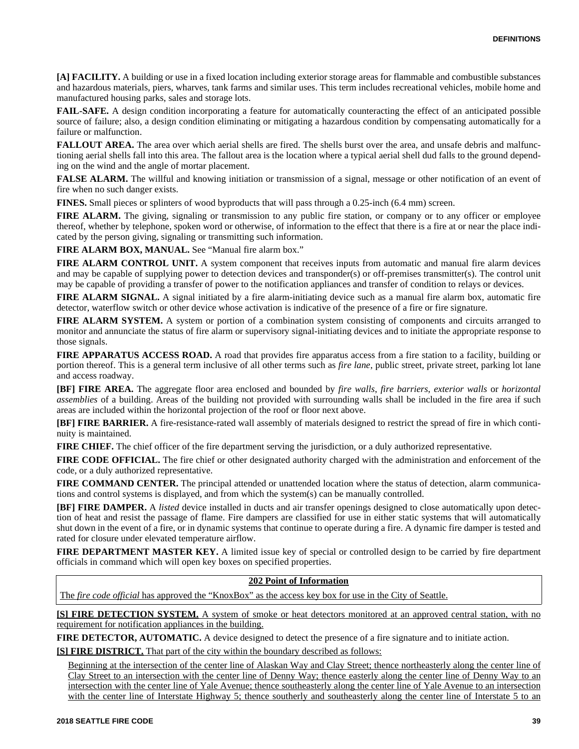**[A] FACILITY.** A building or use in a fixed location including exterior storage areas for flammable and combustible substances and hazardous materials, piers, wharves, tank farms and similar uses. This term includes recreational vehicles, mobile home and manufactured housing parks, sales and storage lots.

**FAIL-SAFE.** A design condition incorporating a feature for automatically counteracting the effect of an anticipated possible source of failure; also, a design condition eliminating or mitigating a hazardous condition by compensating automatically for a failure or malfunction.

**FALLOUT AREA.** The area over which aerial shells are fired. The shells burst over the area, and unsafe debris and malfunctioning aerial shells fall into this area. The fallout area is the location where a typical aerial shell dud falls to the ground depending on the wind and the angle of mortar placement.

**FALSE ALARM.** The willful and knowing initiation or transmission of a signal, message or other notification of an event of fire when no such danger exists.

**FINES.** Small pieces or splinters of wood byproducts that will pass through a 0.25-inch (6.4 mm) screen.

**FIRE ALARM.** The giving, signaling or transmission to any public fire station, or company or to any officer or employee thereof, whether by telephone, spoken word or otherwise, of information to the effect that there is a fire at or near the place indicated by the person giving, signaling or transmitting such information.

**FIRE ALARM BOX, MANUAL.** See "Manual fire alarm box."

**FIRE ALARM CONTROL UNIT.** A system component that receives inputs from automatic and manual fire alarm devices and may be capable of supplying power to detection devices and transponder(s) or off-premises transmitter(s). The control unit may be capable of providing a transfer of power to the notification appliances and transfer of condition to relays or devices.

**FIRE ALARM SIGNAL.** A signal initiated by a fire alarm-initiating device such as a manual fire alarm box, automatic fire detector, waterflow switch or other device whose activation is indicative of the presence of a fire or fire signature.

**FIRE ALARM SYSTEM.** A system or portion of a combination system consisting of components and circuits arranged to monitor and annunciate the status of fire alarm or supervisory signal-initiating devices and to initiate the appropriate response to those signals.

**FIRE APPARATUS ACCESS ROAD.** A road that provides fire apparatus access from a fire station to a facility, building or portion thereof. This is a general term inclusive of all other terms such as *fire lane*, public street, private street, parking lot lane and access roadway.

**[BF] FIRE AREA.** The aggregate floor area enclosed and bounded by *fire walls*, *fire barriers*, *exterior walls* or *horizontal assemblies* of a building. Areas of the building not provided with surrounding walls shall be included in the fire area if such areas are included within the horizontal projection of the roof or floor next above.

**[BF] FIRE BARRIER.** A fire-resistance-rated wall assembly of materials designed to restrict the spread of fire in which continuity is maintained.

**FIRE CHIEF.** The chief officer of the fire department serving the jurisdiction, or a duly authorized representative.

**FIRE CODE OFFICIAL.** The fire chief or other designated authority charged with the administration and enforcement of the code, or a duly authorized representative.

**FIRE COMMAND CENTER.** The principal attended or unattended location where the status of detection, alarm communications and control systems is displayed, and from which the system(s) can be manually controlled.

**[BF] FIRE DAMPER.** A *listed* device installed in ducts and air transfer openings designed to close automatically upon detection of heat and resist the passage of flame. Fire dampers are classified for use in either static systems that will automatically shut down in the event of a fire, or in dynamic systems that continue to operate during a fire. A dynamic fire damper is tested and rated for closure under elevated temperature airflow.

**FIRE DEPARTMENT MASTER KEY.** A limited issue key of special or controlled design to be carried by fire department officials in command which will open key boxes on specified properties.

> **202 Point of Information**
>
> The *fire code official* has approved the "KnoxBox" as the access key box for use in the City of Seattle.

**[S] FIRE DETECTION SYSTEM.** A system of smoke or heat detectors monitored at an approved central station, with no requirement for notification appliances in the building.

**FIRE DETECTOR, AUTOMATIC.** A device designed to detect the presence of a fire signature and to initiate action.

**[S] FIRE DISTRICT.** That part of the city within the boundary described as follows:

Beginning at the intersection of the center line of Alaskan Way and Clay Street; thence northeasterly along the center line of Clay Street to an intersection with the center line of Denny Way; thence easterly along the center line of Denny Way to an intersection with the center line of Yale Avenue; thence southeasterly along the center line of Yale Avenue to an intersection with the center line of Interstate Highway 5; thence southerly and southeasterly along the center line of Interstate 5 to an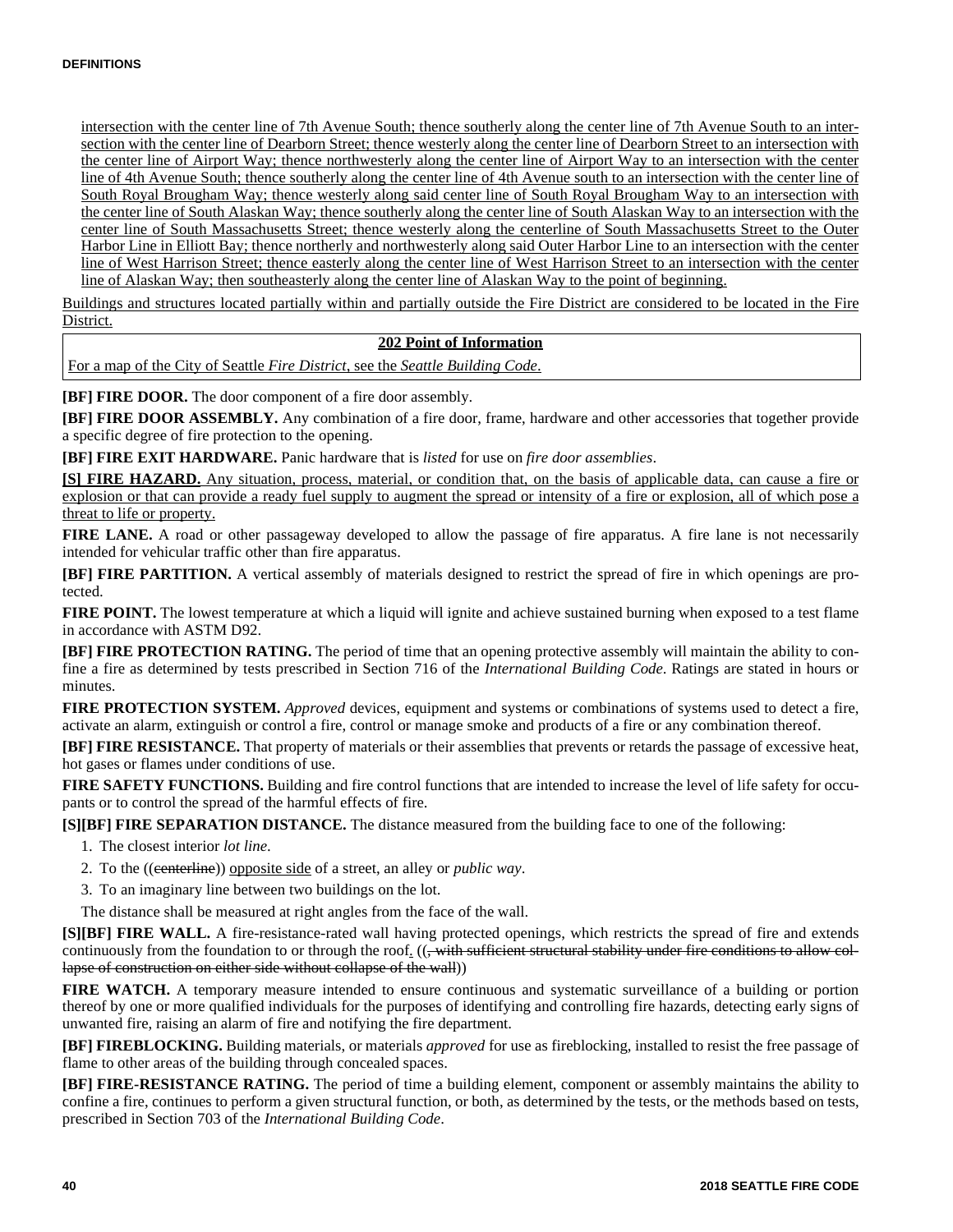intersection with the center line of 7th Avenue South; thence southerly along the center line of 7th Avenue South to an intersection with the center line of Dearborn Street; thence westerly along the center line of Dearborn Street to an intersection with the center line of Airport Way; thence northwesterly along the center line of Airport Way to an intersection with the center line of 4th Avenue South; thence southerly along the center line of 4th Avenue south to an intersection with the center line of South Royal Brougham Way; thence westerly along said center line of South Royal Brougham Way to an intersection with the center line of South Alaskan Way; thence southerly along the center line of South Alaskan Way to an intersection with the center line of South Massachusetts Street; thence westerly along the centerline of South Massachusetts Street to the Outer Harbor Line in Elliott Bay; thence northerly and northwesterly along said Outer Harbor Line to an intersection with the center line of West Harrison Street; thence easterly along the center line of West Harrison Street to an intersection with the center line of Alaskan Way; then southeasterly along the center line of Alaskan Way to the point of beginning.

Buildings and structures located partially within and partially outside the Fire District are considered to be located in the Fire District.

| 202 Point of Information |
|---|
| For a map of the City of Seattle *Fire District*, see the *Seattle Building Code*. |

**[BF] FIRE DOOR.** The door component of a fire door assembly.

**[BF] FIRE DOOR ASSEMBLY.** Any combination of a fire door, frame, hardware and other accessories that together provide a specific degree of fire protection to the opening.

**[BF] FIRE EXIT HARDWARE.** Panic hardware that is *listed* for use on *fire door assemblies*.

**[S] FIRE HAZARD.** Any situation, process, material, or condition that, on the basis of applicable data, can cause a fire or explosion or that can provide a ready fuel supply to augment the spread or intensity of a fire or explosion, all of which pose a threat to life or property.

**FIRE LANE.** A road or other passageway developed to allow the passage of fire apparatus. A fire lane is not necessarily intended for vehicular traffic other than fire apparatus.

**[BF] FIRE PARTITION.** A vertical assembly of materials designed to restrict the spread of fire in which openings are protected.

**FIRE POINT.** The lowest temperature at which a liquid will ignite and achieve sustained burning when exposed to a test flame in accordance with ASTM D92.

**[BF] FIRE PROTECTION RATING.** The period of time that an opening protective assembly will maintain the ability to confine a fire as determined by tests prescribed in Section 716 of the *International Building Code*. Ratings are stated in hours or minutes.

**FIRE PROTECTION SYSTEM.** *Approved* devices, equipment and systems or combinations of systems used to detect a fire, activate an alarm, extinguish or control a fire, control or manage smoke and products of a fire or any combination thereof.

**[BF] FIRE RESISTANCE.** That property of materials or their assemblies that prevents or retards the passage of excessive heat, hot gases or flames under conditions of use.

**FIRE SAFETY FUNCTIONS.** Building and fire control functions that are intended to increase the level of life safety for occupants or to control the spread of the harmful effects of fire.

**[S][BF] FIRE SEPARATION DISTANCE.** The distance measured from the building face to one of the following:

1. The closest interior *lot line*.
2. To the ((~~centerline~~)) opposite side of a street, an alley or *public way*.
3. To an imaginary line between two buildings on the lot.

The distance shall be measured at right angles from the face of the wall.

**[S][BF] FIRE WALL.** A fire-resistance-rated wall having protected openings, which restricts the spread of fire and extends continuously from the foundation to or through the roof. ((~~, with sufficient structural stability under fire conditions to allow collapse of construction on either side without collapse of the wall~~))

**FIRE WATCH.** A temporary measure intended to ensure continuous and systematic surveillance of a building or portion thereof by one or more qualified individuals for the purposes of identifying and controlling fire hazards, detecting early signs of unwanted fire, raising an alarm of fire and notifying the fire department.

**[BF] FIREBLOCKING.** Building materials, or materials *approved* for use as fireblocking, installed to resist the free passage of flame to other areas of the building through concealed spaces.

**[BF] FIRE-RESISTANCE RATING.** The period of time a building element, component or assembly maintains the ability to confine a fire, continues to perform a given structural function, or both, as determined by the tests, or the methods based on tests, prescribed in Section 703 of the *International Building Code*.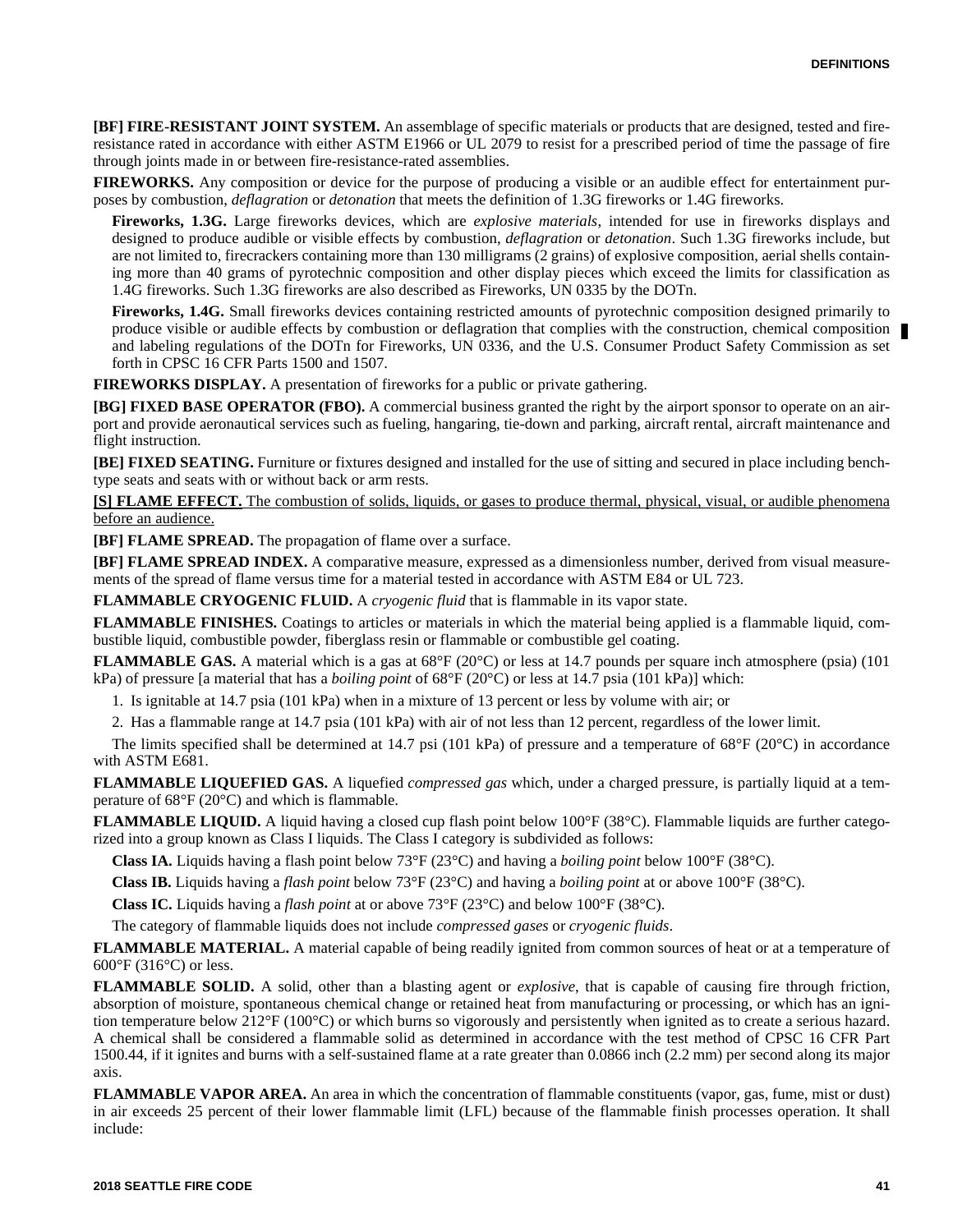**[BF] FIRE-RESISTANT JOINT SYSTEM.** An assemblage of specific materials or products that are designed, tested and fire-resistance rated in accordance with either ASTM E1966 or UL 2079 to resist for a prescribed period of time the passage of fire through joints made in or between fire-resistance-rated assemblies.

**FIREWORKS.** Any composition or device for the purpose of producing a visible or an audible effect for entertainment purposes by combustion, *deflagration* or *detonation* that meets the definition of 1.3G fireworks or 1.4G fireworks.

**Fireworks, 1.3G.** Large fireworks devices, which are *explosive materials*, intended for use in fireworks displays and designed to produce audible or visible effects by combustion, *deflagration* or *detonation*. Such 1.3G fireworks include, but are not limited to, firecrackers containing more than 130 milligrams (2 grains) of explosive composition, aerial shells containing more than 40 grams of pyrotechnic composition and other display pieces which exceed the limits for classification as 1.4G fireworks. Such 1.3G fireworks are also described as Fireworks, UN 0335 by the DOTn.

**Fireworks, 1.4G.** Small fireworks devices containing restricted amounts of pyrotechnic composition designed primarily to produce visible or audible effects by combustion or deflagration that complies with the construction, chemical composition and labeling regulations of the DOTn for Fireworks, UN 0336, and the U.S. Consumer Product Safety Commission as set forth in CPSC 16 CFR Parts 1500 and 1507.

**FIREWORKS DISPLAY.** A presentation of fireworks for a public or private gathering.

**[BG] FIXED BASE OPERATOR (FBO).** A commercial business granted the right by the airport sponsor to operate on an airport and provide aeronautical services such as fueling, hangaring, tie-down and parking, aircraft rental, aircraft maintenance and flight instruction.

**[BE] FIXED SEATING.** Furniture or fixtures designed and installed for the use of sitting and secured in place including bench-type seats and seats with or without back or arm rests.

**[S] FLAME EFFECT.** The combustion of solids, liquids, or gases to produce thermal, physical, visual, or audible phenomena before an audience.

**[BF] FLAME SPREAD.** The propagation of flame over a surface.

**[BF] FLAME SPREAD INDEX.** A comparative measure, expressed as a dimensionless number, derived from visual measurements of the spread of flame versus time for a material tested in accordance with ASTM E84 or UL 723.

**FLAMMABLE CRYOGENIC FLUID.** A *cryogenic fluid* that is flammable in its vapor state.

**FLAMMABLE FINISHES.** Coatings to articles or materials in which the material being applied is a flammable liquid, combustible liquid, combustible powder, fiberglass resin or flammable or combustible gel coating.

**FLAMMABLE GAS.** A material which is a gas at 68°F (20°C) or less at 14.7 pounds per square inch atmosphere (psia) (101 kPa) of pressure [a material that has a *boiling point* of 68°F (20°C) or less at 14.7 psia (101 kPa)] which:

1. Is ignitable at 14.7 psia (101 kPa) when in a mixture of 13 percent or less by volume with air; or
2. Has a flammable range at 14.7 psia (101 kPa) with air of not less than 12 percent, regardless of the lower limit.

The limits specified shall be determined at 14.7 psi (101 kPa) of pressure and a temperature of 68°F (20°C) in accordance with ASTM E681.

**FLAMMABLE LIQUEFIED GAS.** A liquefied *compressed gas* which, under a charged pressure, is partially liquid at a temperature of 68°F (20°C) and which is flammable.

**FLAMMABLE LIQUID.** A liquid having a closed cup flash point below 100°F (38°C). Flammable liquids are further categorized into a group known as Class I liquids. The Class I category is subdivided as follows:

**Class IA.** Liquids having a flash point below 73°F (23°C) and having a *boiling point* below 100°F (38°C).

**Class IB.** Liquids having a *flash point* below 73°F (23°C) and having a *boiling point* at or above 100°F (38°C).

**Class IC.** Liquids having a *flash point* at or above 73°F (23°C) and below 100°F (38°C).

The category of flammable liquids does not include *compressed gases* or *cryogenic fluids*.

**FLAMMABLE MATERIAL.** A material capable of being readily ignited from common sources of heat or at a temperature of 600°F (316°C) or less.

**FLAMMABLE SOLID.** A solid, other than a blasting agent or *explosive*, that is capable of causing fire through friction, absorption of moisture, spontaneous chemical change or retained heat from manufacturing or processing, or which has an ignition temperature below 212°F (100°C) or which burns so vigorously and persistently when ignited as to create a serious hazard. A chemical shall be considered a flammable solid as determined in accordance with the test method of CPSC 16 CFR Part 1500.44, if it ignites and burns with a self-sustained flame at a rate greater than 0.0866 inch (2.2 mm) per second along its major axis.

**FLAMMABLE VAPOR AREA.** An area in which the concentration of flammable constituents (vapor, gas, fume, mist or dust) in air exceeds 25 percent of their lower flammable limit (LFL) because of the flammable finish processes operation. It shall include: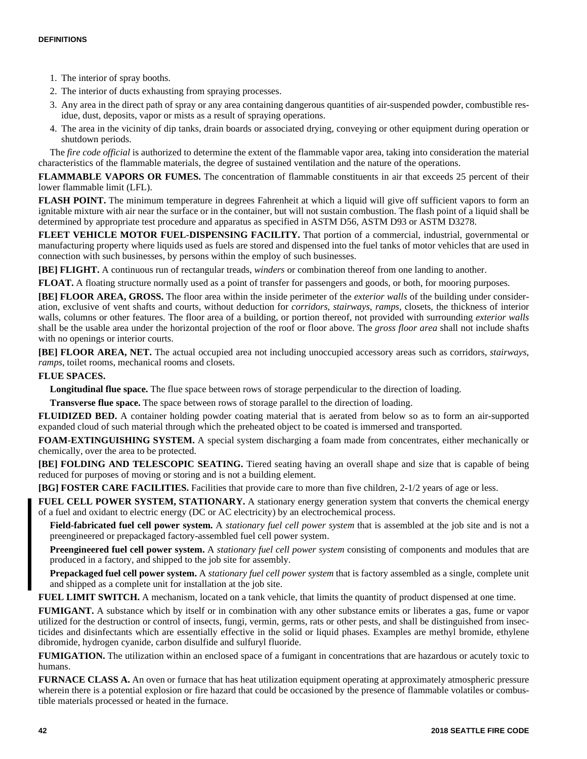1. The interior of spray booths.
2. The interior of ducts exhausting from spraying processes.
3. Any area in the direct path of spray or any area containing dangerous quantities of air-suspended powder, combustible residue, dust, deposits, vapor or mists as a result of spraying operations.
4. The area in the vicinity of dip tanks, drain boards or associated drying, conveying or other equipment during operation or shutdown periods.

The *fire code official* is authorized to determine the extent of the flammable vapor area, taking into consideration the material characteristics of the flammable materials, the degree of sustained ventilation and the nature of the operations.

**FLAMMABLE VAPORS OR FUMES.** The concentration of flammable constituents in air that exceeds 25 percent of their lower flammable limit (LFL).

**FLASH POINT.** The minimum temperature in degrees Fahrenheit at which a liquid will give off sufficient vapors to form an ignitable mixture with air near the surface or in the container, but will not sustain combustion. The flash point of a liquid shall be determined by appropriate test procedure and apparatus as specified in ASTM D56, ASTM D93 or ASTM D3278.

**FLEET VEHICLE MOTOR FUEL-DISPENSING FACILITY.** That portion of a commercial, industrial, governmental or manufacturing property where liquids used as fuels are stored and dispensed into the fuel tanks of motor vehicles that are used in connection with such businesses, by persons within the employ of such businesses.

**[BE] FLIGHT.** A continuous run of rectangular treads, *winders* or combination thereof from one landing to another.

**FLOAT.** A floating structure normally used as a point of transfer for passengers and goods, or both, for mooring purposes.

**[BE] FLOOR AREA, GROSS.** The floor area within the inside perimeter of the *exterior walls* of the building under consideration, exclusive of vent shafts and courts, without deduction for *corridors*, *stairways*, *ramps*, closets, the thickness of interior walls, columns or other features. The floor area of a building, or portion thereof, not provided with surrounding *exterior walls* shall be the usable area under the horizontal projection of the roof or floor above. The *gross floor area* shall not include shafts with no openings or interior courts.

**[BE] FLOOR AREA, NET.** The actual occupied area not including unoccupied accessory areas such as corridors, *stairways*, *ramps*, toilet rooms, mechanical rooms and closets.

**FLUE SPACES.**

**Longitudinal flue space.** The flue space between rows of storage perpendicular to the direction of loading.

**Transverse flue space.** The space between rows of storage parallel to the direction of loading.

**FLUIDIZED BED.** A container holding powder coating material that is aerated from below so as to form an air-supported expanded cloud of such material through which the preheated object to be coated is immersed and transported.

**FOAM-EXTINGUISHING SYSTEM.** A special system discharging a foam made from concentrates, either mechanically or chemically, over the area to be protected.

**[BE] FOLDING AND TELESCOPIC SEATING.** Tiered seating having an overall shape and size that is capable of being reduced for purposes of moving or storing and is not a building element.

**[BG] FOSTER CARE FACILITIES.** Facilities that provide care to more than five children, 2-1/2 years of age or less.

**FUEL CELL POWER SYSTEM, STATIONARY.** A stationary energy generation system that converts the chemical energy of a fuel and oxidant to electric energy (DC or AC electricity) by an electrochemical process.

**Field-fabricated fuel cell power system.** A *stationary fuel cell power system* that is assembled at the job site and is not a preengineered or prepackaged factory-assembled fuel cell power system.

**Preengineered fuel cell power system.** A *stationary fuel cell power system* consisting of components and modules that are produced in a factory, and shipped to the job site for assembly.

**Prepackaged fuel cell power system.** A *stationary fuel cell power system* that is factory assembled as a single, complete unit and shipped as a complete unit for installation at the job site.

**FUEL LIMIT SWITCH.** A mechanism, located on a tank vehicle, that limits the quantity of product dispensed at one time.

**FUMIGANT.** A substance which by itself or in combination with any other substance emits or liberates a gas, fume or vapor utilized for the destruction or control of insects, fungi, vermin, germs, rats or other pests, and shall be distinguished from insecticides and disinfectants which are essentially effective in the solid or liquid phases. Examples are methyl bromide, ethylene dibromide, hydrogen cyanide, carbon disulfide and sulfuryl fluoride.

**FUMIGATION.** The utilization within an enclosed space of a fumigant in concentrations that are hazardous or acutely toxic to humans.

**FURNACE CLASS A.** An oven or furnace that has heat utilization equipment operating at approximately atmospheric pressure wherein there is a potential explosion or fire hazard that could be occasioned by the presence of flammable volatiles or combustible materials processed or heated in the furnace.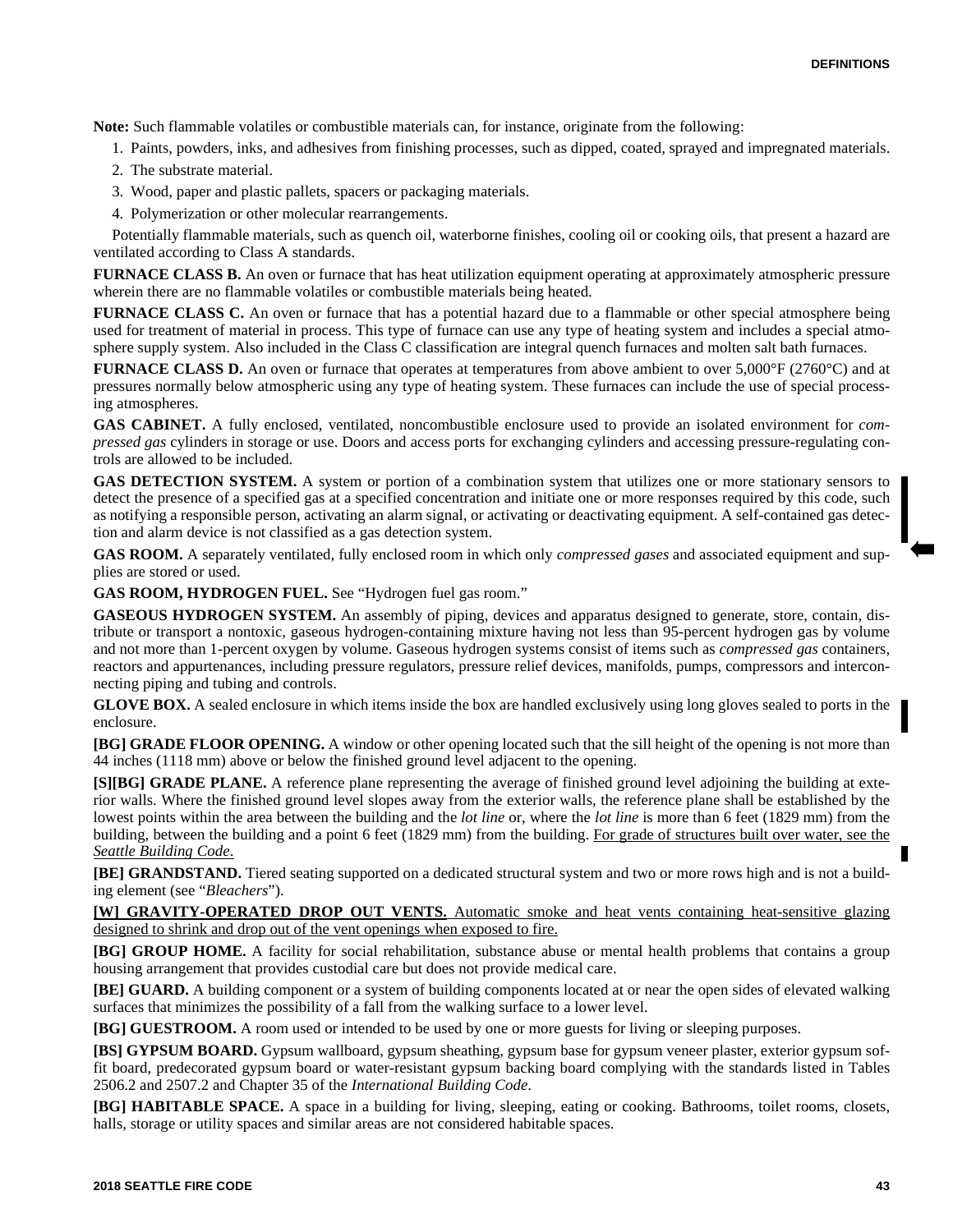**Note:** Such flammable volatiles or combustible materials can, for instance, originate from the following:

1. Paints, powders, inks, and adhesives from finishing processes, such as dipped, coated, sprayed and impregnated materials.
2. The substrate material.
3. Wood, paper and plastic pallets, spacers or packaging materials.
4. Polymerization or other molecular rearrangements.

Potentially flammable materials, such as quench oil, waterborne finishes, cooling oil or cooking oils, that present a hazard are ventilated according to Class A standards.

**FURNACE CLASS B.** An oven or furnace that has heat utilization equipment operating at approximately atmospheric pressure wherein there are no flammable volatiles or combustible materials being heated.

**FURNACE CLASS C.** An oven or furnace that has a potential hazard due to a flammable or other special atmosphere being used for treatment of material in process. This type of furnace can use any type of heating system and includes a special atmosphere supply system. Also included in the Class C classification are integral quench furnaces and molten salt bath furnaces.

**FURNACE CLASS D.** An oven or furnace that operates at temperatures from above ambient to over 5,000°F (2760°C) and at pressures normally below atmospheric using any type of heating system. These furnaces can include the use of special processing atmospheres.

**GAS CABINET.** A fully enclosed, ventilated, noncombustible enclosure used to provide an isolated environment for *compressed gas* cylinders in storage or use. Doors and access ports for exchanging cylinders and accessing pressure-regulating controls are allowed to be included.

**GAS DETECTION SYSTEM.** A system or portion of a combination system that utilizes one or more stationary sensors to detect the presence of a specified gas at a specified concentration and initiate one or more responses required by this code, such as notifying a responsible person, activating an alarm signal, or activating or deactivating equipment. A self-contained gas detection and alarm device is not classified as a gas detection system.

**GAS ROOM.** A separately ventilated, fully enclosed room in which only *compressed gases* and associated equipment and supplies are stored or used.

**GAS ROOM, HYDROGEN FUEL.** See "Hydrogen fuel gas room."

**GASEOUS HYDROGEN SYSTEM.** An assembly of piping, devices and apparatus designed to generate, store, contain, distribute or transport a nontoxic, gaseous hydrogen-containing mixture having not less than 95-percent hydrogen gas by volume and not more than 1-percent oxygen by volume. Gaseous hydrogen systems consist of items such as *compressed gas* containers, reactors and appurtenances, including pressure regulators, pressure relief devices, manifolds, pumps, compressors and interconnecting piping and tubing and controls.

**GLOVE BOX.** A sealed enclosure in which items inside the box are handled exclusively using long gloves sealed to ports in the enclosure.

**[BG] GRADE FLOOR OPENING.** A window or other opening located such that the sill height of the opening is not more than 44 inches (1118 mm) above or below the finished ground level adjacent to the opening.

**[S][BG] GRADE PLANE.** A reference plane representing the average of finished ground level adjoining the building at exterior walls. Where the finished ground level slopes away from the exterior walls, the reference plane shall be established by the lowest points within the area between the building and the *lot line* or, where the *lot line* is more than 6 feet (1829 mm) from the building, between the building and a point 6 feet (1829 mm) from the building. <u>For grade of structures built over water, see the *Seattle Building Code*.</u>

**[BE] GRANDSTAND.** Tiered seating supported on a dedicated structural system and two or more rows high and is not a building element (see "*Bleachers*").

<u>**[W] GRAVITY-OPERATED DROP OUT VENTS.** Automatic smoke and heat vents containing heat-sensitive glazing designed to shrink and drop out of the vent openings when exposed to fire.</u>

**[BG] GROUP HOME.** A facility for social rehabilitation, substance abuse or mental health problems that contains a group housing arrangement that provides custodial care but does not provide medical care.

**[BE] GUARD.** A building component or a system of building components located at or near the open sides of elevated walking surfaces that minimizes the possibility of a fall from the walking surface to a lower level.

**[BG] GUESTROOM.** A room used or intended to be used by one or more guests for living or sleeping purposes.

**[BS] GYPSUM BOARD.** Gypsum wallboard, gypsum sheathing, gypsum base for gypsum veneer plaster, exterior gypsum soffit board, predecorated gypsum board or water-resistant gypsum backing board complying with the standards listed in Tables 2506.2 and 2507.2 and Chapter 35 of the *International Building Code*.

**[BG] HABITABLE SPACE.** A space in a building for living, sleeping, eating or cooking. Bathrooms, toilet rooms, closets, halls, storage or utility spaces and similar areas are not considered habitable spaces.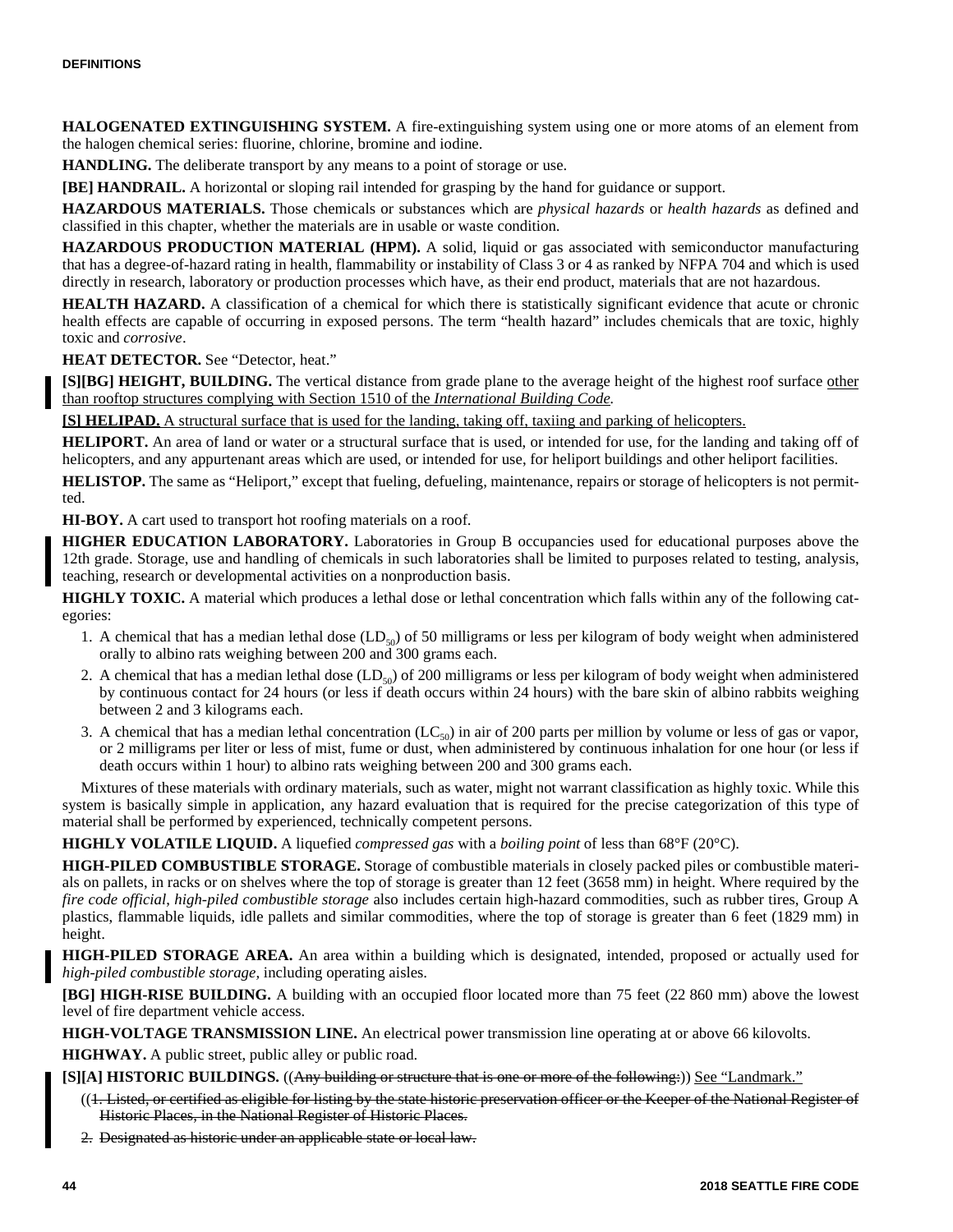**HALOGENATED EXTINGUISHING SYSTEM.** A fire-extinguishing system using one or more atoms of an element from the halogen chemical series: fluorine, chlorine, bromine and iodine.

**HANDLING.** The deliberate transport by any means to a point of storage or use.

**[BE] HANDRAIL.** A horizontal or sloping rail intended for grasping by the hand for guidance or support.

**HAZARDOUS MATERIALS.** Those chemicals or substances which are *physical hazards* or *health hazards* as defined and classified in this chapter, whether the materials are in usable or waste condition.

**HAZARDOUS PRODUCTION MATERIAL (HPM).** A solid, liquid or gas associated with semiconductor manufacturing that has a degree-of-hazard rating in health, flammability or instability of Class 3 or 4 as ranked by NFPA 704 and which is used directly in research, laboratory or production processes which have, as their end product, materials that are not hazardous.

**HEALTH HAZARD.** A classification of a chemical for which there is statistically significant evidence that acute or chronic health effects are capable of occurring in exposed persons. The term "health hazard" includes chemicals that are toxic, highly toxic and *corrosive*.

**HEAT DETECTOR.** See "Detector, heat."

**[S][BG] HEIGHT, BUILDING.** The vertical distance from grade plane to the average height of the highest roof surface <u>other than rooftop structures complying with Section 1510 of the *International Building Code*.</u>

<u>**[S] HELIPAD.** A structural surface that is used for the landing, taking off, taxiing and parking of helicopters.</u>

**HELIPORT.** An area of land or water or a structural surface that is used, or intended for use, for the landing and taking off of helicopters, and any appurtenant areas which are used, or intended for use, for heliport buildings and other heliport facilities.

**HELISTOP.** The same as "Heliport," except that fueling, defueling, maintenance, repairs or storage of helicopters is not permitted.

**HI-BOY.** A cart used to transport hot roofing materials on a roof.

**HIGHER EDUCATION LABORATORY.** Laboratories in Group B occupancies used for educational purposes above the 12th grade. Storage, use and handling of chemicals in such laboratories shall be limited to purposes related to testing, analysis, teaching, research or developmental activities on a nonproduction basis.

**HIGHLY TOXIC.** A material which produces a lethal dose or lethal concentration which falls within any of the following categories:

1. A chemical that has a median lethal dose ($LD_{50}$) of 50 milligrams or less per kilogram of body weight when administered orally to albino rats weighing between 200 and 300 grams each.
2. A chemical that has a median lethal dose ($LD_{50}$) of 200 milligrams or less per kilogram of body weight when administered by continuous contact for 24 hours (or less if death occurs within 24 hours) with the bare skin of albino rabbits weighing between 2 and 3 kilograms each.
3. A chemical that has a median lethal concentration ($LC_{50}$) in air of 200 parts per million by volume or less of gas or vapor, or 2 milligrams per liter or less of mist, fume or dust, when administered by continuous inhalation for one hour (or less if death occurs within 1 hour) to albino rats weighing between 200 and 300 grams each.

Mixtures of these materials with ordinary materials, such as water, might not warrant classification as highly toxic. While this system is basically simple in application, any hazard evaluation that is required for the precise categorization of this type of material shall be performed by experienced, technically competent persons.

**HIGHLY VOLATILE LIQUID.** A liquefied *compressed gas* with a *boiling point* of less than 68°F (20°C).

**HIGH-PILED COMBUSTIBLE STORAGE.** Storage of combustible materials in closely packed piles or combustible materials on pallets, in racks or on shelves where the top of storage is greater than 12 feet (3658 mm) in height. Where required by the *fire code official*, *high-piled combustible storage* also includes certain high-hazard commodities, such as rubber tires, Group A plastics, flammable liquids, idle pallets and similar commodities, where the top of storage is greater than 6 feet (1829 mm) in height.

**HIGH-PILED STORAGE AREA.** An area within a building which is designated, intended, proposed or actually used for *high-piled combustible storage*, including operating aisles.

**[BG] HIGH-RISE BUILDING.** A building with an occupied floor located more than 75 feet (22 860 mm) above the lowest level of fire department vehicle access.

**HIGH-VOLTAGE TRANSMISSION LINE.** An electrical power transmission line operating at or above 66 kilovolts.

**HIGHWAY.** A public street, public alley or public road.

**[S][A] HISTORIC BUILDINGS.** ((~~Any building or structure that is one or more of the following:~~)) <u>See "Landmark."</u>

((~~1. Listed, or certified as eligible for listing by the state historic preservation officer or the Keeper of the National Register of Historic Places, in the National Register of Historic Places.~~

~~2. Designated as historic under an applicable state or local law.~~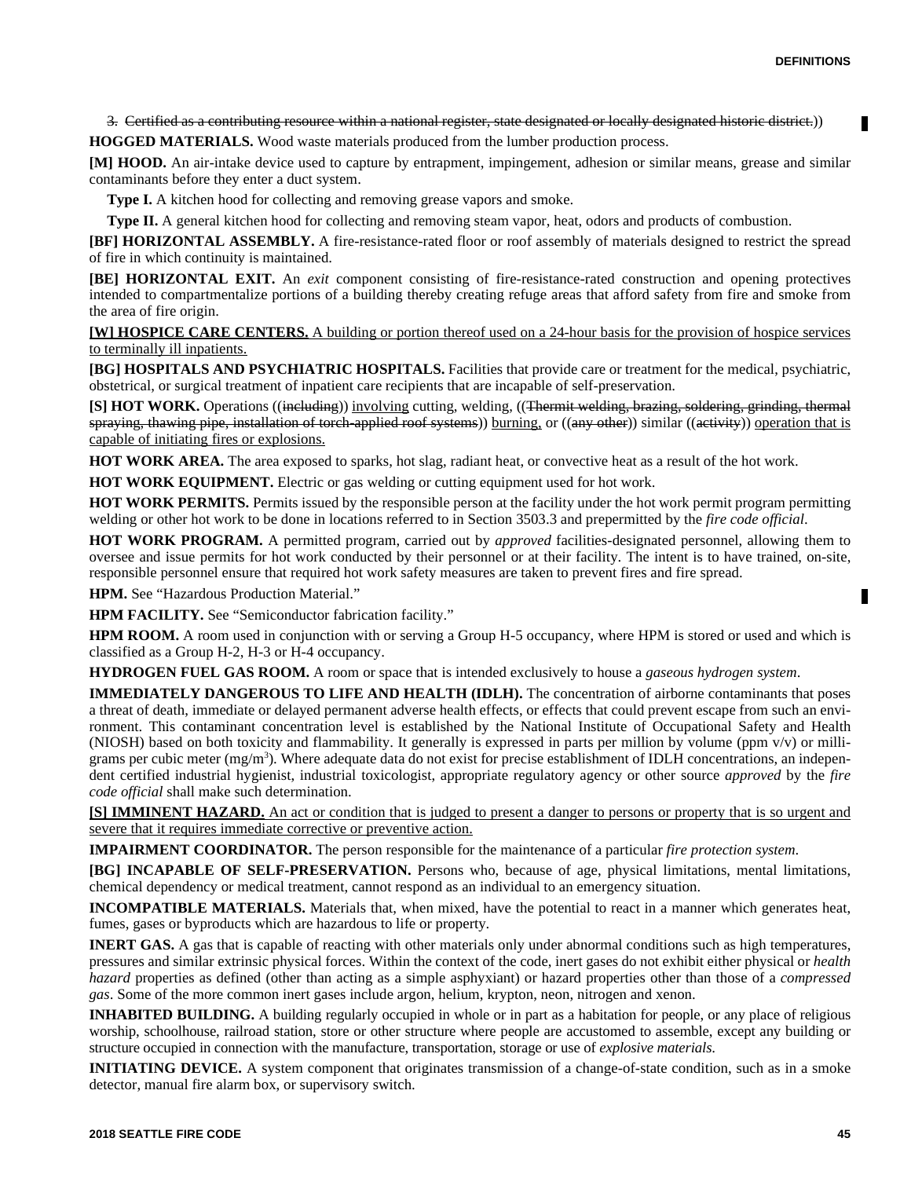3. ~~Certified as a contributing resource within a national register, state designated or locally designated historic district.~~))

**HOGGED MATERIALS.** Wood waste materials produced from the lumber production process.

**[M] HOOD.** An air-intake device used to capture by entrapment, impingement, adhesion or similar means, grease and similar contaminants before they enter a duct system.

**Type I.** A kitchen hood for collecting and removing grease vapors and smoke.

**Type II.** A general kitchen hood for collecting and removing steam vapor, heat, odors and products of combustion.

**[BF] HORIZONTAL ASSEMBLY.** A fire-resistance-rated floor or roof assembly of materials designed to restrict the spread of fire in which continuity is maintained.

**[BE] HORIZONTAL EXIT.** An *exit* component consisting of fire-resistance-rated construction and opening protectives intended to compartmentalize portions of a building thereby creating refuge areas that afford safety from fire and smoke from the area of fire origin.

<u>**[W] HOSPICE CARE CENTERS.** A building or portion thereof used on a 24-hour basis for the provision of hospice services to terminally ill inpatients.</u>

**[BG] HOSPITALS AND PSYCHIATRIC HOSPITALS.** Facilities that provide care or treatment for the medical, psychiatric, obstetrical, or surgical treatment of inpatient care recipients that are incapable of self-preservation.

**[S] HOT WORK.** Operations ((~~including~~)) <u>involving</u> cutting, welding, ((~~Thermit welding, brazing, soldering, grinding, thermal spraying, thawing pipe, installation of torch-applied roof systems~~)) <u>burning,</u> or ((~~any other~~)) similar ((~~activity~~)) <u>operation that is capable of initiating fires or explosions.</u>

**HOT WORK AREA.** The area exposed to sparks, hot slag, radiant heat, or convective heat as a result of the hot work.

**HOT WORK EQUIPMENT.** Electric or gas welding or cutting equipment used for hot work.

**HOT WORK PERMITS.** Permits issued by the responsible person at the facility under the hot work permit program permitting welding or other hot work to be done in locations referred to in Section 3503.3 and prepermitted by the *fire code official*.

**HOT WORK PROGRAM.** A permitted program, carried out by *approved* facilities-designated personnel, allowing them to oversee and issue permits for hot work conducted by their personnel or at their facility. The intent is to have trained, on-site, responsible personnel ensure that required hot work safety measures are taken to prevent fires and fire spread.

**HPM.** See "Hazardous Production Material."

**HPM FACILITY.** See "Semiconductor fabrication facility."

**HPM ROOM.** A room used in conjunction with or serving a Group H-5 occupancy, where HPM is stored or used and which is classified as a Group H-2, H-3 or H-4 occupancy.

**HYDROGEN FUEL GAS ROOM.** A room or space that is intended exclusively to house a *gaseous hydrogen system*.

**IMMEDIATELY DANGEROUS TO LIFE AND HEALTH (IDLH).** The concentration of airborne contaminants that poses a threat of death, immediate or delayed permanent adverse health effects, or effects that could prevent escape from such an environment. This contaminant concentration level is established by the National Institute of Occupational Safety and Health (NIOSH) based on both toxicity and flammability. It generally is expressed in parts per million by volume (ppm v/v) or milligrams per cubic meter ($mg/m^3$). Where adequate data do not exist for precise establishment of IDLH concentrations, an independent certified industrial hygienist, industrial toxicologist, appropriate regulatory agency or other source *approved* by the *fire code official* shall make such determination.

<u>**[S] IMMINENT HAZARD.** An act or condition that is judged to present a danger to persons or property that is so urgent and severe that it requires immediate corrective or preventive action.</u>

**IMPAIRMENT COORDINATOR.** The person responsible for the maintenance of a particular *fire protection system*.

**[BG] INCAPABLE OF SELF-PRESERVATION.** Persons who, because of age, physical limitations, mental limitations, chemical dependency or medical treatment, cannot respond as an individual to an emergency situation.

**INCOMPATIBLE MATERIALS.** Materials that, when mixed, have the potential to react in a manner which generates heat, fumes, gases or byproducts which are hazardous to life or property.

**INERT GAS.** A gas that is capable of reacting with other materials only under abnormal conditions such as high temperatures, pressures and similar extrinsic physical forces. Within the context of the code, inert gases do not exhibit either physical or *health hazard* properties as defined (other than acting as a simple asphyxiant) or hazard properties other than those of a *compressed gas*. Some of the more common inert gases include argon, helium, krypton, neon, nitrogen and xenon.

**INHABITED BUILDING.** A building regularly occupied in whole or in part as a habitation for people, or any place of religious worship, schoolhouse, railroad station, store or other structure where people are accustomed to assemble, except any building or structure occupied in connection with the manufacture, transportation, storage or use of *explosive materials*.

**INITIATING DEVICE.** A system component that originates transmission of a change-of-state condition, such as in a smoke detector, manual fire alarm box, or supervisory switch.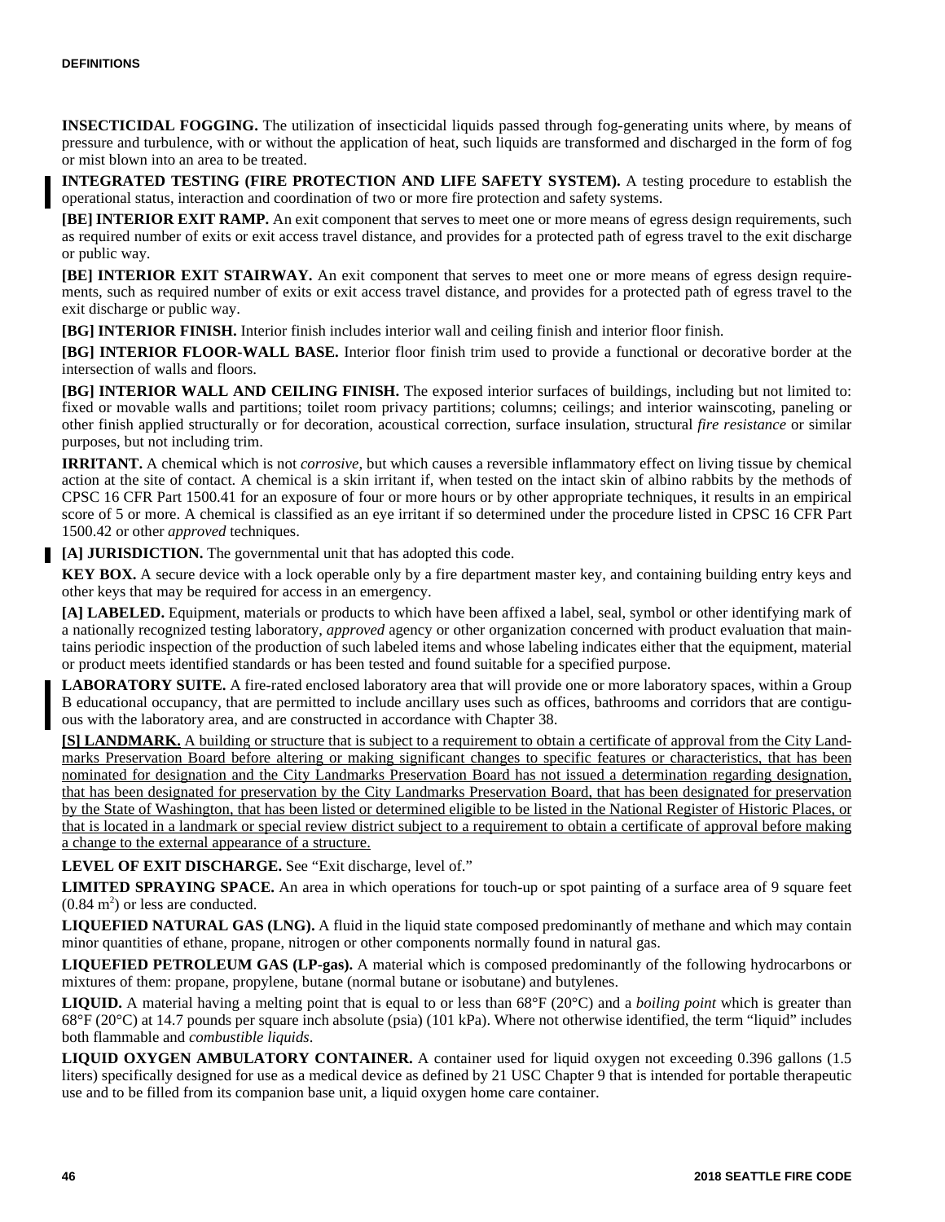**INSECTICIDAL FOGGING.** The utilization of insecticidal liquids passed through fog-generating units where, by means of pressure and turbulence, with or without the application of heat, such liquids are transformed and discharged in the form of fog or mist blown into an area to be treated.

**INTEGRATED TESTING (FIRE PROTECTION AND LIFE SAFETY SYSTEM).** A testing procedure to establish the operational status, interaction and coordination of two or more fire protection and safety systems.

**[BE] INTERIOR EXIT RAMP.** An exit component that serves to meet one or more means of egress design requirements, such as required number of exits or exit access travel distance, and provides for a protected path of egress travel to the exit discharge or public way.

**[BE] INTERIOR EXIT STAIRWAY.** An exit component that serves to meet one or more means of egress design requirements, such as required number of exits or exit access travel distance, and provides for a protected path of egress travel to the exit discharge or public way.

**[BG] INTERIOR FINISH.** Interior finish includes interior wall and ceiling finish and interior floor finish.

**[BG] INTERIOR FLOOR-WALL BASE.** Interior floor finish trim used to provide a functional or decorative border at the intersection of walls and floors.

**[BG] INTERIOR WALL AND CEILING FINISH.** The exposed interior surfaces of buildings, including but not limited to: fixed or movable walls and partitions; toilet room privacy partitions; columns; ceilings; and interior wainscoting, paneling or other finish applied structurally or for decoration, acoustical correction, surface insulation, structural *fire resistance* or similar purposes, but not including trim.

**IRRITANT.** A chemical which is not *corrosive*, but which causes a reversible inflammatory effect on living tissue by chemical action at the site of contact. A chemical is a skin irritant if, when tested on the intact skin of albino rabbits by the methods of CPSC 16 CFR Part 1500.41 for an exposure of four or more hours or by other appropriate techniques, it results in an empirical score of 5 or more. A chemical is classified as an eye irritant if so determined under the procedure listed in CPSC 16 CFR Part 1500.42 or other *approved* techniques.

**[A] JURISDICTION.** The governmental unit that has adopted this code.

**KEY BOX.** A secure device with a lock operable only by a fire department master key, and containing building entry keys and other keys that may be required for access in an emergency.

**[A] LABELED.** Equipment, materials or products to which have been affixed a label, seal, symbol or other identifying mark of a nationally recognized testing laboratory, *approved* agency or other organization concerned with product evaluation that maintains periodic inspection of the production of such labeled items and whose labeling indicates either that the equipment, material or product meets identified standards or has been tested and found suitable for a specified purpose.

**LABORATORY SUITE.** A fire-rated enclosed laboratory area that will provide one or more laboratory spaces, within a Group B educational occupancy, that are permitted to include ancillary uses such as offices, bathrooms and corridors that are contiguous with the laboratory area, and are constructed in accordance with Chapter 38.

<u>**[S] LANDMARK.** A building or structure that is subject to a requirement to obtain a certificate of approval from the City Landmarks Preservation Board before altering or making significant changes to specific features or characteristics, that has been nominated for designation and the City Landmarks Preservation Board has not issued a determination regarding designation, that has been designated for preservation by the City Landmarks Preservation Board, that has been designated for preservation by the State of Washington, that has been listed or determined eligible to be listed in the National Register of Historic Places, or that is located in a landmark or special review district subject to a requirement to obtain a certificate of approval before making a change to the external appearance of a structure.</u>

**LEVEL OF EXIT DISCHARGE.** See "Exit discharge, level of."

**LIMITED SPRAYING SPACE.** An area in which operations for touch-up or spot painting of a surface area of 9 square feet ($0.84\ m^2$) or less are conducted.

**LIQUEFIED NATURAL GAS (LNG).** A fluid in the liquid state composed predominantly of methane and which may contain minor quantities of ethane, propane, nitrogen or other components normally found in natural gas.

**LIQUEFIED PETROLEUM GAS (LP-gas).** A material which is composed predominantly of the following hydrocarbons or mixtures of them: propane, propylene, butane (normal butane or isobutane) and butylenes.

**LIQUID.** A material having a melting point that is equal to or less than 68°F (20°C) and a *boiling point* which is greater than 68°F (20°C) at 14.7 pounds per square inch absolute (psia) (101 kPa). Where not otherwise identified, the term "liquid" includes both flammable and *combustible liquids*.

**LIQUID OXYGEN AMBULATORY CONTAINER.** A container used for liquid oxygen not exceeding 0.396 gallons (1.5 liters) specifically designed for use as a medical device as defined by 21 USC Chapter 9 that is intended for portable therapeutic use and to be filled from its companion base unit, a liquid oxygen home care container.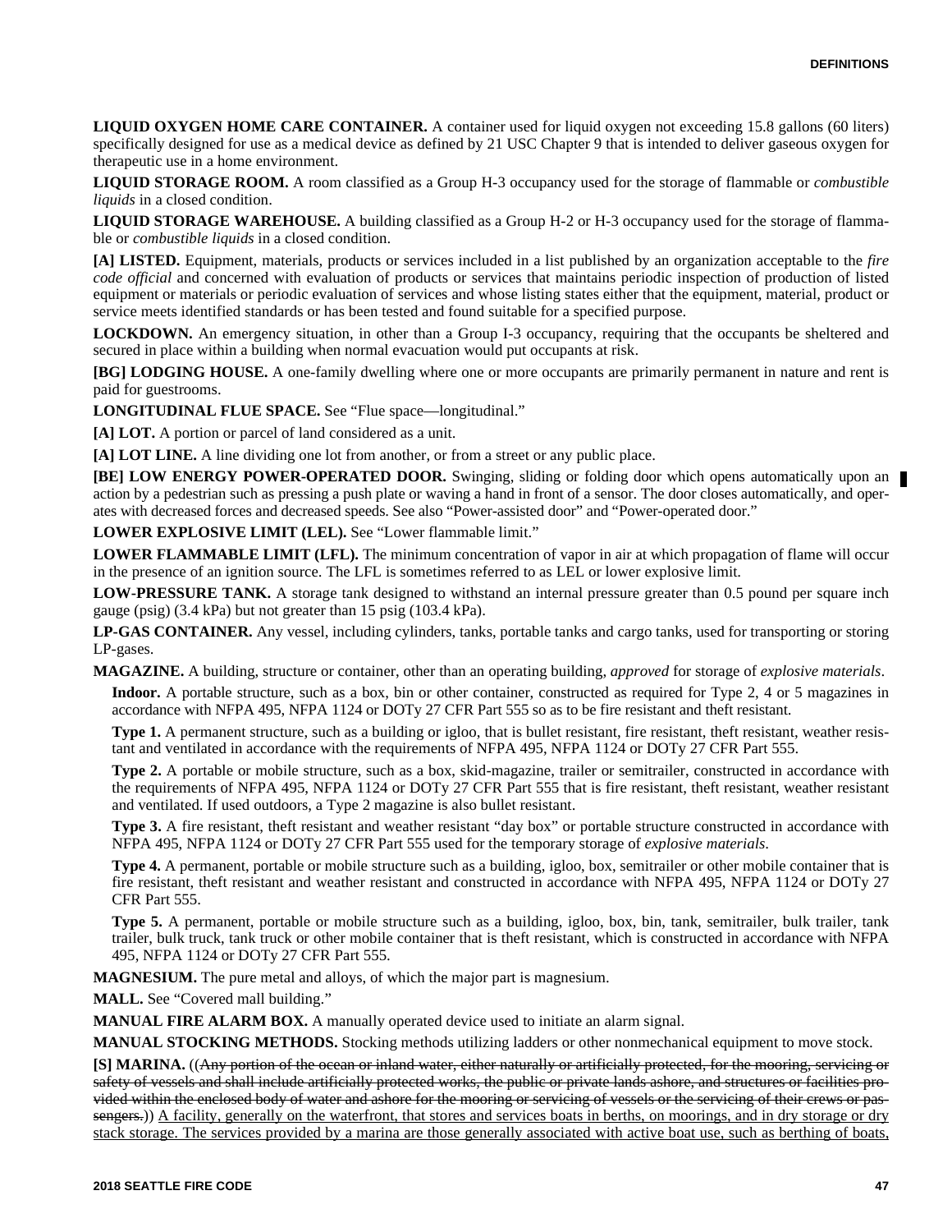**LIQUID OXYGEN HOME CARE CONTAINER.** A container used for liquid oxygen not exceeding 15.8 gallons (60 liters) specifically designed for use as a medical device as defined by 21 USC Chapter 9 that is intended to deliver gaseous oxygen for therapeutic use in a home environment.

**LIQUID STORAGE ROOM.** A room classified as a Group H-3 occupancy used for the storage of flammable or *combustible liquids* in a closed condition.

**LIQUID STORAGE WAREHOUSE.** A building classified as a Group H-2 or H-3 occupancy used for the storage of flammable or *combustible liquids* in a closed condition.

**[A] LISTED.** Equipment, materials, products or services included in a list published by an organization acceptable to the *fire code official* and concerned with evaluation of products or services that maintains periodic inspection of production of listed equipment or materials or periodic evaluation of services and whose listing states either that the equipment, material, product or service meets identified standards or has been tested and found suitable for a specified purpose.

**LOCKDOWN.** An emergency situation, in other than a Group I-3 occupancy, requiring that the occupants be sheltered and secured in place within a building when normal evacuation would put occupants at risk.

**[BG] LODGING HOUSE.** A one-family dwelling where one or more occupants are primarily permanent in nature and rent is paid for guestrooms.

**LONGITUDINAL FLUE SPACE.** See "Flue space—longitudinal."

**[A] LOT.** A portion or parcel of land considered as a unit.

**[A] LOT LINE.** A line dividing one lot from another, or from a street or any public place.

**[BE] LOW ENERGY POWER-OPERATED DOOR.** Swinging, sliding or folding door which opens automatically upon an action by a pedestrian such as pressing a push plate or waving a hand in front of a sensor. The door closes automatically, and operates with decreased forces and decreased speeds. See also "Power-assisted door" and "Power-operated door."

**LOWER EXPLOSIVE LIMIT (LEL).** See "Lower flammable limit."

**LOWER FLAMMABLE LIMIT (LFL).** The minimum concentration of vapor in air at which propagation of flame will occur in the presence of an ignition source. The LFL is sometimes referred to as LEL or lower explosive limit.

**LOW-PRESSURE TANK.** A storage tank designed to withstand an internal pressure greater than 0.5 pound per square inch gauge (psig) (3.4 kPa) but not greater than 15 psig (103.4 kPa).

**LP-GAS CONTAINER.** Any vessel, including cylinders, tanks, portable tanks and cargo tanks, used for transporting or storing LP-gases.

**MAGAZINE.** A building, structure or container, other than an operating building, *approved* for storage of *explosive materials*.

**Indoor.** A portable structure, such as a box, bin or other container, constructed as required for Type 2, 4 or 5 magazines in accordance with NFPA 495, NFPA 1124 or DOTy 27 CFR Part 555 so as to be fire resistant and theft resistant.

**Type 1.** A permanent structure, such as a building or igloo, that is bullet resistant, fire resistant, theft resistant, weather resistant and ventilated in accordance with the requirements of NFPA 495, NFPA 1124 or DOTy 27 CFR Part 555.

**Type 2.** A portable or mobile structure, such as a box, skid-magazine, trailer or semitrailer, constructed in accordance with the requirements of NFPA 495, NFPA 1124 or DOTy 27 CFR Part 555 that is fire resistant, theft resistant, weather resistant and ventilated. If used outdoors, a Type 2 magazine is also bullet resistant.

**Type 3.** A fire resistant, theft resistant and weather resistant "day box" or portable structure constructed in accordance with NFPA 495, NFPA 1124 or DOTy 27 CFR Part 555 used for the temporary storage of *explosive materials*.

**Type 4.** A permanent, portable or mobile structure such as a building, igloo, box, semitrailer or other mobile container that is fire resistant, theft resistant and weather resistant and constructed in accordance with NFPA 495, NFPA 1124 or DOTy 27 CFR Part 555.

**Type 5.** A permanent, portable or mobile structure such as a building, igloo, box, bin, tank, semitrailer, bulk trailer, tank trailer, bulk truck, tank truck or other mobile container that is theft resistant, which is constructed in accordance with NFPA 495, NFPA 1124 or DOTy 27 CFR Part 555.

**MAGNESIUM.** The pure metal and alloys, of which the major part is magnesium.

**MALL.** See "Covered mall building."

**MANUAL FIRE ALARM BOX.** A manually operated device used to initiate an alarm signal.

**MANUAL STOCKING METHODS.** Stocking methods utilizing ladders or other nonmechanical equipment to move stock.

**[S] MARINA.** ((~~Any portion of the ocean or inland water, either naturally or artificially protected, for the mooring, servicing or safety of vessels and shall include artificially protected works, the public or private lands ashore, and structures or facilities provided within the enclosed body of water and ashore for the mooring or servicing of vessels or the servicing of their crews or passengers.~~)) <u>A facility, generally on the waterfront, that stores and services boats in berths, on moorings, and in dry storage or dry stack storage. The services provided by a marina are those generally associated with active boat use, such as berthing of boats,</u>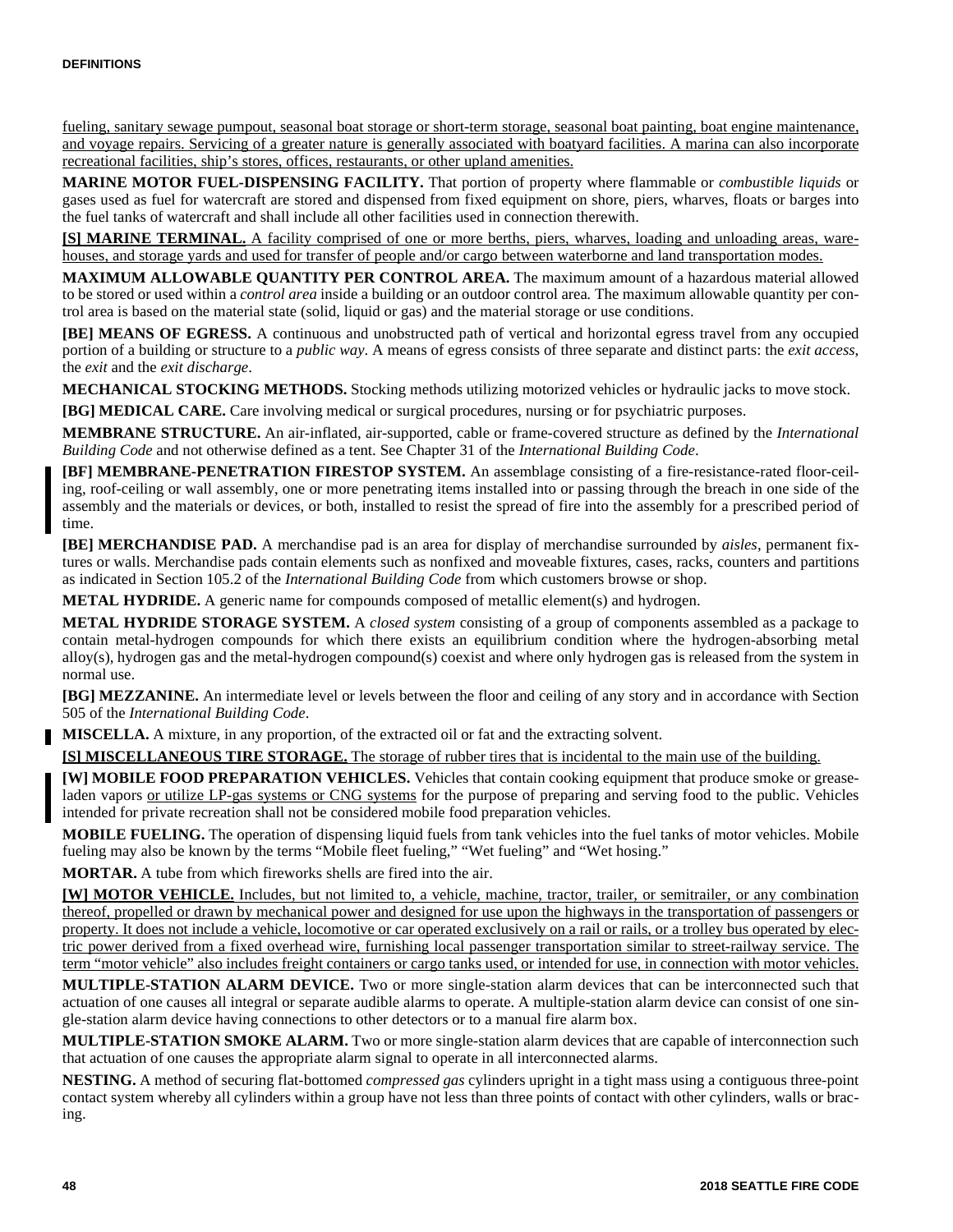fueling, sanitary sewage pumpout, seasonal boat storage or short-term storage, seasonal boat painting, boat engine maintenance, and voyage repairs. Servicing of a greater nature is generally associated with boatyard facilities. A marina can also incorporate recreational facilities, ship's stores, offices, restaurants, or other upland amenities.

**MARINE MOTOR FUEL-DISPENSING FACILITY.** That portion of property where flammable or *combustible liquids* or gases used as fuel for watercraft are stored and dispensed from fixed equipment on shore, piers, wharves, floats or barges into the fuel tanks of watercraft and shall include all other facilities used in connection therewith.

**[S] MARINE TERMINAL.** A facility comprised of one or more berths, piers, wharves, loading and unloading areas, warehouses, and storage yards and used for transfer of people and/or cargo between waterborne and land transportation modes.

**MAXIMUM ALLOWABLE QUANTITY PER CONTROL AREA.** The maximum amount of a hazardous material allowed to be stored or used within a *control area* inside a building or an outdoor control area. The maximum allowable quantity per control area is based on the material state (solid, liquid or gas) and the material storage or use conditions.

**[BE] MEANS OF EGRESS.** A continuous and unobstructed path of vertical and horizontal egress travel from any occupied portion of a building or structure to a *public way*. A means of egress consists of three separate and distinct parts: the *exit access*, the *exit* and the *exit discharge*.

**MECHANICAL STOCKING METHODS.** Stocking methods utilizing motorized vehicles or hydraulic jacks to move stock.

**[BG] MEDICAL CARE.** Care involving medical or surgical procedures, nursing or for psychiatric purposes.

**MEMBRANE STRUCTURE.** An air-inflated, air-supported, cable or frame-covered structure as defined by the *International Building Code* and not otherwise defined as a tent. See Chapter 31 of the *International Building Code*.

**[BF] MEMBRANE-PENETRATION FIRESTOP SYSTEM.** An assemblage consisting of a fire-resistance-rated floor-ceiling, roof-ceiling or wall assembly, one or more penetrating items installed into or passing through the breach in one side of the assembly and the materials or devices, or both, installed to resist the spread of fire into the assembly for a prescribed period of time.

**[BE] MERCHANDISE PAD.** A merchandise pad is an area for display of merchandise surrounded by *aisles*, permanent fixtures or walls. Merchandise pads contain elements such as nonfixed and moveable fixtures, cases, racks, counters and partitions as indicated in Section 105.2 of the *International Building Code* from which customers browse or shop.

**METAL HYDRIDE.** A generic name for compounds composed of metallic element(s) and hydrogen.

**METAL HYDRIDE STORAGE SYSTEM.** A *closed system* consisting of a group of components assembled as a package to contain metal-hydrogen compounds for which there exists an equilibrium condition where the hydrogen-absorbing metal alloy(s), hydrogen gas and the metal-hydrogen compound(s) coexist and where only hydrogen gas is released from the system in normal use.

**[BG] MEZZANINE.** An intermediate level or levels between the floor and ceiling of any story and in accordance with Section 505 of the *International Building Code*.

**MISCELLA.** A mixture, in any proportion, of the extracted oil or fat and the extracting solvent.

**[S] MISCELLANEOUS TIRE STORAGE.** The storage of rubber tires that is incidental to the main use of the building.

**[W] MOBILE FOOD PREPARATION VEHICLES.** Vehicles that contain cooking equipment that produce smoke or grease-laden vapors or utilize LP-gas systems or CNG systems for the purpose of preparing and serving food to the public. Vehicles intended for private recreation shall not be considered mobile food preparation vehicles.

**MOBILE FUELING.** The operation of dispensing liquid fuels from tank vehicles into the fuel tanks of motor vehicles. Mobile fueling may also be known by the terms "Mobile fleet fueling," "Wet fueling" and "Wet hosing."

**MORTAR.** A tube from which fireworks shells are fired into the air.

**[W] MOTOR VEHICLE.** Includes, but not limited to, a vehicle, machine, tractor, trailer, or semitrailer, or any combination thereof, propelled or drawn by mechanical power and designed for use upon the highways in the transportation of passengers or property. It does not include a vehicle, locomotive or car operated exclusively on a rail or rails, or a trolley bus operated by electric power derived from a fixed overhead wire, furnishing local passenger transportation similar to street-railway service. The term "motor vehicle" also includes freight containers or cargo tanks used, or intended for use, in connection with motor vehicles.

**MULTIPLE-STATION ALARM DEVICE.** Two or more single-station alarm devices that can be interconnected such that actuation of one causes all integral or separate audible alarms to operate. A multiple-station alarm device can consist of one single-station alarm device having connections to other detectors or to a manual fire alarm box.

**MULTIPLE-STATION SMOKE ALARM.** Two or more single-station alarm devices that are capable of interconnection such that actuation of one causes the appropriate alarm signal to operate in all interconnected alarms.

**NESTING.** A method of securing flat-bottomed *compressed gas* cylinders upright in a tight mass using a contiguous three-point contact system whereby all cylinders within a group have not less than three points of contact with other cylinders, walls or bracing.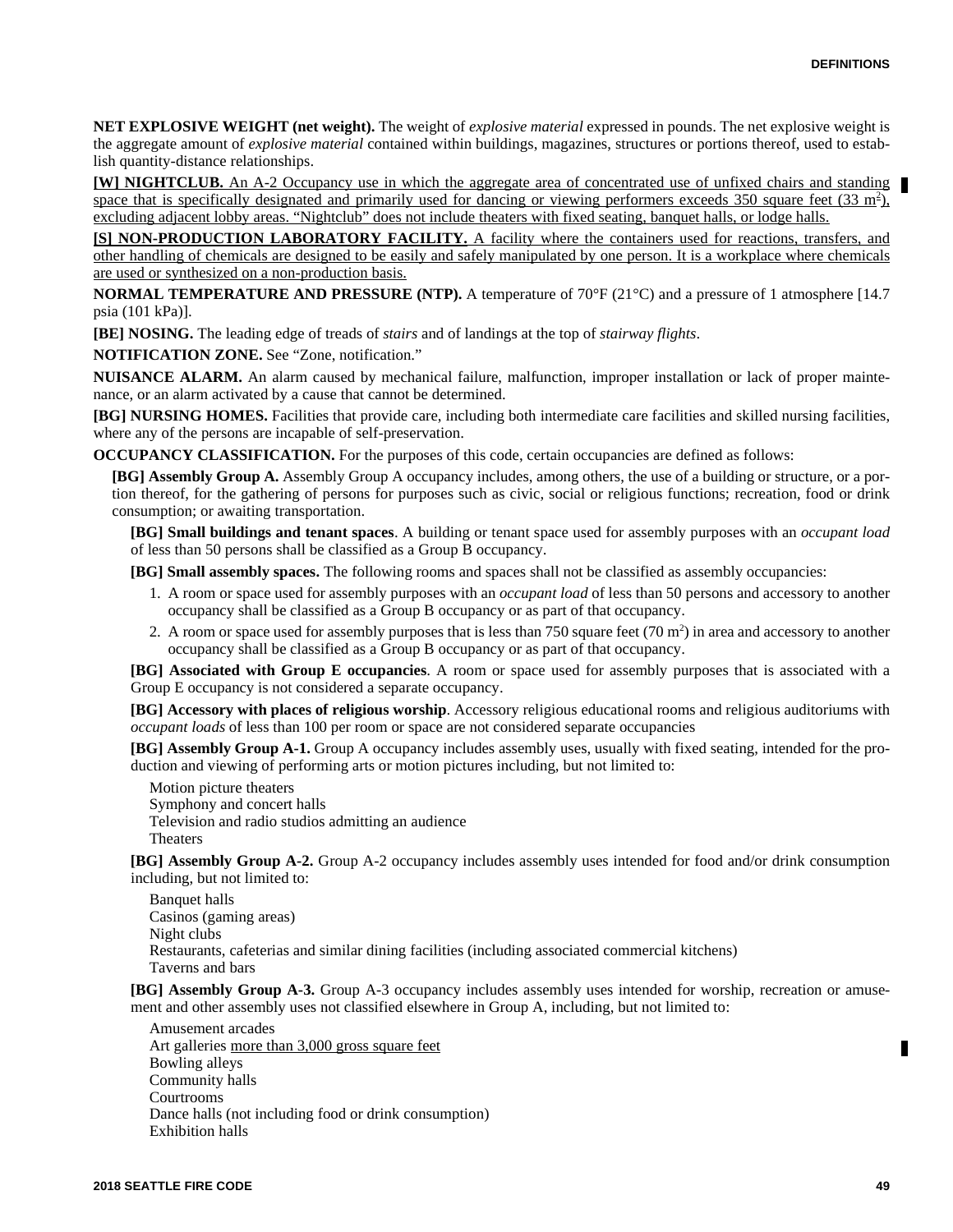**NET EXPLOSIVE WEIGHT (net weight).** The weight of *explosive material* expressed in pounds. The net explosive weight is the aggregate amount of *explosive material* contained within buildings, magazines, structures or portions thereof, used to establish quantity-distance relationships.

**[W] NIGHTCLUB.** An A-2 Occupancy use in which the aggregate area of concentrated use of unfixed chairs and standing space that is specifically designated and primarily used for dancing or viewing performers exceeds 350 square feet (33 m$^2$), excluding adjacent lobby areas. "Nightclub" does not include theaters with fixed seating, banquet halls, or lodge halls.

**[S] NON-PRODUCTION LABORATORY FACILITY.** A facility where the containers used for reactions, transfers, and other handling of chemicals are designed to be easily and safely manipulated by one person. It is a workplace where chemicals are used or synthesized on a non-production basis.

**NORMAL TEMPERATURE AND PRESSURE (NTP).** A temperature of 70°F (21°C) and a pressure of 1 atmosphere [14.7 psia (101 kPa)].

**[BE] NOSING.** The leading edge of treads of *stairs* and of landings at the top of *stairway flights*.

**NOTIFICATION ZONE.** See "Zone, notification."

**NUISANCE ALARM.** An alarm caused by mechanical failure, malfunction, improper installation or lack of proper maintenance, or an alarm activated by a cause that cannot be determined.

**[BG] NURSING HOMES.** Facilities that provide care, including both intermediate care facilities and skilled nursing facilities, where any of the persons are incapable of self-preservation.

**OCCUPANCY CLASSIFICATION.** For the purposes of this code, certain occupancies are defined as follows:

**[BG] Assembly Group A.** Assembly Group A occupancy includes, among others, the use of a building or structure, or a portion thereof, for the gathering of persons for purposes such as civic, social or religious functions; recreation, food or drink consumption; or awaiting transportation.

**[BG] Small buildings and tenant spaces**. A building or tenant space used for assembly purposes with an *occupant load* of less than 50 persons shall be classified as a Group B occupancy.

**[BG] Small assembly spaces.** The following rooms and spaces shall not be classified as assembly occupancies:

1. A room or space used for assembly purposes with an *occupant load* of less than 50 persons and accessory to another occupancy shall be classified as a Group B occupancy or as part of that occupancy.
2. A room or space used for assembly purposes that is less than 750 square feet (70 m$^2$) in area and accessory to another occupancy shall be classified as a Group B occupancy or as part of that occupancy.

**[BG] Associated with Group E occupancies**. A room or space used for assembly purposes that is associated with a Group E occupancy is not considered a separate occupancy.

**[BG] Accessory with places of religious worship**. Accessory religious educational rooms and religious auditoriums with *occupant loads* of less than 100 per room or space are not considered separate occupancies

**[BG] Assembly Group A-1.** Group A occupancy includes assembly uses, usually with fixed seating, intended for the production and viewing of performing arts or motion pictures including, but not limited to:

Motion picture theaters
Symphony and concert halls
Television and radio studios admitting an audience
Theaters

**[BG] Assembly Group A-2.** Group A-2 occupancy includes assembly uses intended for food and/or drink consumption including, but not limited to:

Banquet halls
Casinos (gaming areas)
Night clubs
Restaurants, cafeterias and similar dining facilities (including associated commercial kitchens)
Taverns and bars

**[BG] Assembly Group A-3.** Group A-3 occupancy includes assembly uses intended for worship, recreation or amusement and other assembly uses not classified elsewhere in Group A, including, but not limited to:

Amusement arcades
Art galleries more than 3,000 gross square feet
Bowling alleys
Community halls
Courtrooms
Dance halls (not including food or drink consumption)
Exhibition halls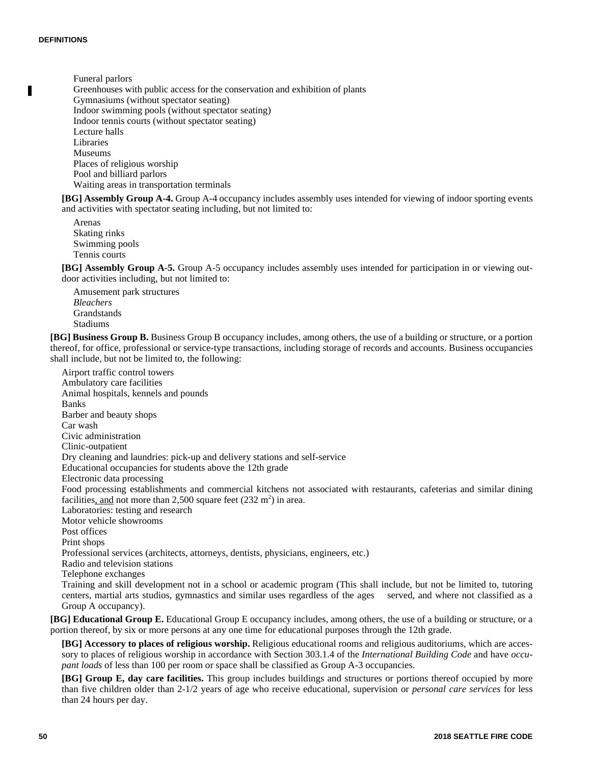Funeral parlors
Greenhouses with public access for the conservation and exhibition of plants
Gymnasiums (without spectator seating)
Indoor swimming pools (without spectator seating)
Indoor tennis courts (without spectator seating)
Lecture halls
Libraries
Museums
Places of religious worship
Pool and billiard parlors
Waiting areas in transportation terminals

**[BG] Assembly Group A-4.** Group A-4 occupancy includes assembly uses intended for viewing of indoor sporting events and activities with spectator seating including, but not limited to:

Arenas
Skating rinks
Swimming pools
Tennis courts

**[BG] Assembly Group A-5.** Group A-5 occupancy includes assembly uses intended for participation in or viewing outdoor activities including, but not limited to:

Amusement park structures
*Bleachers*
Grandstands
Stadiums

**[BG] Business Group B.** Business Group B occupancy includes, among others, the use of a building or structure, or a portion thereof, for office, professional or service-type transactions, including storage of records and accounts. Business occupancies shall include, but not be limited to, the following:

Airport traffic control towers
Ambulatory care facilities
Animal hospitals, kennels and pounds
Banks
Barber and beauty shops
Car wash
Civic administration
Clinic-outpatient
Dry cleaning and laundries: pick-up and delivery stations and self-service
Educational occupancies for students above the 12th grade
Electronic data processing
Food processing establishments and commercial kitchens not associated with restaurants, cafeterias and similar dining facilities, and not more than 2,500 square feet (232 $m^2$) in area.
Laboratories: testing and research
Motor vehicle showrooms
Post offices
Print shops
Professional services (architects, attorneys, dentists, physicians, engineers, etc.)
Radio and television stations
Telephone exchanges
Training and skill development not in a school or academic program (This shall include, but not be limited to, tutoring centers, martial arts studios, gymnastics and similar uses regardless of the ages served, and where not classified as a Group A occupancy).

**[BG] Educational Group E.** Educational Group E occupancy includes, among others, the use of a building or structure, or a portion thereof, by six or more persons at any one time for educational purposes through the 12th grade.

**[BG] Accessory to places of religious worship.** Religious educational rooms and religious auditoriums, which are accessory to places of religious worship in accordance with Section 303.1.4 of the *International Building Code* and have *occupant loads* of less than 100 per room or space shall be classified as Group A-3 occupancies.

**[BG] Group E, day care facilities.** This group includes buildings and structures or portions thereof occupied by more than five children older than 2-1/2 years of age who receive educational, supervision or *personal care services* for less than 24 hours per day.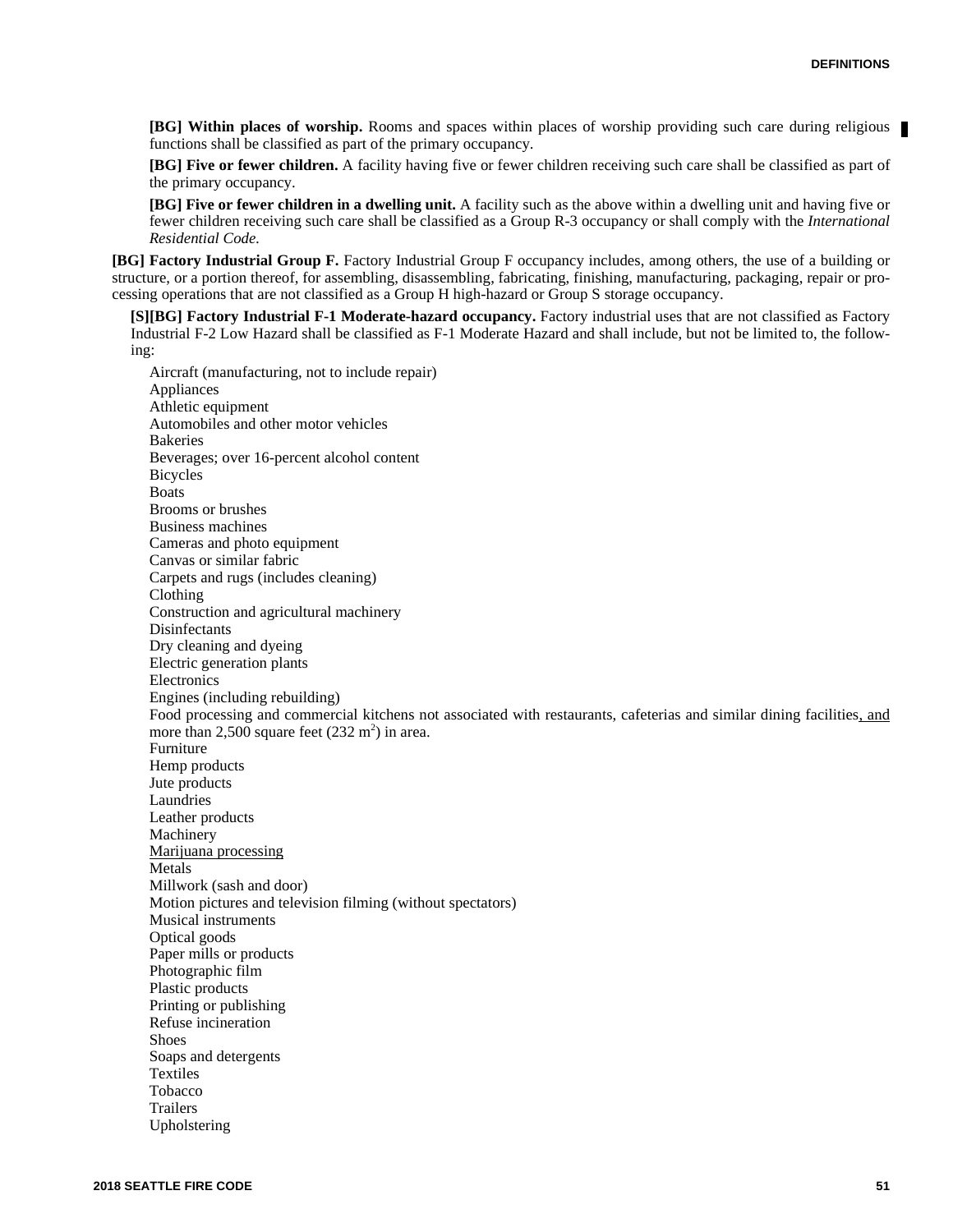**[BG] Within places of worship.** Rooms and spaces within places of worship providing such care during religious functions shall be classified as part of the primary occupancy.

**[BG] Five or fewer children.** A facility having five or fewer children receiving such care shall be classified as part of the primary occupancy.

**[BG] Five or fewer children in a dwelling unit.** A facility such as the above within a dwelling unit and having five or fewer children receiving such care shall be classified as a Group R-3 occupancy or shall comply with the *International Residential Code.*

**[BG] Factory Industrial Group F.** Factory Industrial Group F occupancy includes, among others, the use of a building or structure, or a portion thereof, for assembling, disassembling, fabricating, finishing, manufacturing, packaging, repair or processing operations that are not classified as a Group H high-hazard or Group S storage occupancy.

**[S][BG] Factory Industrial F-1 Moderate-hazard occupancy.** Factory industrial uses that are not classified as Factory Industrial F-2 Low Hazard shall be classified as F-1 Moderate Hazard and shall include, but not be limited to, the following:

Aircraft (manufacturing, not to include repair)
Appliances
Athletic equipment
Automobiles and other motor vehicles
Bakeries
Beverages; over 16-percent alcohol content
Bicycles
Boats
Brooms or brushes
Business machines
Cameras and photo equipment
Canvas or similar fabric
Carpets and rugs (includes cleaning)
Clothing
Construction and agricultural machinery
Disinfectants
Dry cleaning and dyeing
Electric generation plants
Electronics
Engines (including rebuilding)
Food processing and commercial kitchens not associated with restaurants, cafeterias and similar dining facilities, and more than 2,500 square feet (232 $m^2$) in area.
Furniture
Hemp products
Jute products
Laundries
Leather products
Machinery
Marijuana processing
Metals
Millwork (sash and door)
Motion pictures and television filming (without spectators)
Musical instruments
Optical goods
Paper mills or products
Photographic film
Plastic products
Printing or publishing
Refuse incineration
Shoes
Soaps and detergents
Textiles
Tobacco
Trailers
Upholstering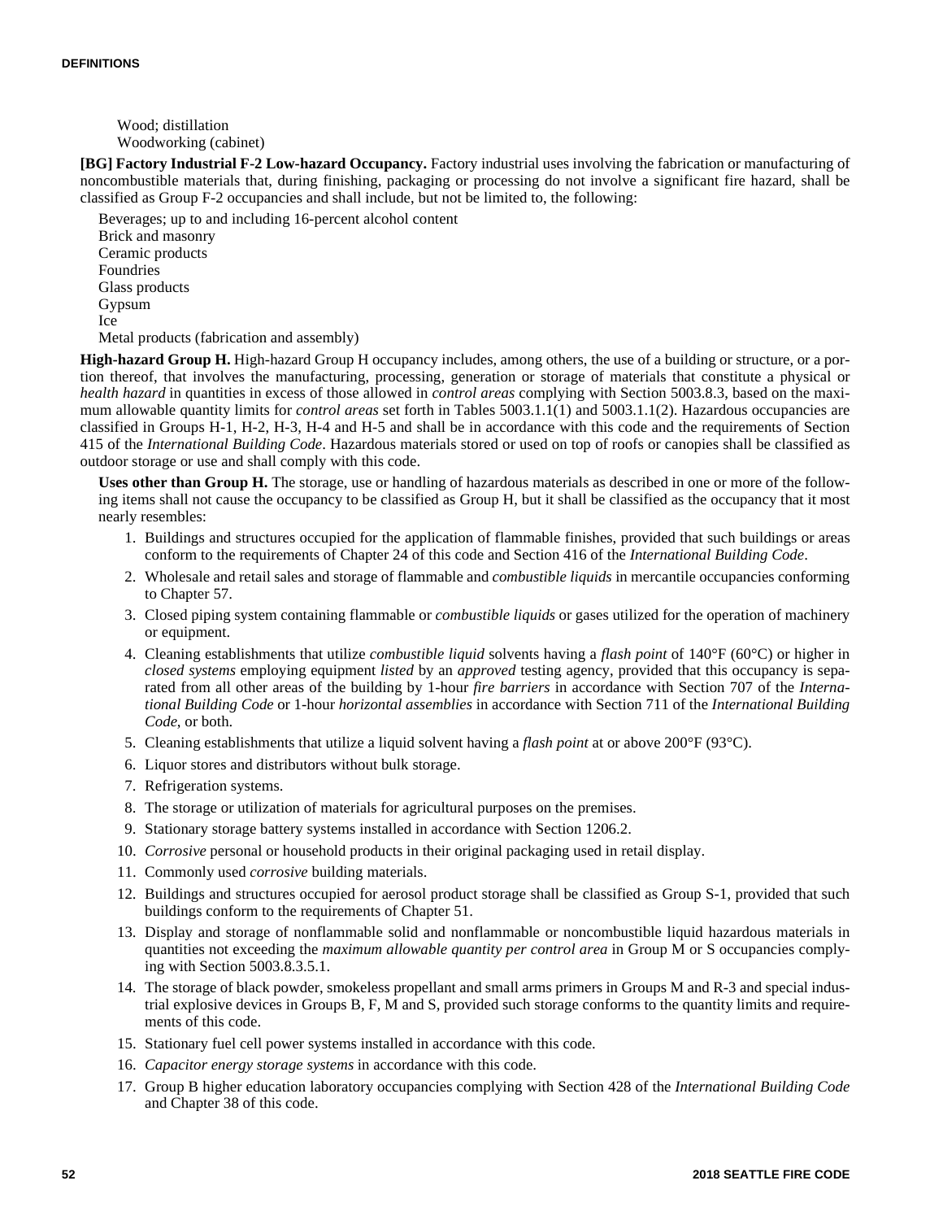Wood; distillation
Woodworking (cabinet)

**[BG] Factory Industrial F-2 Low-hazard Occupancy.** Factory industrial uses involving the fabrication or manufacturing of noncombustible materials that, during finishing, packaging or processing do not involve a significant fire hazard, shall be classified as Group F-2 occupancies and shall include, but not be limited to, the following:

Beverages; up to and including 16-percent alcohol content
Brick and masonry
Ceramic products
Foundries
Glass products
Gypsum
Ice
Metal products (fabrication and assembly)

**High-hazard Group H.** High-hazard Group H occupancy includes, among others, the use of a building or structure, or a portion thereof, that involves the manufacturing, processing, generation or storage of materials that constitute a physical or *health hazard* in quantities in excess of those allowed in *control areas* complying with Section 5003.8.3, based on the maximum allowable quantity limits for *control areas* set forth in Tables 5003.1.1(1) and 5003.1.1(2). Hazardous occupancies are classified in Groups H-1, H-2, H-3, H-4 and H-5 and shall be in accordance with this code and the requirements of Section 415 of the *International Building Code*. Hazardous materials stored or used on top of roofs or canopies shall be classified as outdoor storage or use and shall comply with this code.

**Uses other than Group H.** The storage, use or handling of hazardous materials as described in one or more of the following items shall not cause the occupancy to be classified as Group H, but it shall be classified as the occupancy that it most nearly resembles:

1. Buildings and structures occupied for the application of flammable finishes, provided that such buildings or areas conform to the requirements of Chapter 24 of this code and Section 416 of the *International Building Code*.
2. Wholesale and retail sales and storage of flammable and *combustible liquids* in mercantile occupancies conforming to Chapter 57.
3. Closed piping system containing flammable or *combustible liquids* or gases utilized for the operation of machinery or equipment.
4. Cleaning establishments that utilize *combustible liquid* solvents having a *flash point* of 140°F (60°C) or higher in *closed systems* employing equipment *listed* by an *approved* testing agency, provided that this occupancy is separated from all other areas of the building by 1-hour *fire barriers* in accordance with Section 707 of the *International Building Code* or 1-hour *horizontal assemblies* in accordance with Section 711 of the *International Building Code*, or both.
5. Cleaning establishments that utilize a liquid solvent having a *flash point* at or above 200°F (93°C).
6. Liquor stores and distributors without bulk storage.
7. Refrigeration systems.
8. The storage or utilization of materials for agricultural purposes on the premises.
9. Stationary storage battery systems installed in accordance with Section 1206.2.
10. *Corrosive* personal or household products in their original packaging used in retail display.
11. Commonly used *corrosive* building materials.
12. Buildings and structures occupied for aerosol product storage shall be classified as Group S-1, provided that such buildings conform to the requirements of Chapter 51.
13. Display and storage of nonflammable solid and nonflammable or noncombustible liquid hazardous materials in quantities not exceeding the *maximum allowable quantity per control area* in Group M or S occupancies complying with Section 5003.8.3.5.1.
14. The storage of black powder, smokeless propellant and small arms primers in Groups M and R-3 and special industrial explosive devices in Groups B, F, M and S, provided such storage conforms to the quantity limits and requirements of this code.
15. Stationary fuel cell power systems installed in accordance with this code.
16. *Capacitor energy storage systems* in accordance with this code.
17. Group B higher education laboratory occupancies complying with Section 428 of the *International Building Code* and Chapter 38 of this code.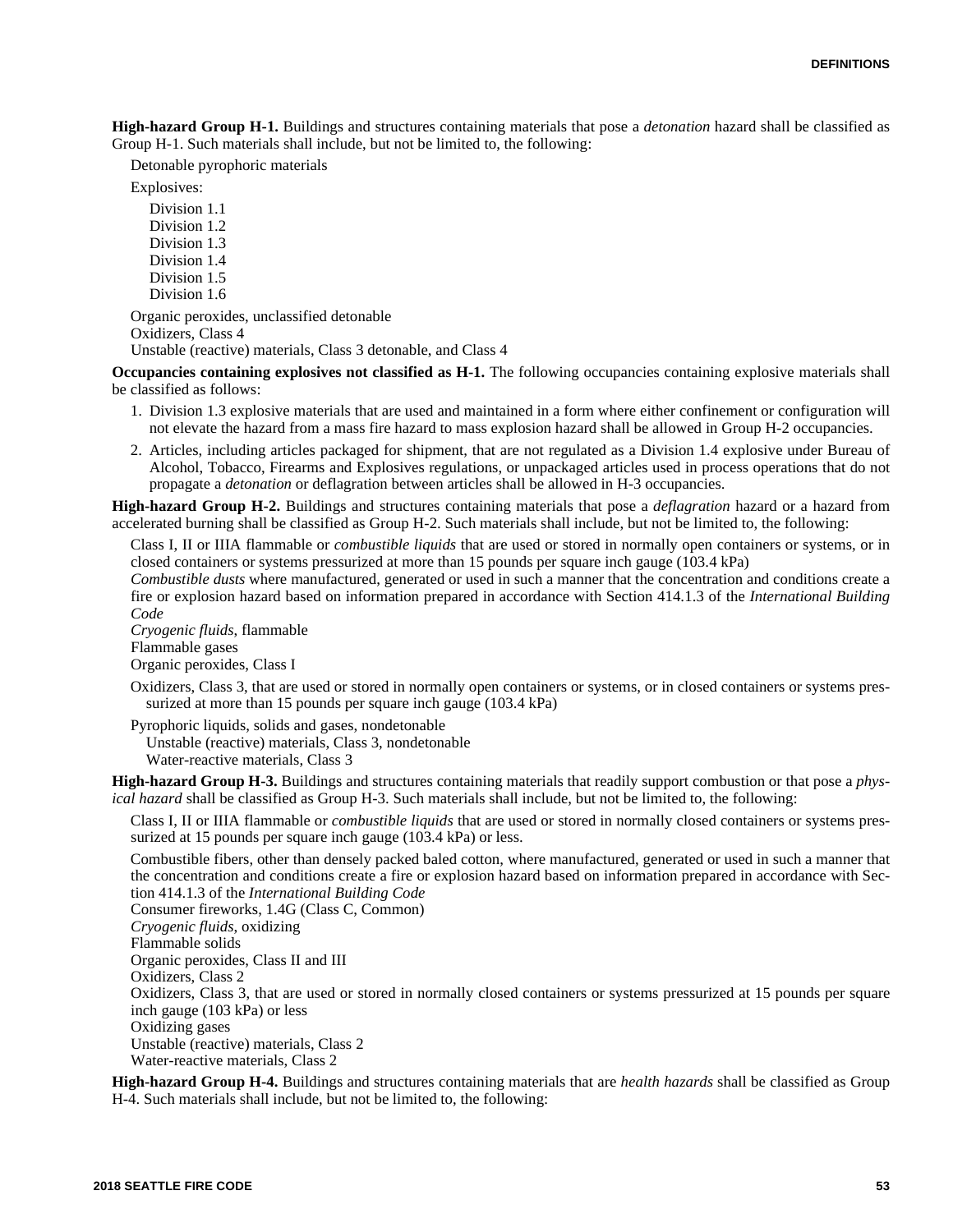**High-hazard Group H-1.** Buildings and structures containing materials that pose a *detonation* hazard shall be classified as Group H-1. Such materials shall include, but not be limited to, the following:

Detonable pyrophoric materials

Explosives:

- Division 1.1
- Division 1.2
- Division 1.3
- Division 1.4
- Division 1.5
- Division 1.6

Organic peroxides, unclassified detonable
Oxidizers, Class 4
Unstable (reactive) materials, Class 3 detonable, and Class 4

**Occupancies containing explosives not classified as H-1.** The following occupancies containing explosive materials shall be classified as follows:

1. Division 1.3 explosive materials that are used and maintained in a form where either confinement or configuration will not elevate the hazard from a mass fire hazard to mass explosion hazard shall be allowed in Group H-2 occupancies.
2. Articles, including articles packaged for shipment, that are not regulated as a Division 1.4 explosive under Bureau of Alcohol, Tobacco, Firearms and Explosives regulations, or unpackaged articles used in process operations that do not propagate a *detonation* or deflagration between articles shall be allowed in H-3 occupancies.

**High-hazard Group H-2.** Buildings and structures containing materials that pose a *deflagration* hazard or a hazard from accelerated burning shall be classified as Group H-2. Such materials shall include, but not be limited to, the following:

Class I, II or IIIA flammable or *combustible liquids* that are used or stored in normally open containers or systems, or in closed containers or systems pressurized at more than 15 pounds per square inch gauge (103.4 kPa)
*Combustible dusts* where manufactured, generated or used in such a manner that the concentration and conditions create a fire or explosion hazard based on information prepared in accordance with Section 414.1.3 of the *International Building Code*
*Cryogenic fluids*, flammable
Flammable gases
Organic peroxides, Class I

Oxidizers, Class 3, that are used or stored in normally open containers or systems, or in closed containers or systems pressurized at more than 15 pounds per square inch gauge (103.4 kPa)

Pyrophoric liquids, solids and gases, nondetonable
Unstable (reactive) materials, Class 3, nondetonable
Water-reactive materials, Class 3

**High-hazard Group H-3.** Buildings and structures containing materials that readily support combustion or that pose a *physical hazard* shall be classified as Group H-3. Such materials shall include, but not be limited to, the following:

Class I, II or IIIA flammable or *combustible liquids* that are used or stored in normally closed containers or systems pressurized at 15 pounds per square inch gauge (103.4 kPa) or less.

Combustible fibers, other than densely packed baled cotton, where manufactured, generated or used in such a manner that the concentration and conditions create a fire or explosion hazard based on information prepared in accordance with Section 414.1.3 of the *International Building Code*
Consumer fireworks, 1.4G (Class C, Common)
*Cryogenic fluids*, oxidizing
Flammable solids
Organic peroxides, Class II and III
Oxidizers, Class 2
Oxidizers, Class 3, that are used or stored in normally closed containers or systems pressurized at 15 pounds per square inch gauge (103 kPa) or less
Oxidizing gases
Unstable (reactive) materials, Class 2
Water-reactive materials, Class 2

**High-hazard Group H-4.** Buildings and structures containing materials that are *health hazards* shall be classified as Group H-4. Such materials shall include, but not be limited to, the following: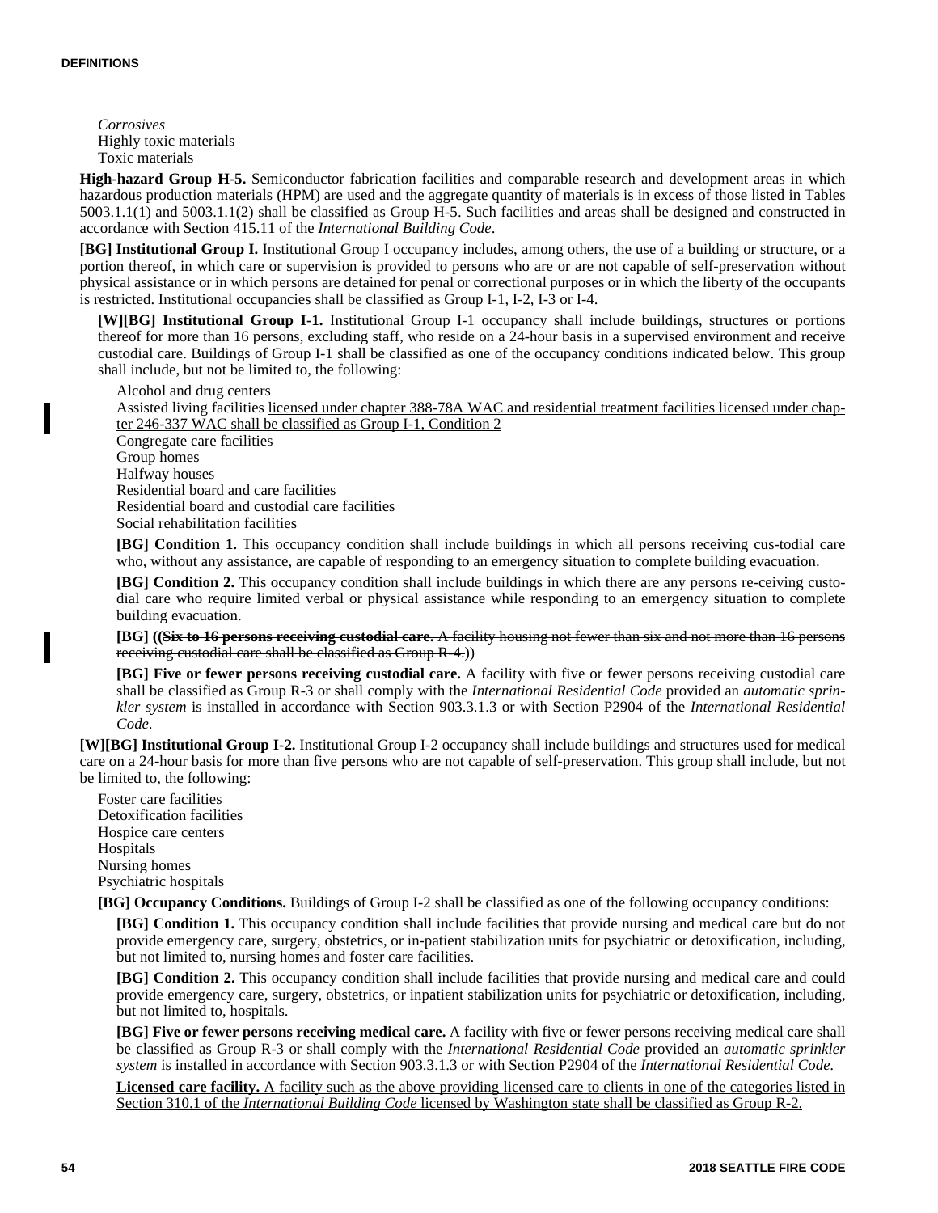*Corrosives*
Highly toxic materials
Toxic materials

**High-hazard Group H-5.** Semiconductor fabrication facilities and comparable research and development areas in which hazardous production materials (HPM) are used and the aggregate quantity of materials is in excess of those listed in Tables 5003.1.1(1) and 5003.1.1(2) shall be classified as Group H-5. Such facilities and areas shall be designed and constructed in accordance with Section 415.11 of the *International Building Code*.

**[BG] Institutional Group I.** Institutional Group I occupancy includes, among others, the use of a building or structure, or a portion thereof, in which care or supervision is provided to persons who are or are not capable of self-preservation without physical assistance or in which persons are detained for penal or correctional purposes or in which the liberty of the occupants is restricted. Institutional occupancies shall be classified as Group I-1, I-2, I-3 or I-4.

**[W][BG] Institutional Group I-1.** Institutional Group I-1 occupancy shall include buildings, structures or portions thereof for more than 16 persons, excluding staff, who reside on a 24-hour basis in a supervised environment and receive custodial care. Buildings of Group I-1 shall be classified as one of the occupancy conditions indicated below. This group shall include, but not be limited to, the following:

Alcohol and drug centers
Assisted living facilities <u>licensed under chapter 388-78A WAC and residential treatment facilities licensed under chapter 246-337 WAC shall be classified as Group I-1, Condition 2</u>
Congregate care facilities
Group homes
Halfway houses
Residential board and care facilities
Residential board and custodial care facilities
Social rehabilitation facilities

**[BG] Condition 1.** This occupancy condition shall include buildings in which all persons receiving cus-todial care who, without any assistance, are capable of responding to an emergency situation to complete building evacuation.

**[BG] Condition 2.** This occupancy condition shall include buildings in which there are any persons re-ceiving custodial care who require limited verbal or physical assistance while responding to an emergency situation to complete building evacuation.

**[BG] ((~~Six to 16 persons receiving custodial care.~~** ~~A facility housing not fewer than six and not more than 16 persons receiving custodial care shall be classified as Group R-4.~~))

**[BG] Five or fewer persons receiving custodial care.** A facility with five or fewer persons receiving custodial care shall be classified as Group R-3 or shall comply with the *International Residential Code* provided an *automatic sprinkler system* is installed in accordance with Section 903.3.1.3 or with Section P2904 of the *International Residential Code*.

**[W][BG] Institutional Group I-2.** Institutional Group I-2 occupancy shall include buildings and structures used for medical care on a 24-hour basis for more than five persons who are not capable of self-preservation. This group shall include, but not be limited to, the following:

Foster care facilities
Detoxification facilities
<u>Hospice care centers</u>
Hospitals
Nursing homes
Psychiatric hospitals

**[BG] Occupancy Conditions.** Buildings of Group I-2 shall be classified as one of the following occupancy conditions:

**[BG] Condition 1.** This occupancy condition shall include facilities that provide nursing and medical care but do not provide emergency care, surgery, obstetrics, or in-patient stabilization units for psychiatric or detoxification, including, but not limited to, nursing homes and foster care facilities.

**[BG] Condition 2.** This occupancy condition shall include facilities that provide nursing and medical care and could provide emergency care, surgery, obstetrics, or inpatient stabilization units for psychiatric or detoxification, including, but not limited to, hospitals.

**[BG] Five or fewer persons receiving medical care.** A facility with five or fewer persons receiving medical care shall be classified as Group R-3 or shall comply with the *International Residential Code* provided an *automatic sprinkler system* is installed in accordance with Section 903.3.1.3 or with Section P2904 of the *International Residential Code*.

<u>**Licensed care facility.** A facility such as the above providing licensed care to clients in one of the categories listed in Section 310.1 of the *International Building Code* licensed by Washington state shall be classified as Group R-2.</u>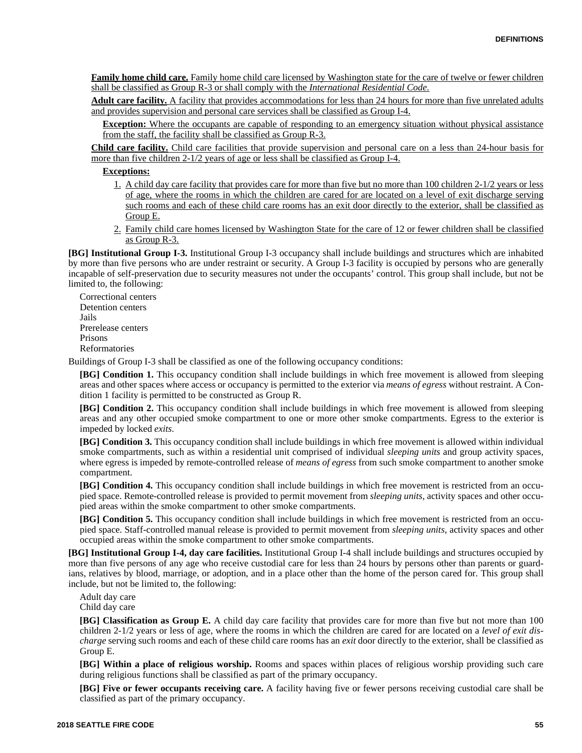**Family home child care.** Family home child care licensed by Washington state for the care of twelve or fewer children shall be classified as Group R-3 or shall comply with the *International Residential Code.*

**Adult care facility.** A facility that provides accommodations for less than 24 hours for more than five unrelated adults and provides supervision and personal care services shall be classified as Group I-4.

**Exception:** Where the occupants are capable of responding to an emergency situation without physical assistance from the staff, the facility shall be classified as Group R-3.

**Child care facility.** Child care facilities that provide supervision and personal care on a less than 24-hour basis for more than five children 2-1/2 years of age or less shall be classified as Group I-4.

**Exceptions:**

1. A child day care facility that provides care for more than five but no more than 100 children 2-1/2 years or less of age, where the rooms in which the children are cared for are located on a level of exit discharge serving such rooms and each of these child care rooms has an exit door directly to the exterior, shall be classified as Group E.
2. Family child care homes licensed by Washington State for the care of 12 or fewer children shall be classified as Group R-3.

**[BG] Institutional Group I-3.** Institutional Group I-3 occupancy shall include buildings and structures which are inhabited by more than five persons who are under restraint or security. A Group I-3 facility is occupied by persons who are generally incapable of self-preservation due to security measures not under the occupants' control. This group shall include, but not be limited to, the following:

Correctional centers
Detention centers
Jails
Prerelease centers
Prisons
Reformatories

Buildings of Group I-3 shall be classified as one of the following occupancy conditions:

**[BG] Condition 1.** This occupancy condition shall include buildings in which free movement is allowed from sleeping areas and other spaces where access or occupancy is permitted to the exterior via *means of egress* without restraint. A Condition 1 facility is permitted to be constructed as Group R.

**[BG] Condition 2.** This occupancy condition shall include buildings in which free movement is allowed from sleeping areas and any other occupied smoke compartment to one or more other smoke compartments. Egress to the exterior is impeded by locked *exits*.

**[BG] Condition 3.** This occupancy condition shall include buildings in which free movement is allowed within individual smoke compartments, such as within a residential unit comprised of individual *sleeping units* and group activity spaces, where egress is impeded by remote-controlled release of *means of egress* from such smoke compartment to another smoke compartment.

**[BG] Condition 4.** This occupancy condition shall include buildings in which free movement is restricted from an occupied space. Remote-controlled release is provided to permit movement from *sleeping units*, activity spaces and other occupied areas within the smoke compartment to other smoke compartments.

**[BG] Condition 5.** This occupancy condition shall include buildings in which free movement is restricted from an occupied space. Staff-controlled manual release is provided to permit movement from *sleeping units*, activity spaces and other occupied areas within the smoke compartment to other smoke compartments.

**[BG] Institutional Group I-4, day care facilities.** Institutional Group I-4 shall include buildings and structures occupied by more than five persons of any age who receive custodial care for less than 24 hours by persons other than parents or guardians, relatives by blood, marriage, or adoption, and in a place other than the home of the person cared for. This group shall include, but not be limited to, the following:

Adult day care
Child day care

**[BG] Classification as Group E.** A child day care facility that provides care for more than five but not more than 100 children 2-1/2 years or less of age, where the rooms in which the children are cared for are located on a *level of exit discharge* serving such rooms and each of these child care rooms has an *exit* door directly to the exterior, shall be classified as Group E.

**[BG] Within a place of religious worship.** Rooms and spaces within places of religious worship providing such care during religious functions shall be classified as part of the primary occupancy.

**[BG] Five or fewer occupants receiving care.** A facility having five or fewer persons receiving custodial care shall be classified as part of the primary occupancy.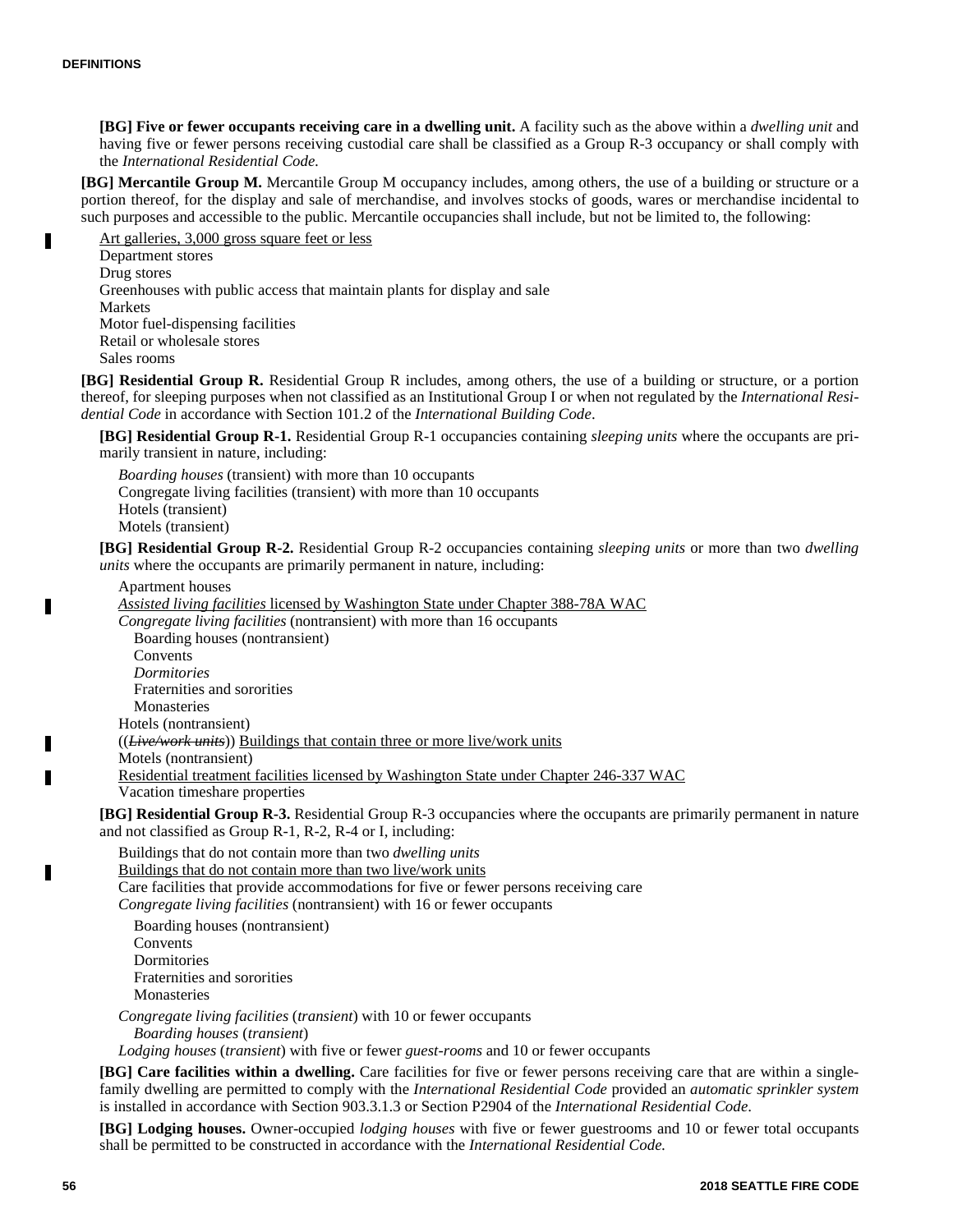**[BG] Five or fewer occupants receiving care in a dwelling unit.** A facility such as the above within a *dwelling unit* and having five or fewer persons receiving custodial care shall be classified as a Group R-3 occupancy or shall comply with the *International Residential Code.*

**[BG] Mercantile Group M.** Mercantile Group M occupancy includes, among others, the use of a building or structure or a portion thereof, for the display and sale of merchandise, and involves stocks of goods, wares or merchandise incidental to such purposes and accessible to the public. Mercantile occupancies shall include, but not be limited to, the following:

<u>Art galleries, 3,000 gross square feet or less</u>
Department stores
Drug stores
Greenhouses with public access that maintain plants for display and sale
Markets
Motor fuel-dispensing facilities
Retail or wholesale stores
Sales rooms

**[BG] Residential Group R.** Residential Group R includes, among others, the use of a building or structure, or a portion thereof, for sleeping purposes when not classified as an Institutional Group I or when not regulated by the *International Residential Code* in accordance with Section 101.2 of the *International Building Code*.

**[BG] Residential Group R-1.** Residential Group R-1 occupancies containing *sleeping units* where the occupants are primarily transient in nature, including:

*Boarding houses* (transient) with more than 10 occupants
Congregate living facilities (transient) with more than 10 occupants
Hotels (transient)
Motels (transient)

**[BG] Residential Group R-2.** Residential Group R-2 occupancies containing *sleeping units* or more than two *dwelling units* where the occupants are primarily permanent in nature, including:

Apartment houses
<u>*Assisted living facilities* licensed by Washington State under Chapter 388-78A WAC</u>
*Congregate living facilities* (nontransient) with more than 16 occupants
  Boarding houses (nontransient)
  Convents
  *Dormitories*
  Fraternities and sororities
  Monasteries
Hotels (nontransient)
((~~*Live/work units*~~)) <u>Buildings that contain three or more live/work units</u>
Motels (nontransient)
<u>Residential treatment facilities licensed by Washington State under Chapter 246-337 WAC</u>
Vacation timeshare properties

**[BG] Residential Group R-3.** Residential Group R-3 occupancies where the occupants are primarily permanent in nature and not classified as Group R-1, R-2, R-4 or I, including:

Buildings that do not contain more than two *dwelling units*
<u>Buildings that do not contain more than two live/work units</u>
Care facilities that provide accommodations for five or fewer persons receiving care
*Congregate living facilities* (nontransient) with 16 or fewer occupants
  Boarding houses (nontransient)
  Convents
  Dormitories
  Fraternities and sororities
  Monasteries
*Congregate living facilities* (*transient*) with 10 or fewer occupants
  *Boarding houses* (*transient*)
*Lodging houses* (*transient*) with five or fewer *guest-rooms* and 10 or fewer occupants

**[BG] Care facilities within a dwelling.** Care facilities for five or fewer persons receiving care that are within a single-family dwelling are permitted to comply with the *International Residential Code* provided an *automatic sprinkler system* is installed in accordance with Section 903.3.1.3 or Section P2904 of the *International Residential Code*.

**[BG] Lodging houses.** Owner-occupied *lodging houses* with five or fewer guestrooms and 10 or fewer total occupants shall be permitted to be constructed in accordance with the *International Residential Code.*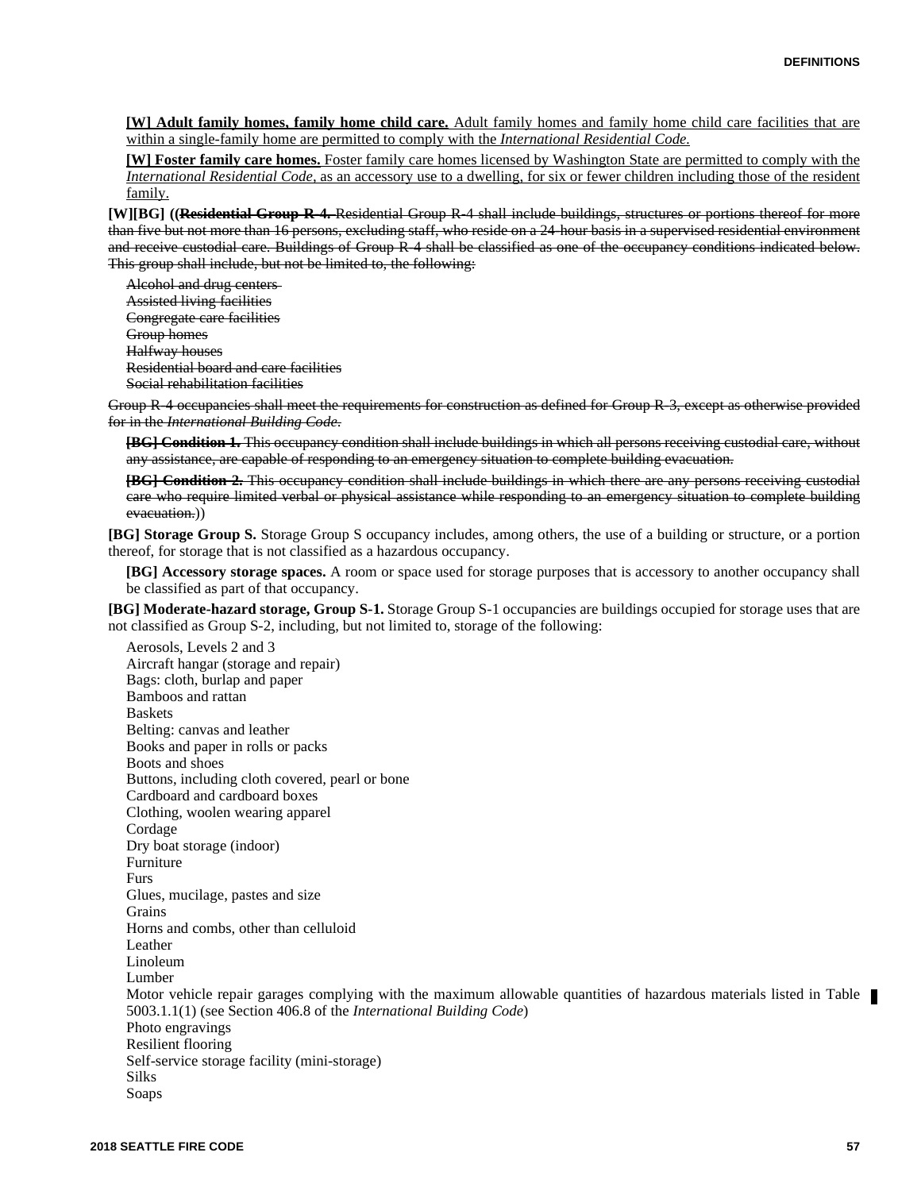**[W] Adult family homes, family home child care.** Adult family homes and family home child care facilities that are within a single-family home are permitted to comply with the *International Residential Code.*

**[W] Foster family care homes.** Foster family care homes licensed by Washington State are permitted to comply with the *International Residential Code*, as an accessory use to a dwelling, for six or fewer children including those of the resident family.

**[W][BG]** ((~~**Residential Group R-4.** Residential Group R-4 shall include buildings, structures or portions thereof for more than five but not more than 16 persons, excluding staff, who reside on a 24-hour basis in a supervised residential environment and receive custodial care. Buildings of Group R-4 shall be classified as one of the occupancy conditions indicated below. This group shall include, but not be limited to, the following:~~

~~Alcohol and drug centers~~
~~Assisted living facilities~~
~~Congregate care facilities~~
~~Group homes~~
~~Halfway houses~~
~~Residential board and care facilities~~
~~Social rehabilitation facilities~~

~~Group R-4 occupancies shall meet the requirements for construction as defined for Group R-3, except as otherwise provided for in the *International Building Code*.~~

~~**[BG] Condition 1.** This occupancy condition shall include buildings in which all persons receiving custodial care, without any assistance, are capable of responding to an emergency situation to complete building evacuation.~~

~~**[BG] Condition 2.** This occupancy condition shall include buildings in which there are any persons receiving custodial care who require limited verbal or physical assistance while responding to an emergency situation to complete building evacuation.~~))

**[BG] Storage Group S.** Storage Group S occupancy includes, among others, the use of a building or structure, or a portion thereof, for storage that is not classified as a hazardous occupancy.

**[BG] Accessory storage spaces.** A room or space used for storage purposes that is accessory to another occupancy shall be classified as part of that occupancy.

**[BG] Moderate-hazard storage, Group S-1.** Storage Group S-1 occupancies are buildings occupied for storage uses that are not classified as Group S-2, including, but not limited to, storage of the following:

Aerosols, Levels 2 and 3
Aircraft hangar (storage and repair)
Bags: cloth, burlap and paper
Bamboos and rattan
Baskets
Belting: canvas and leather
Books and paper in rolls or packs
Boots and shoes
Buttons, including cloth covered, pearl or bone
Cardboard and cardboard boxes
Clothing, woolen wearing apparel
Cordage
Dry boat storage (indoor)
Furniture
Furs
Glues, mucilage, pastes and size
Grains
Horns and combs, other than celluloid
Leather
Linoleum
Lumber
Motor vehicle repair garages complying with the maximum allowable quantities of hazardous materials listed in Table 5003.1.1(1) (see Section 406.8 of the *International Building Code*)
Photo engravings
Resilient flooring
Self-service storage facility (mini-storage)
Silks
Soaps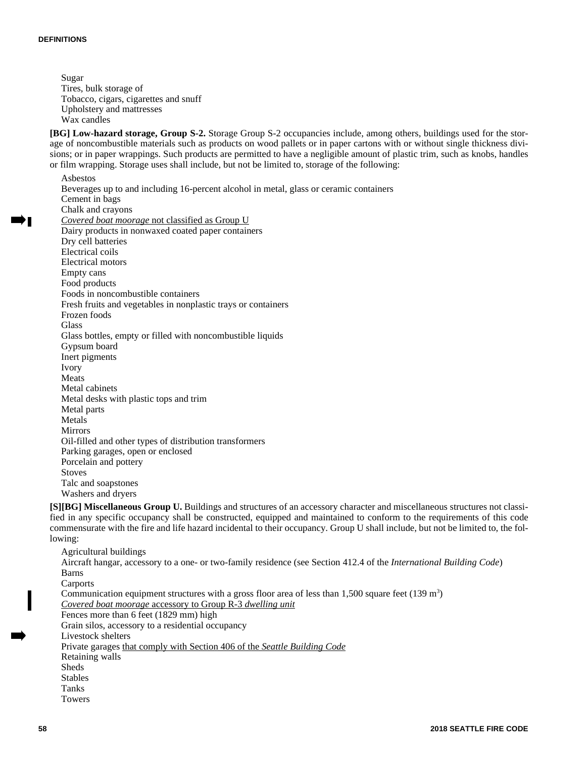Sugar
Tires, bulk storage of
Tobacco, cigars, cigarettes and snuff
Upholstery and mattresses
Wax candles

**[BG] Low-hazard storage, Group S-2.** Storage Group S-2 occupancies include, among others, buildings used for the storage of noncombustible materials such as products on wood pallets or in paper cartons with or without single thickness divisions; or in paper wrappings. Such products are permitted to have a negligible amount of plastic trim, such as knobs, handles or film wrapping. Storage uses shall include, but not be limited to, storage of the following:

Asbestos
Beverages up to and including 16-percent alcohol in metal, glass or ceramic containers
Cement in bags
Chalk and crayons
*Covered boat moorage* not classified as Group U
Dairy products in nonwaxed coated paper containers
Dry cell batteries
Electrical coils
Electrical motors
Empty cans
Food products
Foods in noncombustible containers
Fresh fruits and vegetables in nonplastic trays or containers
Frozen foods
Glass
Glass bottles, empty or filled with noncombustible liquids
Gypsum board
Inert pigments
Ivory
Meats
Metal cabinets
Metal desks with plastic tops and trim
Metal parts
Metals
Mirrors
Oil-filled and other types of distribution transformers
Parking garages, open or enclosed
Porcelain and pottery
Stoves
Talc and soapstones
Washers and dryers

**[S][BG] Miscellaneous Group U.** Buildings and structures of an accessory character and miscellaneous structures not classified in any specific occupancy shall be constructed, equipped and maintained to conform to the requirements of this code commensurate with the fire and life hazard incidental to their occupancy. Group U shall include, but not be limited to, the following:

Agricultural buildings
Aircraft hangar, accessory to a one- or two-family residence (see Section 412.4 of the *International Building Code*)
Barns
Carports
Communication equipment structures with a gross floor area of less than 1,500 square feet (139 $m^3$)
*Covered boat moorage* accessory to Group R-3 *dwelling unit*
Fences more than 6 feet (1829 mm) high
Grain silos, accessory to a residential occupancy
Livestock shelters
Private garages that comply with Section 406 of the *Seattle Building Code*
Retaining walls
Sheds
Stables
Tanks
Towers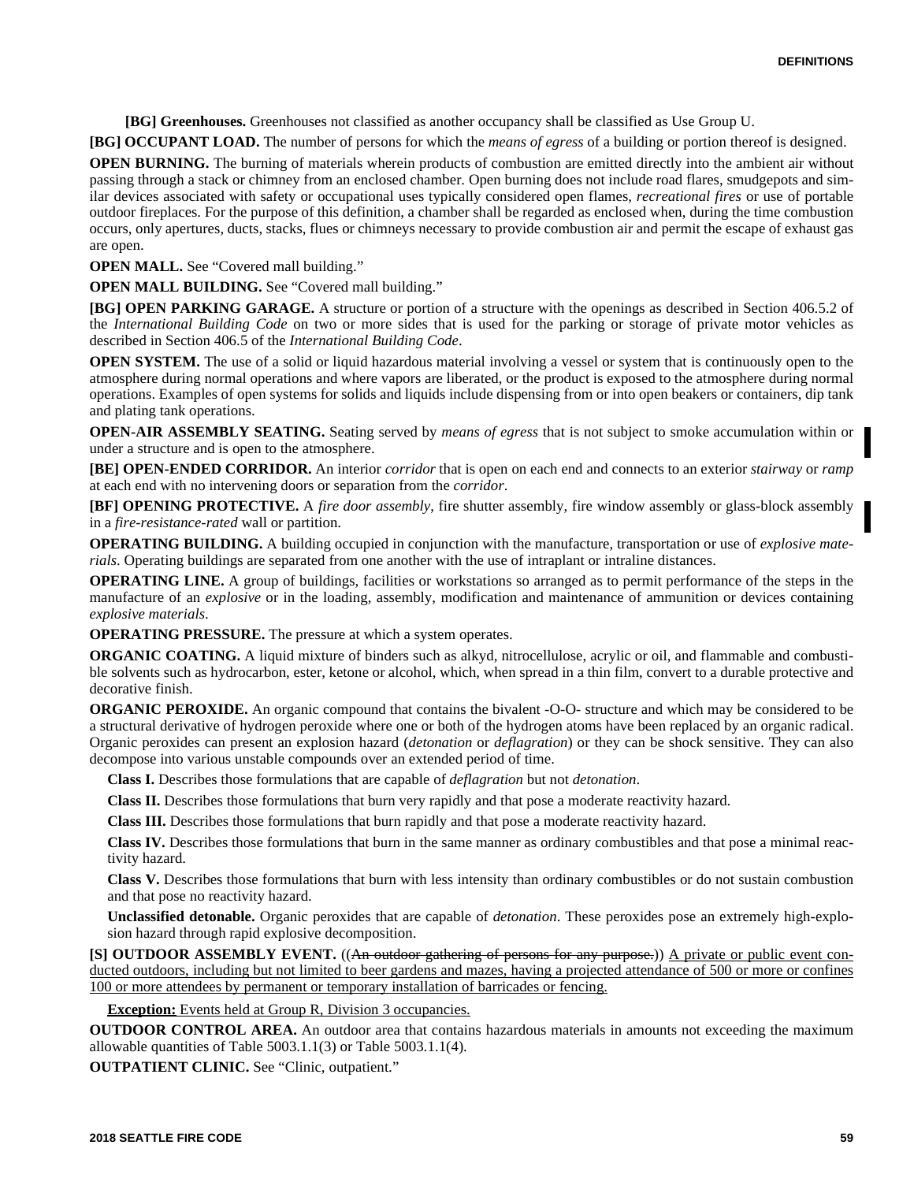**[BG] Greenhouses.** Greenhouses not classified as another occupancy shall be classified as Use Group U.

**[BG] OCCUPANT LOAD.** The number of persons for which the *means of egress* of a building or portion thereof is designed.

**OPEN BURNING.** The burning of materials wherein products of combustion are emitted directly into the ambient air without passing through a stack or chimney from an enclosed chamber. Open burning does not include road flares, smudgepots and similar devices associated with safety or occupational uses typically considered open flames, *recreational fires* or use of portable outdoor fireplaces. For the purpose of this definition, a chamber shall be regarded as enclosed when, during the time combustion occurs, only apertures, ducts, stacks, flues or chimneys necessary to provide combustion air and permit the escape of exhaust gas are open.

**OPEN MALL.** See "Covered mall building."

**OPEN MALL BUILDING.** See "Covered mall building."

**[BG] OPEN PARKING GARAGE.** A structure or portion of a structure with the openings as described in Section 406.5.2 of the *International Building Code* on two or more sides that is used for the parking or storage of private motor vehicles as described in Section 406.5 of the *International Building Code*.

**OPEN SYSTEM.** The use of a solid or liquid hazardous material involving a vessel or system that is continuously open to the atmosphere during normal operations and where vapors are liberated, or the product is exposed to the atmosphere during normal operations. Examples of open systems for solids and liquids include dispensing from or into open beakers or containers, dip tank and plating tank operations.

**OPEN-AIR ASSEMBLY SEATING.** Seating served by *means of egress* that is not subject to smoke accumulation within or under a structure and is open to the atmosphere.

**[BE] OPEN-ENDED CORRIDOR.** An interior *corridor* that is open on each end and connects to an exterior *stairway* or *ramp* at each end with no intervening doors or separation from the *corridor*.

**[BF] OPENING PROTECTIVE.** A *fire door assembly*, fire shutter assembly, fire window assembly or glass-block assembly in a *fire-resistance-rated* wall or partition.

**OPERATING BUILDING.** A building occupied in conjunction with the manufacture, transportation or use of *explosive materials*. Operating buildings are separated from one another with the use of intraplant or intraline distances.

**OPERATING LINE.** A group of buildings, facilities or workstations so arranged as to permit performance of the steps in the manufacture of an *explosive* or in the loading, assembly, modification and maintenance of ammunition or devices containing *explosive materials*.

**OPERATING PRESSURE.** The pressure at which a system operates.

**ORGANIC COATING.** A liquid mixture of binders such as alkyd, nitrocellulose, acrylic or oil, and flammable and combustible solvents such as hydrocarbon, ester, ketone or alcohol, which, when spread in a thin film, convert to a durable protective and decorative finish.

**ORGANIC PEROXIDE.** An organic compound that contains the bivalent -O-O- structure and which may be considered to be a structural derivative of hydrogen peroxide where one or both of the hydrogen atoms have been replaced by an organic radical. Organic peroxides can present an explosion hazard (*detonation* or *deflagration*) or they can be shock sensitive. They can also decompose into various unstable compounds over an extended period of time.

**Class I.** Describes those formulations that are capable of *deflagration* but not *detonation*.

**Class II.** Describes those formulations that burn very rapidly and that pose a moderate reactivity hazard.

**Class III.** Describes those formulations that burn rapidly and that pose a moderate reactivity hazard.

**Class IV.** Describes those formulations that burn in the same manner as ordinary combustibles and that pose a minimal reactivity hazard.

**Class V.** Describes those formulations that burn with less intensity than ordinary combustibles or do not sustain combustion and that pose no reactivity hazard.

**Unclassified detonable.** Organic peroxides that are capable of *detonation*. These peroxides pose an extremely high-explosion hazard through rapid explosive decomposition.

**[S] OUTDOOR ASSEMBLY EVENT.** ((~~An outdoor gathering of persons for any purpose.~~)) <u>A private or public event conducted outdoors, including but not limited to beer gardens and mazes, having a projected attendance of 500 or more or confines 100 or more attendees by permanent or temporary installation of barricades or fencing.</u>

<u>**Exception:** Events held at Group R, Division 3 occupancies.</u>

**OUTDOOR CONTROL AREA.** An outdoor area that contains hazardous materials in amounts not exceeding the maximum allowable quantities of Table 5003.1.1(3) or Table 5003.1.1(4).

**OUTPATIENT CLINIC.** See "Clinic, outpatient."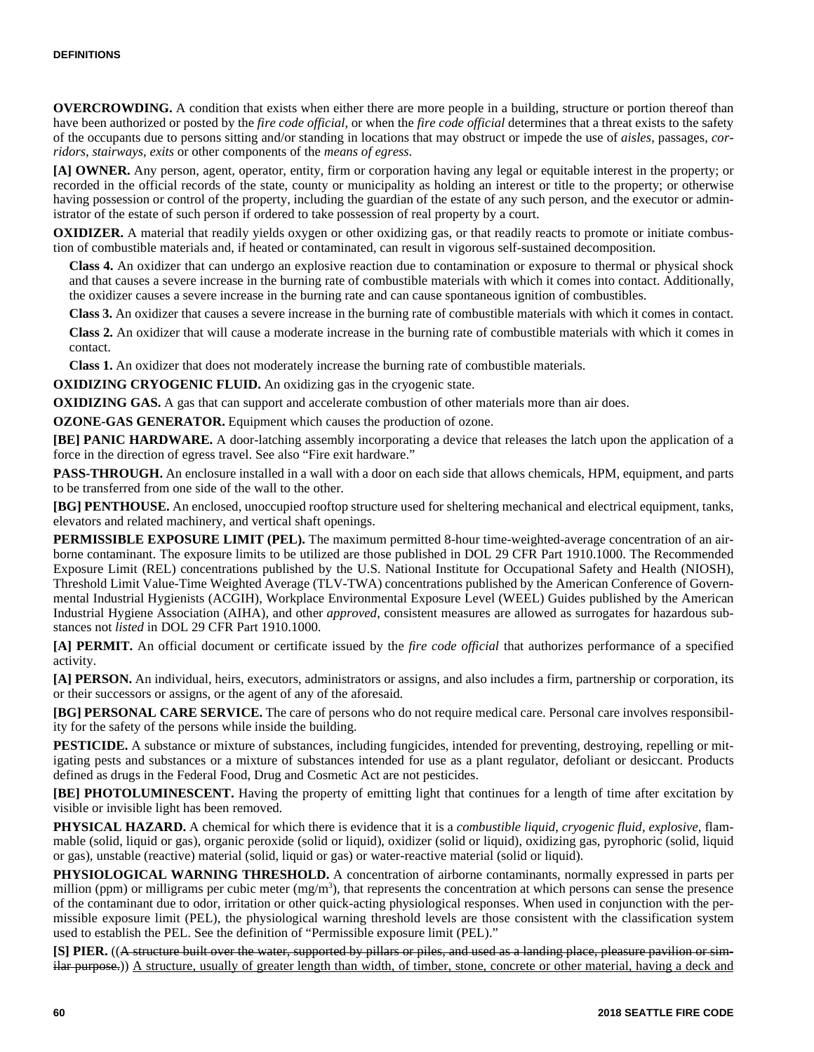**OVERCROWDING.** A condition that exists when either there are more people in a building, structure or portion thereof than have been authorized or posted by the *fire code official*, or when the *fire code official* determines that a threat exists to the safety of the occupants due to persons sitting and/or standing in locations that may obstruct or impede the use of *aisles*, passages, *corridors*, *stairways*, *exits* or other components of the *means of egress*.

**[A] OWNER.** Any person, agent, operator, entity, firm or corporation having any legal or equitable interest in the property; or recorded in the official records of the state, county or municipality as holding an interest or title to the property; or otherwise having possession or control of the property, including the guardian of the estate of any such person, and the executor or administrator of the estate of such person if ordered to take possession of real property by a court.

**OXIDIZER.** A material that readily yields oxygen or other oxidizing gas, or that readily reacts to promote or initiate combustion of combustible materials and, if heated or contaminated, can result in vigorous self-sustained decomposition.

**Class 4.** An oxidizer that can undergo an explosive reaction due to contamination or exposure to thermal or physical shock and that causes a severe increase in the burning rate of combustible materials with which it comes into contact. Additionally, the oxidizer causes a severe increase in the burning rate and can cause spontaneous ignition of combustibles.

**Class 3.** An oxidizer that causes a severe increase in the burning rate of combustible materials with which it comes in contact.

**Class 2.** An oxidizer that will cause a moderate increase in the burning rate of combustible materials with which it comes in contact.

**Class 1.** An oxidizer that does not moderately increase the burning rate of combustible materials.

**OXIDIZING CRYOGENIC FLUID.** An oxidizing gas in the cryogenic state.

**OXIDIZING GAS.** A gas that can support and accelerate combustion of other materials more than air does.

**OZONE-GAS GENERATOR.** Equipment which causes the production of ozone.

**[BE] PANIC HARDWARE.** A door-latching assembly incorporating a device that releases the latch upon the application of a force in the direction of egress travel. See also "Fire exit hardware."

**PASS-THROUGH.** An enclosure installed in a wall with a door on each side that allows chemicals, HPM, equipment, and parts to be transferred from one side of the wall to the other.

**[BG] PENTHOUSE.** An enclosed, unoccupied rooftop structure used for sheltering mechanical and electrical equipment, tanks, elevators and related machinery, and vertical shaft openings.

**PERMISSIBLE EXPOSURE LIMIT (PEL).** The maximum permitted 8-hour time-weighted-average concentration of an airborne contaminant. The exposure limits to be utilized are those published in DOL 29 CFR Part 1910.1000. The Recommended Exposure Limit (REL) concentrations published by the U.S. National Institute for Occupational Safety and Health (NIOSH), Threshold Limit Value-Time Weighted Average (TLV-TWA) concentrations published by the American Conference of Governmental Industrial Hygienists (ACGIH), Workplace Environmental Exposure Level (WEEL) Guides published by the American Industrial Hygiene Association (AIHA), and other *approved*, consistent measures are allowed as surrogates for hazardous substances not *listed* in DOL 29 CFR Part 1910.1000.

**[A] PERMIT.** An official document or certificate issued by the *fire code official* that authorizes performance of a specified activity.

**[A] PERSON.** An individual, heirs, executors, administrators or assigns, and also includes a firm, partnership or corporation, its or their successors or assigns, or the agent of any of the aforesaid.

**[BG] PERSONAL CARE SERVICE.** The care of persons who do not require medical care. Personal care involves responsibility for the safety of the persons while inside the building.

**PESTICIDE.** A substance or mixture of substances, including fungicides, intended for preventing, destroying, repelling or mitigating pests and substances or a mixture of substances intended for use as a plant regulator, defoliant or desiccant. Products defined as drugs in the Federal Food, Drug and Cosmetic Act are not pesticides.

**[BE] PHOTOLUMINESCENT.** Having the property of emitting light that continues for a length of time after excitation by visible or invisible light has been removed.

**PHYSICAL HAZARD.** A chemical for which there is evidence that it is a *combustible liquid*, *cryogenic fluid*, *explosive*, flammable (solid, liquid or gas), organic peroxide (solid or liquid), oxidizer (solid or liquid), oxidizing gas, pyrophoric (solid, liquid or gas), unstable (reactive) material (solid, liquid or gas) or water-reactive material (solid or liquid).

**PHYSIOLOGICAL WARNING THRESHOLD.** A concentration of airborne contaminants, normally expressed in parts per million (ppm) or milligrams per cubic meter ($mg/m^3$), that represents the concentration at which persons can sense the presence of the contaminant due to odor, irritation or other quick-acting physiological responses. When used in conjunction with the permissible exposure limit (PEL), the physiological warning threshold levels are those consistent with the classification system used to establish the PEL. See the definition of "Permissible exposure limit (PEL)."

**[S] PIER.** ((~~A structure built over the water, supported by pillars or piles, and used as a landing place, pleasure pavilion or similar purpose.~~)) <u>A structure, usually of greater length than width, of timber, stone, concrete or other material, having a deck and</u>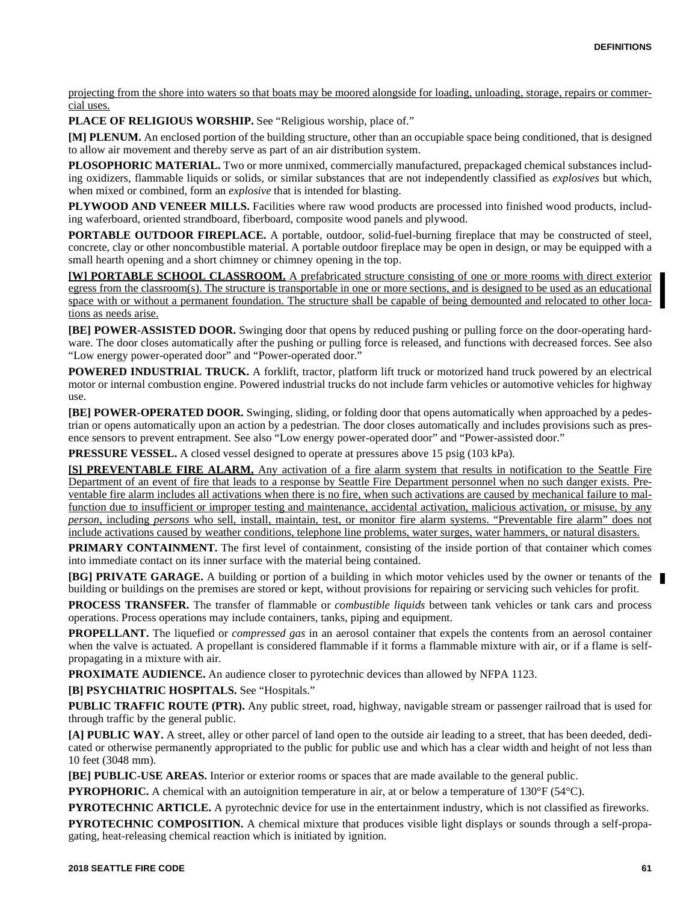projecting from the shore into waters so that boats may be moored alongside for loading, unloading, storage, repairs or commercial uses.

**PLACE OF RELIGIOUS WORSHIP.** See "Religious worship, place of."

**[M] PLENUM.** An enclosed portion of the building structure, other than an occupiable space being conditioned, that is designed to allow air movement and thereby serve as part of an air distribution system.

**PLOSOPHORIC MATERIAL.** Two or more unmixed, commercially manufactured, prepackaged chemical substances including oxidizers, flammable liquids or solids, or similar substances that are not independently classified as *explosives* but which, when mixed or combined, form an *explosive* that is intended for blasting.

**PLYWOOD AND VENEER MILLS.** Facilities where raw wood products are processed into finished wood products, including waferboard, oriented strandboard, fiberboard, composite wood panels and plywood.

**PORTABLE OUTDOOR FIREPLACE.** A portable, outdoor, solid-fuel-burning fireplace that may be constructed of steel, concrete, clay or other noncombustible material. A portable outdoor fireplace may be open in design, or may be equipped with a small hearth opening and a short chimney or chimney opening in the top.

**[W] PORTABLE SCHOOL CLASSROOM.** A prefabricated structure consisting of one or more rooms with direct exterior egress from the classroom(s). The structure is transportable in one or more sections, and is designed to be used as an educational space with or without a permanent foundation. The structure shall be capable of being demounted and relocated to other locations as needs arise.

**[BE] POWER-ASSISTED DOOR.** Swinging door that opens by reduced pushing or pulling force on the door-operating hardware. The door closes automatically after the pushing or pulling force is released, and functions with decreased forces. See also "Low energy power-operated door" and "Power-operated door."

**POWERED INDUSTRIAL TRUCK.** A forklift, tractor, platform lift truck or motorized hand truck powered by an electrical motor or internal combustion engine. Powered industrial trucks do not include farm vehicles or automotive vehicles for highway use.

**[BE] POWER-OPERATED DOOR.** Swinging, sliding, or folding door that opens automatically when approached by a pedestrian or opens automatically upon an action by a pedestrian. The door closes automatically and includes provisions such as presence sensors to prevent entrapment. See also "Low energy power-operated door" and "Power-assisted door."

**PRESSURE VESSEL.** A closed vessel designed to operate at pressures above 15 psig (103 kPa).

**[S] PREVENTABLE FIRE ALARM.** Any activation of a fire alarm system that results in notification to the Seattle Fire Department of an event of fire that leads to a response by Seattle Fire Department personnel when no such danger exists. Preventable fire alarm includes all activations when there is no fire, when such activations are caused by mechanical failure to malfunction due to insufficient or improper testing and maintenance, accidental activation, malicious activation, or misuse, by any *person*, including *persons* who sell, install, maintain, test, or monitor fire alarm systems. "Preventable fire alarm" does not include activations caused by weather conditions, telephone line problems, water surges, water hammers, or natural disasters.

**PRIMARY CONTAINMENT.** The first level of containment, consisting of the inside portion of that container which comes into immediate contact on its inner surface with the material being contained.

**[BG] PRIVATE GARAGE.** A building or portion of a building in which motor vehicles used by the owner or tenants of the building or buildings on the premises are stored or kept, without provisions for repairing or servicing such vehicles for profit.

**PROCESS TRANSFER.** The transfer of flammable or *combustible liquids* between tank vehicles or tank cars and process operations. Process operations may include containers, tanks, piping and equipment.

**PROPELLANT.** The liquefied or *compressed gas* in an aerosol container that expels the contents from an aerosol container when the valve is actuated. A propellant is considered flammable if it forms a flammable mixture with air, or if a flame is self-propagating in a mixture with air.

**PROXIMATE AUDIENCE.** An audience closer to pyrotechnic devices than allowed by NFPA 1123.

**[B] PSYCHIATRIC HOSPITALS.** See "Hospitals."

**PUBLIC TRAFFIC ROUTE (PTR).** Any public street, road, highway, navigable stream or passenger railroad that is used for through traffic by the general public.

**[A] PUBLIC WAY.** A street, alley or other parcel of land open to the outside air leading to a street, that has been deeded, dedicated or otherwise permanently appropriated to the public for public use and which has a clear width and height of not less than 10 feet (3048 mm).

**[BE] PUBLIC-USE AREAS.** Interior or exterior rooms or spaces that are made available to the general public.

**PYROPHORIC.** A chemical with an autoignition temperature in air, at or below a temperature of 130°F (54°C).

**PYROTECHNIC ARTICLE.** A pyrotechnic device for use in the entertainment industry, which is not classified as fireworks.

**PYROTECHNIC COMPOSITION.** A chemical mixture that produces visible light displays or sounds through a self-propagating, heat-releasing chemical reaction which is initiated by ignition.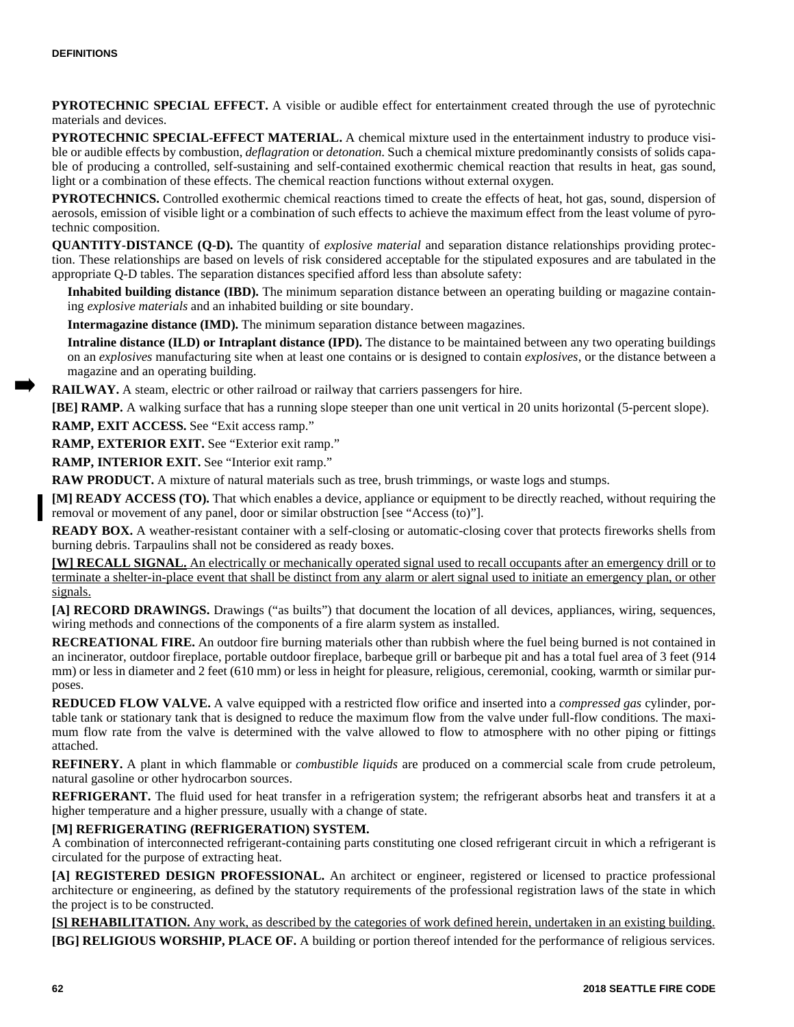**PYROTECHNIC SPECIAL EFFECT.** A visible or audible effect for entertainment created through the use of pyrotechnic materials and devices.

**PYROTECHNIC SPECIAL-EFFECT MATERIAL.** A chemical mixture used in the entertainment industry to produce visible or audible effects by combustion, *deflagration* or *detonation*. Such a chemical mixture predominantly consists of solids capable of producing a controlled, self-sustaining and self-contained exothermic chemical reaction that results in heat, gas sound, light or a combination of these effects. The chemical reaction functions without external oxygen.

**PYROTECHNICS.** Controlled exothermic chemical reactions timed to create the effects of heat, hot gas, sound, dispersion of aerosols, emission of visible light or a combination of such effects to achieve the maximum effect from the least volume of pyrotechnic composition.

**QUANTITY-DISTANCE (Q-D).** The quantity of *explosive material* and separation distance relationships providing protection. These relationships are based on levels of risk considered acceptable for the stipulated exposures and are tabulated in the appropriate Q-D tables. The separation distances specified afford less than absolute safety:

**Inhabited building distance (IBD).** The minimum separation distance between an operating building or magazine containing *explosive materials* and an inhabited building or site boundary.

**Intermagazine distance (IMD).** The minimum separation distance between magazines.

**Intraline distance (ILD) or Intraplant distance (IPD).** The distance to be maintained between any two operating buildings on an *explosives* manufacturing site when at least one contains or is designed to contain *explosives*, or the distance between a magazine and an operating building.

**RAILWAY.** A steam, electric or other railroad or railway that carriers passengers for hire.

**[BE] RAMP.** A walking surface that has a running slope steeper than one unit vertical in 20 units horizontal (5-percent slope).

**RAMP, EXIT ACCESS.** See "Exit access ramp."

**RAMP, EXTERIOR EXIT.** See "Exterior exit ramp."

**RAMP, INTERIOR EXIT.** See "Interior exit ramp."

**RAW PRODUCT.** A mixture of natural materials such as tree, brush trimmings, or waste logs and stumps.

**[M] READY ACCESS (TO).** That which enables a device, appliance or equipment to be directly reached, without requiring the removal or movement of any panel, door or similar obstruction [see "Access (to)"].

**READY BOX.** A weather-resistant container with a self-closing or automatic-closing cover that protects fireworks shells from burning debris. Tarpaulins shall not be considered as ready boxes.

**[W] RECALL SIGNAL.** An electrically or mechanically operated signal used to recall occupants after an emergency drill or to terminate a shelter-in-place event that shall be distinct from any alarm or alert signal used to initiate an emergency plan, or other signals.

**[A] RECORD DRAWINGS.** Drawings ("as builts") that document the location of all devices, appliances, wiring, sequences, wiring methods and connections of the components of a fire alarm system as installed.

**RECREATIONAL FIRE.** An outdoor fire burning materials other than rubbish where the fuel being burned is not contained in an incinerator, outdoor fireplace, portable outdoor fireplace, barbeque grill or barbeque pit and has a total fuel area of 3 feet (914 mm) or less in diameter and 2 feet (610 mm) or less in height for pleasure, religious, ceremonial, cooking, warmth or similar purposes.

**REDUCED FLOW VALVE.** A valve equipped with a restricted flow orifice and inserted into a *compressed gas* cylinder, portable tank or stationary tank that is designed to reduce the maximum flow from the valve under full-flow conditions. The maximum flow rate from the valve is determined with the valve allowed to flow to atmosphere with no other piping or fittings attached.

**REFINERY.** A plant in which flammable or *combustible liquids* are produced on a commercial scale from crude petroleum, natural gasoline or other hydrocarbon sources.

**REFRIGERANT.** The fluid used for heat transfer in a refrigeration system; the refrigerant absorbs heat and transfers it at a higher temperature and a higher pressure, usually with a change of state.

**[M] REFRIGERATING (REFRIGERATION) SYSTEM.** A combination of interconnected refrigerant-containing parts constituting one closed refrigerant circuit in which a refrigerant is circulated for the purpose of extracting heat.

**[A] REGISTERED DESIGN PROFESSIONAL.** An architect or engineer, registered or licensed to practice professional architecture or engineering, as defined by the statutory requirements of the professional registration laws of the state in which the project is to be constructed.

**[S] REHABILITATION.** Any work, as described by the categories of work defined herein, undertaken in an existing building.

**[BG] RELIGIOUS WORSHIP, PLACE OF.** A building or portion thereof intended for the performance of religious services.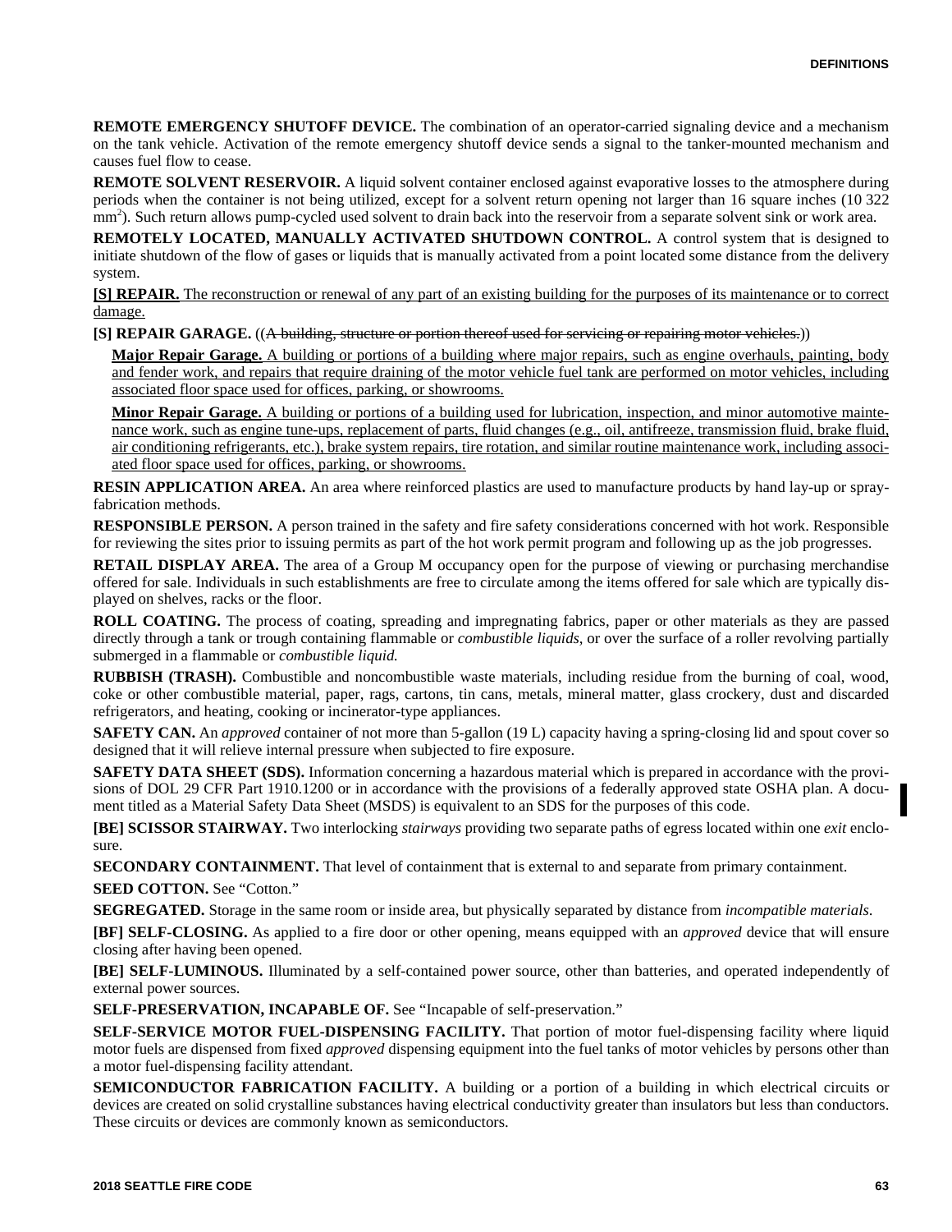**REMOTE EMERGENCY SHUTOFF DEVICE.** The combination of an operator-carried signaling device and a mechanism on the tank vehicle. Activation of the remote emergency shutoff device sends a signal to the tanker-mounted mechanism and causes fuel flow to cease.

**REMOTE SOLVENT RESERVOIR.** A liquid solvent container enclosed against evaporative losses to the atmosphere during periods when the container is not being utilized, except for a solvent return opening not larger than 16 square inches (10 322 $mm^2$). Such return allows pump-cycled used solvent to drain back into the reservoir from a separate solvent sink or work area.

**REMOTELY LOCATED, MANUALLY ACTIVATED SHUTDOWN CONTROL.** A control system that is designed to initiate shutdown of the flow of gases or liquids that is manually activated from a point located some distance from the delivery system.

**[S] REPAIR.** The reconstruction or renewal of any part of an existing building for the purposes of its maintenance or to correct damage.

**[S] REPAIR GARAGE.** ((~~A building, structure or portion thereof used for servicing or repairing motor vehicles.~~))

**Major Repair Garage.** A building or portions of a building where major repairs, such as engine overhauls, painting, body and fender work, and repairs that require draining of the motor vehicle fuel tank are performed on motor vehicles, including associated floor space used for offices, parking, or showrooms.

**Minor Repair Garage.** A building or portions of a building used for lubrication, inspection, and minor automotive maintenance work, such as engine tune-ups, replacement of parts, fluid changes (e.g., oil, antifreeze, transmission fluid, brake fluid, air conditioning refrigerants, etc.), brake system repairs, tire rotation, and similar routine maintenance work, including associated floor space used for offices, parking, or showrooms.

**RESIN APPLICATION AREA.** An area where reinforced plastics are used to manufacture products by hand lay-up or spray-fabrication methods.

**RESPONSIBLE PERSON.** A person trained in the safety and fire safety considerations concerned with hot work. Responsible for reviewing the sites prior to issuing permits as part of the hot work permit program and following up as the job progresses.

**RETAIL DISPLAY AREA.** The area of a Group M occupancy open for the purpose of viewing or purchasing merchandise offered for sale. Individuals in such establishments are free to circulate among the items offered for sale which are typically displayed on shelves, racks or the floor.

**ROLL COATING.** The process of coating, spreading and impregnating fabrics, paper or other materials as they are passed directly through a tank or trough containing flammable or *combustible liquids*, or over the surface of a roller revolving partially submerged in a flammable or *combustible liquid.*

**RUBBISH (TRASH).** Combustible and noncombustible waste materials, including residue from the burning of coal, wood, coke or other combustible material, paper, rags, cartons, tin cans, metals, mineral matter, glass crockery, dust and discarded refrigerators, and heating, cooking or incinerator-type appliances.

**SAFETY CAN.** An *approved* container of not more than 5-gallon (19 L) capacity having a spring-closing lid and spout cover so designed that it will relieve internal pressure when subjected to fire exposure.

**SAFETY DATA SHEET (SDS).** Information concerning a hazardous material which is prepared in accordance with the provisions of DOL 29 CFR Part 1910.1200 or in accordance with the provisions of a federally approved state OSHA plan. A document titled as a Material Safety Data Sheet (MSDS) is equivalent to an SDS for the purposes of this code.

**[BE] SCISSOR STAIRWAY.** Two interlocking *stairways* providing two separate paths of egress located within one *exit* enclosure.

**SECONDARY CONTAINMENT.** That level of containment that is external to and separate from primary containment.

**SEED COTTON.** See "Cotton."

**SEGREGATED.** Storage in the same room or inside area, but physically separated by distance from *incompatible materials*.

**[BF] SELF-CLOSING.** As applied to a fire door or other opening, means equipped with an *approved* device that will ensure closing after having been opened.

**[BE] SELF-LUMINOUS.** Illuminated by a self-contained power source, other than batteries, and operated independently of external power sources.

**SELF-PRESERVATION, INCAPABLE OF.** See "Incapable of self-preservation."

**SELF-SERVICE MOTOR FUEL-DISPENSING FACILITY.** That portion of motor fuel-dispensing facility where liquid motor fuels are dispensed from fixed *approved* dispensing equipment into the fuel tanks of motor vehicles by persons other than a motor fuel-dispensing facility attendant.

**SEMICONDUCTOR FABRICATION FACILITY.** A building or a portion of a building in which electrical circuits or devices are created on solid crystalline substances having electrical conductivity greater than insulators but less than conductors. These circuits or devices are commonly known as semiconductors.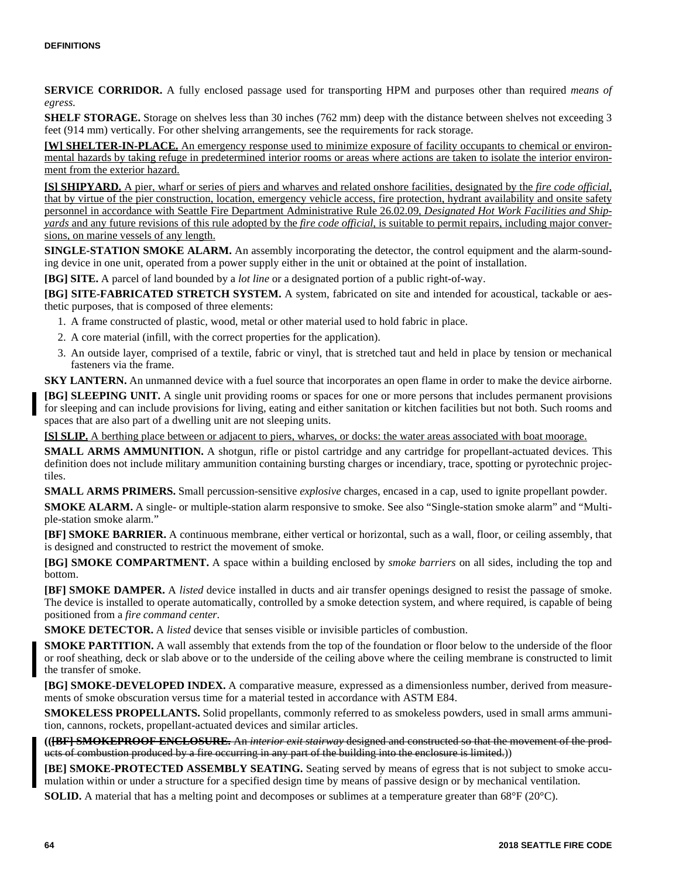**SERVICE CORRIDOR.** A fully enclosed passage used for transporting HPM and purposes other than required *means of egress.*

**SHELF STORAGE.** Storage on shelves less than 30 inches (762 mm) deep with the distance between shelves not exceeding 3 feet (914 mm) vertically. For other shelving arrangements, see the requirements for rack storage.

<u>**[W] SHELTER-IN-PLACE.** An emergency response used to minimize exposure of facility occupants to chemical or environmental hazards by taking refuge in predetermined interior rooms or areas where actions are taken to isolate the interior environment from the exterior hazard.</u>

<u>**[S] SHIPYARD.** A pier, wharf or series of piers and wharves and related onshore facilities, designated by the *fire code official*, that by virtue of the pier construction, location, emergency vehicle access, fire protection, hydrant availability and onsite safety personnel in accordance with Seattle Fire Department Administrative Rule 26.02.09, *Designated Hot Work Facilities and Shipyards* and any future revisions of this rule adopted by the *fire code official*, is suitable to permit repairs, including major conversions, on marine vessels of any length.</u>

**SINGLE-STATION SMOKE ALARM.** An assembly incorporating the detector, the control equipment and the alarm-sounding device in one unit, operated from a power supply either in the unit or obtained at the point of installation.

**[BG] SITE.** A parcel of land bounded by a *lot line* or a designated portion of a public right-of-way.

**[BG] SITE-FABRICATED STRETCH SYSTEM.** A system, fabricated on site and intended for acoustical, tackable or aesthetic purposes, that is composed of three elements:

1. A frame constructed of plastic, wood, metal or other material used to hold fabric in place.
2. A core material (infill, with the correct properties for the application).
3. An outside layer, comprised of a textile, fabric or vinyl, that is stretched taut and held in place by tension or mechanical fasteners via the frame.

**SKY LANTERN.** An unmanned device with a fuel source that incorporates an open flame in order to make the device airborne.

**[BG] SLEEPING UNIT.** A single unit providing rooms or spaces for one or more persons that includes permanent provisions for sleeping and can include provisions for living, eating and either sanitation or kitchen facilities but not both. Such rooms and spaces that are also part of a dwelling unit are not sleeping units.

<u>**[S] SLIP.** A berthing place between or adjacent to piers, wharves, or docks: the water areas associated with boat moorage.</u>

**SMALL ARMS AMMUNITION.** A shotgun, rifle or pistol cartridge and any cartridge for propellant-actuated devices. This definition does not include military ammunition containing bursting charges or incendiary, trace, spotting or pyrotechnic projectiles.

**SMALL ARMS PRIMERS.** Small percussion-sensitive *explosive* charges, encased in a cap, used to ignite propellant powder.

**SMOKE ALARM.** A single- or multiple-station alarm responsive to smoke. See also "Single-station smoke alarm" and "Multiple-station smoke alarm."

**[BF] SMOKE BARRIER.** A continuous membrane, either vertical or horizontal, such as a wall, floor, or ceiling assembly, that is designed and constructed to restrict the movement of smoke.

**[BG] SMOKE COMPARTMENT.** A space within a building enclosed by *smoke barriers* on all sides, including the top and bottom.

**[BF] SMOKE DAMPER.** A *listed* device installed in ducts and air transfer openings designed to resist the passage of smoke. The device is installed to operate automatically, controlled by a smoke detection system, and where required, is capable of being positioned from a *fire command center*.

**SMOKE DETECTOR.** A *listed* device that senses visible or invisible particles of combustion.

**SMOKE PARTITION.** A wall assembly that extends from the top of the foundation or floor below to the underside of the floor or roof sheathing, deck or slab above or to the underside of the ceiling above where the ceiling membrane is constructed to limit the transfer of smoke.

**[BG] SMOKE-DEVELOPED INDEX.** A comparative measure, expressed as a dimensionless number, derived from measurements of smoke obscuration versus time for a material tested in accordance with ASTM E84.

**SMOKELESS PROPELLANTS.** Solid propellants, commonly referred to as smokeless powders, used in small arms ammunition, cannons, rockets, propellant-actuated devices and similar articles.

((~~**[BF] SMOKEPROOF ENCLOSURE.** An *interior exit stairway* designed and constructed so that the movement of the products of combustion produced by a fire occurring in any part of the building into the enclosure is limited.~~))

**[BE] SMOKE-PROTECTED ASSEMBLY SEATING.** Seating served by means of egress that is not subject to smoke accumulation within or under a structure for a specified design time by means of passive design or by mechanical ventilation.

**SOLID.** A material that has a melting point and decomposes or sublimes at a temperature greater than 68°F (20°C).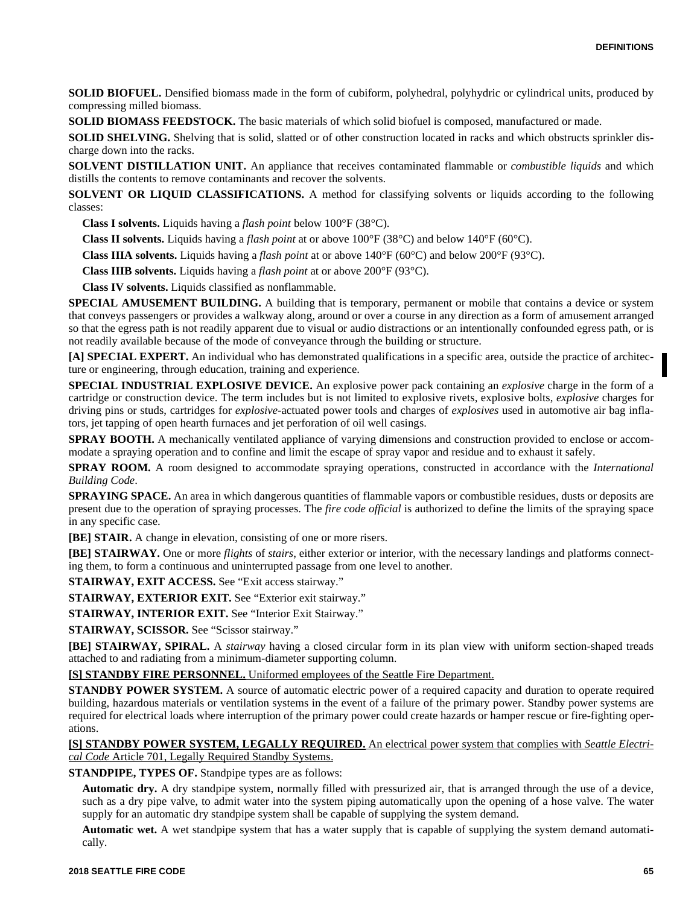**SOLID BIOFUEL.** Densified biomass made in the form of cubiform, polyhedral, polyhydric or cylindrical units, produced by compressing milled biomass.

**SOLID BIOMASS FEEDSTOCK.** The basic materials of which solid biofuel is composed, manufactured or made.

**SOLID SHELVING.** Shelving that is solid, slatted or of other construction located in racks and which obstructs sprinkler discharge down into the racks.

**SOLVENT DISTILLATION UNIT.** An appliance that receives contaminated flammable or *combustible liquids* and which distills the contents to remove contaminants and recover the solvents.

**SOLVENT OR LIQUID CLASSIFICATIONS.** A method for classifying solvents or liquids according to the following classes:

**Class I solvents.** Liquids having a *flash point* below 100°F (38°C).

**Class II solvents.** Liquids having a *flash point* at or above 100°F (38°C) and below 140°F (60°C).

**Class IIIA solvents.** Liquids having a *flash point* at or above 140°F (60°C) and below 200°F (93°C).

**Class IIIB solvents.** Liquids having a *flash point* at or above 200°F (93°C).

**Class IV solvents.** Liquids classified as nonflammable.

**SPECIAL AMUSEMENT BUILDING.** A building that is temporary, permanent or mobile that contains a device or system that conveys passengers or provides a walkway along, around or over a course in any direction as a form of amusement arranged so that the egress path is not readily apparent due to visual or audio distractions or an intentionally confounded egress path, or is not readily available because of the mode of conveyance through the building or structure.

**[A] SPECIAL EXPERT.** An individual who has demonstrated qualifications in a specific area, outside the practice of architecture or engineering, through education, training and experience.

**SPECIAL INDUSTRIAL EXPLOSIVE DEVICE.** An explosive power pack containing an *explosive* charge in the form of a cartridge or construction device. The term includes but is not limited to explosive rivets, explosive bolts, *explosive* charges for driving pins or studs, cartridges for *explosive*-actuated power tools and charges of *explosives* used in automotive air bag inflators, jet tapping of open hearth furnaces and jet perforation of oil well casings.

**SPRAY BOOTH.** A mechanically ventilated appliance of varying dimensions and construction provided to enclose or accommodate a spraying operation and to confine and limit the escape of spray vapor and residue and to exhaust it safely.

**SPRAY ROOM.** A room designed to accommodate spraying operations, constructed in accordance with the *International Building Code*.

**SPRAYING SPACE.** An area in which dangerous quantities of flammable vapors or combustible residues, dusts or deposits are present due to the operation of spraying processes. The *fire code official* is authorized to define the limits of the spraying space in any specific case.

**[BE] STAIR.** A change in elevation, consisting of one or more risers.

**[BE] STAIRWAY.** One or more *flights* of *stairs*, either exterior or interior, with the necessary landings and platforms connecting them, to form a continuous and uninterrupted passage from one level to another.

**STAIRWAY, EXIT ACCESS.** See "Exit access stairway."

**STAIRWAY, EXTERIOR EXIT.** See "Exterior exit stairway."

**STAIRWAY, INTERIOR EXIT.** See "Interior Exit Stairway."

**STAIRWAY, SCISSOR.** See "Scissor stairway."

**[BE] STAIRWAY, SPIRAL.** A *stairway* having a closed circular form in its plan view with uniform section-shaped treads attached to and radiating from a minimum-diameter supporting column.

<u>**[S] STANDBY FIRE PERSONNEL.** Uniformed employees of the Seattle Fire Department.</u>

**STANDBY POWER SYSTEM.** A source of automatic electric power of a required capacity and duration to operate required building, hazardous materials or ventilation systems in the event of a failure of the primary power. Standby power systems are required for electrical loads where interruption of the primary power could create hazards or hamper rescue or fire-fighting operations.

<u>**[S] STANDBY POWER SYSTEM, LEGALLY REQUIRED.** An electrical power system that complies with *Seattle Electrical Code* Article 701, Legally Required Standby Systems.</u>

**STANDPIPE, TYPES OF.** Standpipe types are as follows:

**Automatic dry.** A dry standpipe system, normally filled with pressurized air, that is arranged through the use of a device, such as a dry pipe valve, to admit water into the system piping automatically upon the opening of a hose valve. The water supply for an automatic dry standpipe system shall be capable of supplying the system demand.

**Automatic wet.** A wet standpipe system that has a water supply that is capable of supplying the system demand automatically.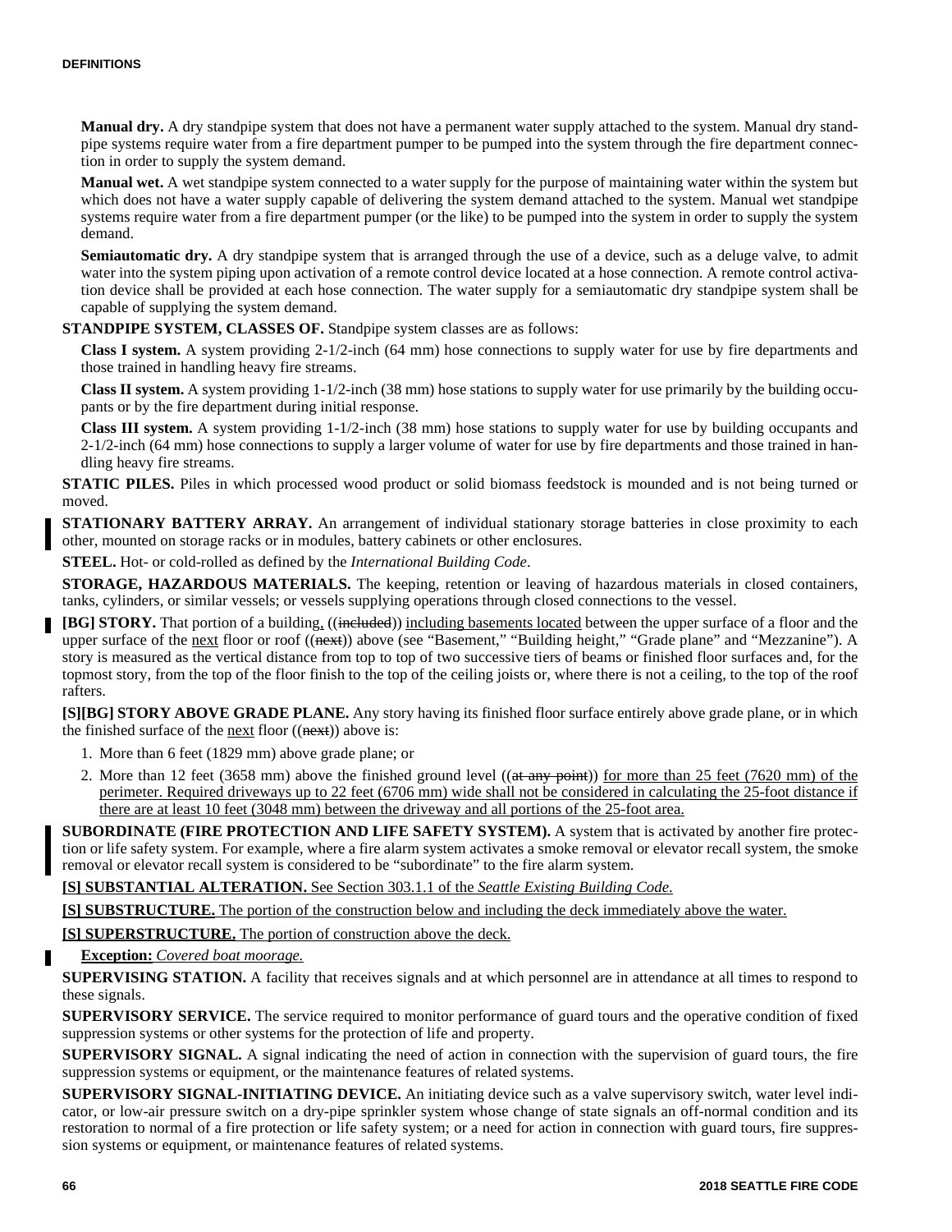**Manual dry.** A dry standpipe system that does not have a permanent water supply attached to the system. Manual dry standpipe systems require water from a fire department pumper to be pumped into the system through the fire department connection in order to supply the system demand.

**Manual wet.** A wet standpipe system connected to a water supply for the purpose of maintaining water within the system but which does not have a water supply capable of delivering the system demand attached to the system. Manual wet standpipe systems require water from a fire department pumper (or the like) to be pumped into the system in order to supply the system demand.

**Semiautomatic dry.** A dry standpipe system that is arranged through the use of a device, such as a deluge valve, to admit water into the system piping upon activation of a remote control device located at a hose connection. A remote control activation device shall be provided at each hose connection. The water supply for a semiautomatic dry standpipe system shall be capable of supplying the system demand.

**STANDPIPE SYSTEM, CLASSES OF.** Standpipe system classes are as follows:

**Class I system.** A system providing 2-1/2-inch (64 mm) hose connections to supply water for use by fire departments and those trained in handling heavy fire streams.

**Class II system.** A system providing 1-1/2-inch (38 mm) hose stations to supply water for use primarily by the building occupants or by the fire department during initial response.

**Class III system.** A system providing 1-1/2-inch (38 mm) hose stations to supply water for use by building occupants and 2-1/2-inch (64 mm) hose connections to supply a larger volume of water for use by fire departments and those trained in handling heavy fire streams.

**STATIC PILES.** Piles in which processed wood product or solid biomass feedstock is mounded and is not being turned or moved.

**STATIONARY BATTERY ARRAY.** An arrangement of individual stationary storage batteries in close proximity to each other, mounted on storage racks or in modules, battery cabinets or other enclosures.

**STEEL.** Hot- or cold-rolled as defined by the *International Building Code*.

**STORAGE, HAZARDOUS MATERIALS.** The keeping, retention or leaving of hazardous materials in closed containers, tanks, cylinders, or similar vessels; or vessels supplying operations through closed connections to the vessel.

**[BG] STORY.** That portion of a building, ((~~included~~)) including basements located between the upper surface of a floor and the upper surface of the next floor or roof ((~~next~~)) above (see "Basement," "Building height," "Grade plane" and "Mezzanine"). A story is measured as the vertical distance from top to top of two successive tiers of beams or finished floor surfaces and, for the topmost story, from the top of the floor finish to the top of the ceiling joists or, where there is not a ceiling, to the top of the roof rafters.

**[S][BG] STORY ABOVE GRADE PLANE.** Any story having its finished floor surface entirely above grade plane, or in which the finished surface of the next floor ((~~next~~)) above is:

1. More than 6 feet (1829 mm) above grade plane; or
2. More than 12 feet (3658 mm) above the finished ground level ((~~at any point~~)) for more than 25 feet (7620 mm) of the perimeter. Required driveways up to 22 feet (6706 mm) wide shall not be considered in calculating the 25-foot distance if there are at least 10 feet (3048 mm) between the driveway and all portions of the 25-foot area.

**SUBORDINATE (FIRE PROTECTION AND LIFE SAFETY SYSTEM).** A system that is activated by another fire protection or life safety system. For example, where a fire alarm system activates a smoke removal or elevator recall system, the smoke removal or elevator recall system is considered to be "subordinate" to the fire alarm system.

**[S] SUBSTANTIAL ALTERATION.** See Section 303.1.1 of the *Seattle Existing Building Code.*

**[S] SUBSTRUCTURE.** The portion of the construction below and including the deck immediately above the water.

**[S] SUPERSTRUCTURE.** The portion of construction above the deck.

**Exception:** *Covered boat moorage.*

**SUPERVISING STATION.** A facility that receives signals and at which personnel are in attendance at all times to respond to these signals.

**SUPERVISORY SERVICE.** The service required to monitor performance of guard tours and the operative condition of fixed suppression systems or other systems for the protection of life and property.

**SUPERVISORY SIGNAL.** A signal indicating the need of action in connection with the supervision of guard tours, the fire suppression systems or equipment, or the maintenance features of related systems.

**SUPERVISORY SIGNAL-INITIATING DEVICE.** An initiating device such as a valve supervisory switch, water level indicator, or low-air pressure switch on a dry-pipe sprinkler system whose change of state signals an off-normal condition and its restoration to normal of a fire protection or life safety system; or a need for action in connection with guard tours, fire suppression systems or equipment, or maintenance features of related systems.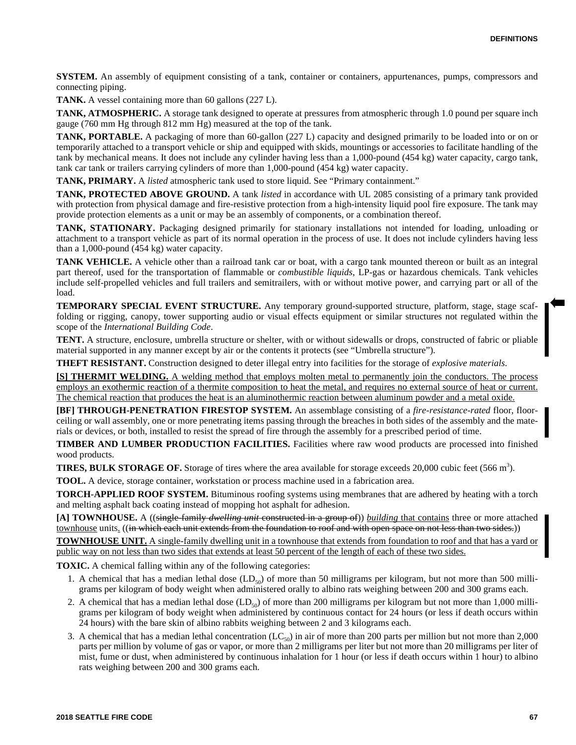**SYSTEM.** An assembly of equipment consisting of a tank, container or containers, appurtenances, pumps, compressors and connecting piping.

**TANK.** A vessel containing more than 60 gallons (227 L).

**TANK, ATMOSPHERIC.** A storage tank designed to operate at pressures from atmospheric through 1.0 pound per square inch gauge (760 mm Hg through 812 mm Hg) measured at the top of the tank.

**TANK, PORTABLE.** A packaging of more than 60-gallon (227 L) capacity and designed primarily to be loaded into or on or temporarily attached to a transport vehicle or ship and equipped with skids, mountings or accessories to facilitate handling of the tank by mechanical means. It does not include any cylinder having less than a 1,000-pound (454 kg) water capacity, cargo tank, tank car tank or trailers carrying cylinders of more than 1,000-pound (454 kg) water capacity.

**TANK, PRIMARY.** A *listed* atmospheric tank used to store liquid. See "Primary containment."

**TANK, PROTECTED ABOVE GROUND.** A tank *listed* in accordance with UL 2085 consisting of a primary tank provided with protection from physical damage and fire-resistive protection from a high-intensity liquid pool fire exposure. The tank may provide protection elements as a unit or may be an assembly of components, or a combination thereof.

**TANK, STATIONARY.** Packaging designed primarily for stationary installations not intended for loading, unloading or attachment to a transport vehicle as part of its normal operation in the process of use. It does not include cylinders having less than a 1,000-pound (454 kg) water capacity.

**TANK VEHICLE.** A vehicle other than a railroad tank car or boat, with a cargo tank mounted thereon or built as an integral part thereof, used for the transportation of flammable or *combustible liquids*, LP-gas or hazardous chemicals. Tank vehicles include self-propelled vehicles and full trailers and semitrailers, with or without motive power, and carrying part or all of the load.

**TEMPORARY SPECIAL EVENT STRUCTURE.** Any temporary ground-supported structure, platform, stage, stage scaffolding or rigging, canopy, tower supporting audio or visual effects equipment or similar structures not regulated within the scope of the *International Building Code*.

**TENT.** A structure, enclosure, umbrella structure or shelter, with or without sidewalls or drops, constructed of fabric or pliable material supported in any manner except by air or the contents it protects (see "Umbrella structure").

**THEFT RESISTANT.** Construction designed to deter illegal entry into facilities for the storage of *explosive materials*.

**[S] THERMIT WELDING.** A welding method that employs molten metal to permanently join the conductors. The process employs an exothermic reaction of a thermite composition to heat the metal, and requires no external source of heat or current. The chemical reaction that produces the heat is an aluminothermic reaction between aluminum powder and a metal oxide.

**[BF] THROUGH-PENETRATION FIRESTOP SYSTEM.** An assemblage consisting of a *fire-resistance-rated* floor, floor-ceiling or wall assembly, one or more penetrating items passing through the breaches in both sides of the assembly and the materials or devices, or both, installed to resist the spread of fire through the assembly for a prescribed period of time.

**TIMBER AND LUMBER PRODUCTION FACILITIES.** Facilities where raw wood products are processed into finished wood products.

**TIRES, BULK STORAGE OF.** Storage of tires where the area available for storage exceeds 20,000 cubic feet (566 $m^3$).

**TOOL.** A device, storage container, workstation or process machine used in a fabrication area.

**TORCH-APPLIED ROOF SYSTEM.** Bituminous roofing systems using membranes that are adhered by heating with a torch and melting asphalt back coating instead of mopping hot asphalt for adhesion.

**[A] TOWNHOUSE.** A ((~~single-family *dwelling unit* constructed in a group of~~)) *building* that contains three or more attached townhouse units. ((~~in which each unit extends from the foundation to roof and with open space on not less than two sides.~~))

**TOWNHOUSE UNIT.** A single-family dwelling unit in a townhouse that extends from foundation to roof and that has a yard or public way on not less than two sides that extends at least 50 percent of the length of each of these two sides.

**TOXIC.** A chemical falling within any of the following categories:

1. A chemical that has a median lethal dose ($LD_{50}$) of more than 50 milligrams per kilogram, but not more than 500 milligrams per kilogram of body weight when administered orally to albino rats weighing between 200 and 300 grams each.
2. A chemical that has a median lethal dose ($LD_{50}$) of more than 200 milligrams per kilogram but not more than 1,000 milligrams per kilogram of body weight when administered by continuous contact for 24 hours (or less if death occurs within 24 hours) with the bare skin of albino rabbits weighing between 2 and 3 kilograms each.
3. A chemical that has a median lethal concentration ($LC_{50}$) in air of more than 200 parts per million but not more than 2,000 parts per million by volume of gas or vapor, or more than 2 milligrams per liter but not more than 20 milligrams per liter of mist, fume or dust, when administered by continuous inhalation for 1 hour (or less if death occurs within 1 hour) to albino rats weighing between 200 and 300 grams each.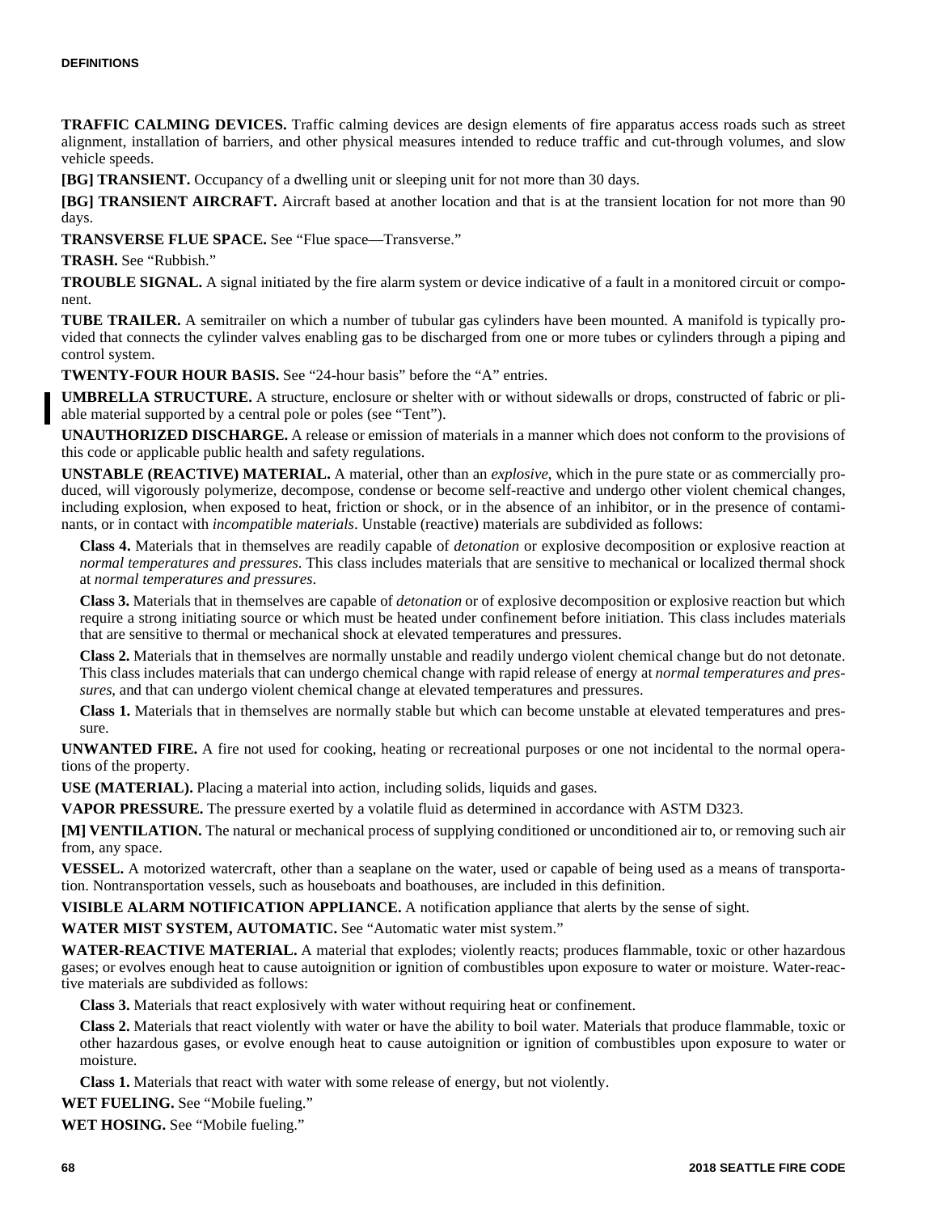**TRAFFIC CALMING DEVICES.** Traffic calming devices are design elements of fire apparatus access roads such as street alignment, installation of barriers, and other physical measures intended to reduce traffic and cut-through volumes, and slow vehicle speeds.

**[BG] TRANSIENT.** Occupancy of a dwelling unit or sleeping unit for not more than 30 days.

**[BG] TRANSIENT AIRCRAFT.** Aircraft based at another location and that is at the transient location for not more than 90 days.

**TRANSVERSE FLUE SPACE.** See "Flue space—Transverse."

**TRASH.** See "Rubbish."

**TROUBLE SIGNAL.** A signal initiated by the fire alarm system or device indicative of a fault in a monitored circuit or component.

**TUBE TRAILER.** A semitrailer on which a number of tubular gas cylinders have been mounted. A manifold is typically provided that connects the cylinder valves enabling gas to be discharged from one or more tubes or cylinders through a piping and control system.

**TWENTY-FOUR HOUR BASIS.** See "24-hour basis" before the "A" entries.

**UMBRELLA STRUCTURE.** A structure, enclosure or shelter with or without sidewalls or drops, constructed of fabric or pliable material supported by a central pole or poles (see "Tent").

**UNAUTHORIZED DISCHARGE.** A release or emission of materials in a manner which does not conform to the provisions of this code or applicable public health and safety regulations.

**UNSTABLE (REACTIVE) MATERIAL.** A material, other than an *explosive*, which in the pure state or as commercially produced, will vigorously polymerize, decompose, condense or become self-reactive and undergo other violent chemical changes, including explosion, when exposed to heat, friction or shock, or in the absence of an inhibitor, or in the presence of contaminants, or in contact with *incompatible materials*. Unstable (reactive) materials are subdivided as follows:

**Class 4.** Materials that in themselves are readily capable of *detonation* or explosive decomposition or explosive reaction at *normal temperatures and pressures*. This class includes materials that are sensitive to mechanical or localized thermal shock at *normal temperatures and pressures*.

**Class 3.** Materials that in themselves are capable of *detonation* or of explosive decomposition or explosive reaction but which require a strong initiating source or which must be heated under confinement before initiation. This class includes materials that are sensitive to thermal or mechanical shock at elevated temperatures and pressures.

**Class 2.** Materials that in themselves are normally unstable and readily undergo violent chemical change but do not detonate. This class includes materials that can undergo chemical change with rapid release of energy at *normal temperatures and pressures*, and that can undergo violent chemical change at elevated temperatures and pressures.

**Class 1.** Materials that in themselves are normally stable but which can become unstable at elevated temperatures and pressure.

**UNWANTED FIRE.** A fire not used for cooking, heating or recreational purposes or one not incidental to the normal operations of the property.

**USE (MATERIAL).** Placing a material into action, including solids, liquids and gases.

**VAPOR PRESSURE.** The pressure exerted by a volatile fluid as determined in accordance with ASTM D323.

**[M] VENTILATION.** The natural or mechanical process of supplying conditioned or unconditioned air to, or removing such air from, any space.

**VESSEL.** A motorized watercraft, other than a seaplane on the water, used or capable of being used as a means of transportation. Nontransportation vessels, such as houseboats and boathouses, are included in this definition.

**VISIBLE ALARM NOTIFICATION APPLIANCE.** A notification appliance that alerts by the sense of sight.

**WATER MIST SYSTEM, AUTOMATIC.** See "Automatic water mist system."

**WATER-REACTIVE MATERIAL.** A material that explodes; violently reacts; produces flammable, toxic or other hazardous gases; or evolves enough heat to cause autoignition or ignition of combustibles upon exposure to water or moisture. Water-reactive materials are subdivided as follows:

**Class 3.** Materials that react explosively with water without requiring heat or confinement.

**Class 2.** Materials that react violently with water or have the ability to boil water. Materials that produce flammable, toxic or other hazardous gases, or evolve enough heat to cause autoignition or ignition of combustibles upon exposure to water or moisture.

**Class 1.** Materials that react with water with some release of energy, but not violently.

**WET FUELING.** See "Mobile fueling."

**WET HOSING.** See "Mobile fueling."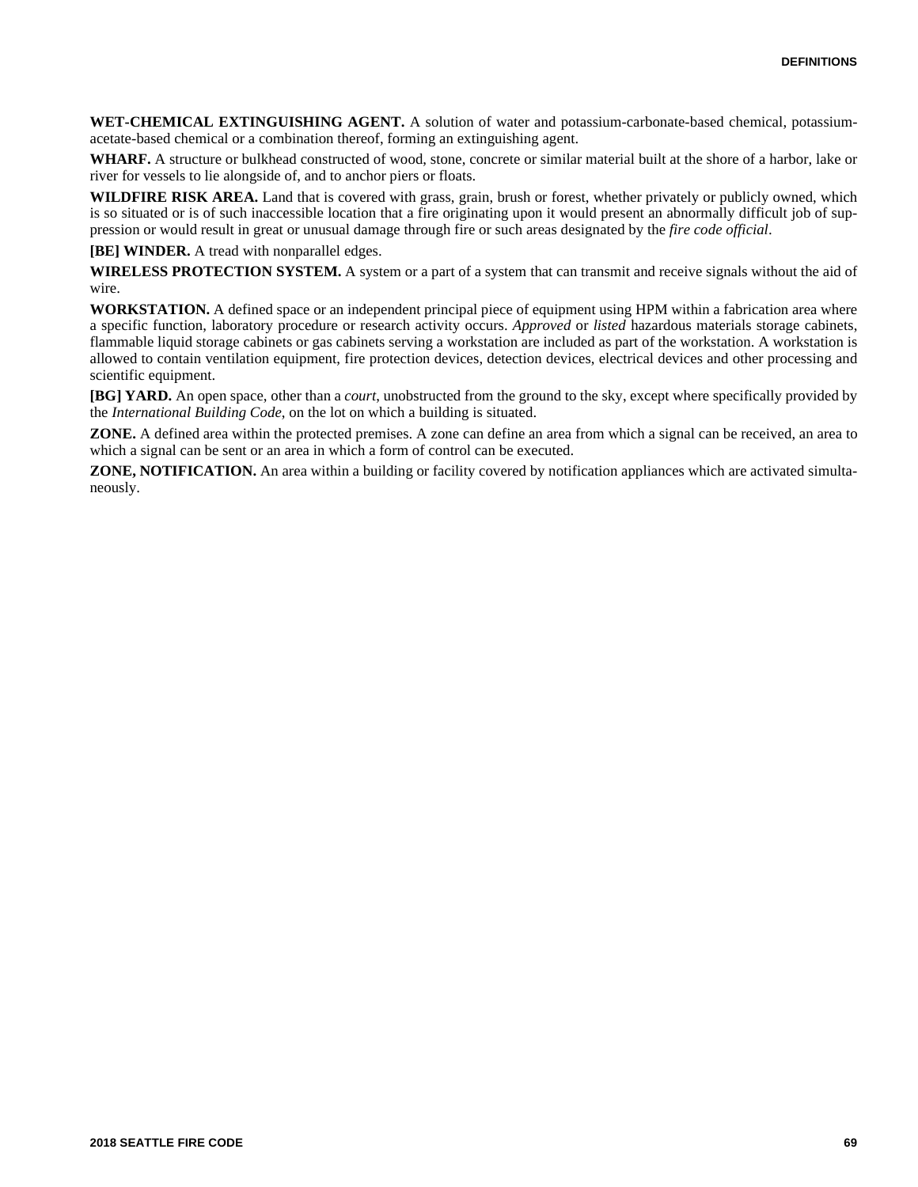**WET-CHEMICAL EXTINGUISHING AGENT.** A solution of water and potassium-carbonate-based chemical, potassium-acetate-based chemical or a combination thereof, forming an extinguishing agent.

**WHARF.** A structure or bulkhead constructed of wood, stone, concrete or similar material built at the shore of a harbor, lake or river for vessels to lie alongside of, and to anchor piers or floats.

**WILDFIRE RISK AREA.** Land that is covered with grass, grain, brush or forest, whether privately or publicly owned, which is so situated or is of such inaccessible location that a fire originating upon it would present an abnormally difficult job of suppression or would result in great or unusual damage through fire or such areas designated by the *fire code official*.

**[BE] WINDER.** A tread with nonparallel edges.

**WIRELESS PROTECTION SYSTEM.** A system or a part of a system that can transmit and receive signals without the aid of wire.

**WORKSTATION.** A defined space or an independent principal piece of equipment using HPM within a fabrication area where a specific function, laboratory procedure or research activity occurs. *Approved* or *listed* hazardous materials storage cabinets, flammable liquid storage cabinets or gas cabinets serving a workstation are included as part of the workstation. A workstation is allowed to contain ventilation equipment, fire protection devices, detection devices, electrical devices and other processing and scientific equipment.

**[BG] YARD.** An open space, other than a *court*, unobstructed from the ground to the sky, except where specifically provided by the *International Building Code*, on the lot on which a building is situated.

**ZONE.** A defined area within the protected premises. A zone can define an area from which a signal can be received, an area to which a signal can be sent or an area in which a form of control can be executed.

**ZONE, NOTIFICATION.** An area within a building or facility covered by notification appliances which are activated simultaneously.